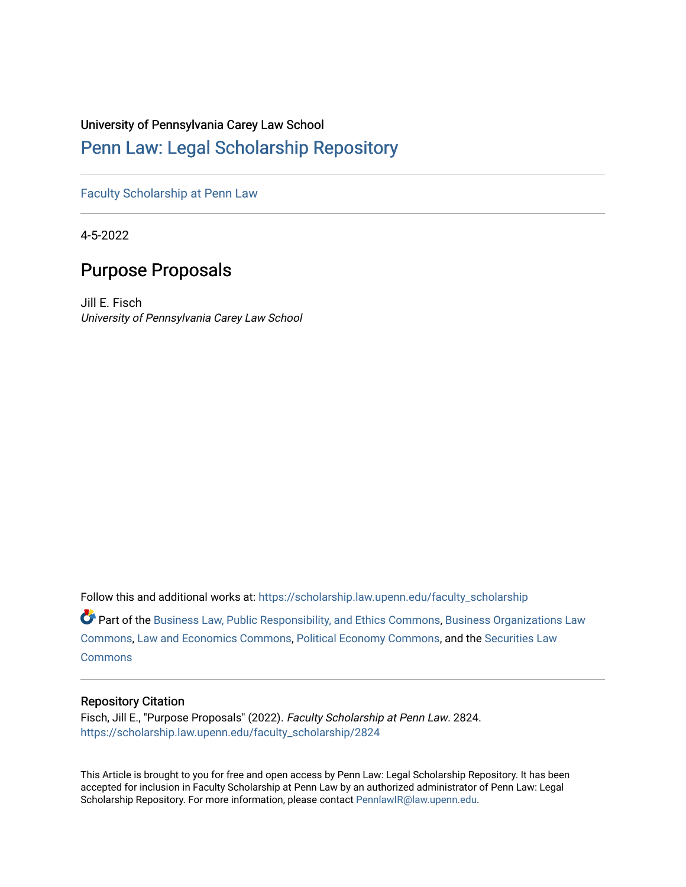University of Pennsylvania Carey Law School

# Penn Law: Legal Scholarship Repository

Faculty Scholarship at Penn Law

4-5-2022

## Purpose Proposals

Jill E. Fisch
*University of Pennsylvania Carey Law School*

Follow this and additional works at: https://scholarship.law.upenn.edu/faculty_scholarship

Part of the Business Law, Public Responsibility, and Ethics Commons, Business Organizations Law Commons, Law and Economics Commons, Political Economy Commons, and the Securities Law Commons

### Repository Citation

Fisch, Jill E., "Purpose Proposals" (2022). *Faculty Scholarship at Penn Law*. 2824.
https://scholarship.law.upenn.edu/faculty_scholarship/2824

This Article is brought to you for free and open access by Penn Law: Legal Scholarship Repository. It has been accepted for inclusion in Faculty Scholarship at Penn Law by an authorized administrator of Penn Law: Legal Scholarship Repository. For more information, please contact PennlawIR@law.upenn.edu.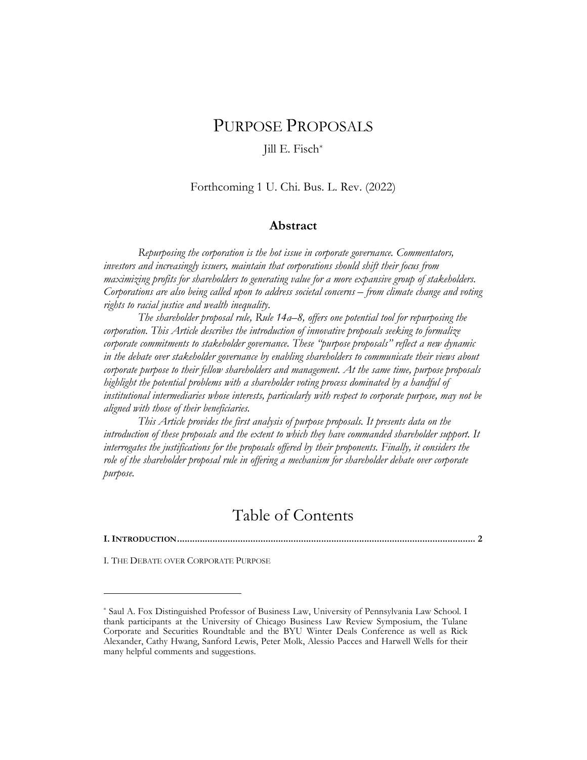# PURPOSE PROPOSALS

Jill E. Fisch*

Forthcoming 1 U. Chi. Bus. L. Rev. (2022)

## Abstract

*Repurposing the corporation is the hot issue in corporate governance. Commentators, investors and increasingly issuers, maintain that corporations should shift their focus from maximizing profits for shareholders to generating value for a more expansive group of stakeholders. Corporations are also being called upon to address societal concerns – from climate change and voting rights to racial justice and wealth inequality.*

*The shareholder proposal rule, Rule 14a–8, offers one potential tool for repurposing the corporation. This Article describes the introduction of innovative proposals seeking to formalize corporate commitments to stakeholder governance. These "purpose proposals" reflect a new dynamic in the debate over stakeholder governance by enabling shareholders to communicate their views about corporate purpose to their fellow shareholders and management. At the same time, purpose proposals highlight the potential problems with a shareholder voting process dominated by a handful of institutional intermediaries whose interests, particularly with respect to corporate purpose, may not be aligned with those of their beneficiaries.*

*This Article provides the first analysis of purpose proposals. It presents data on the introduction of these proposals and the extent to which they have commanded shareholder support. It interrogates the justifications for the proposals offered by their proponents. Finally, it considers the role of the shareholder proposal rule in offering a mechanism for shareholder debate over corporate purpose.*

# Table of Contents

**I. INTRODUCTION** .................................................................................................................. **2**

I. THE DEBATE OVER CORPORATE PURPOSE

---

* Saul A. Fox Distinguished Professor of Business Law, University of Pennsylvania Law School. I thank participants at the University of Chicago Business Law Review Symposium, the Tulane Corporate and Securities Roundtable and the BYU Winter Deals Conference as well as Rick Alexander, Cathy Hwang, Sanford Lewis, Peter Molk, Alessio Pacces and Harwell Wells for their many helpful comments and suggestions.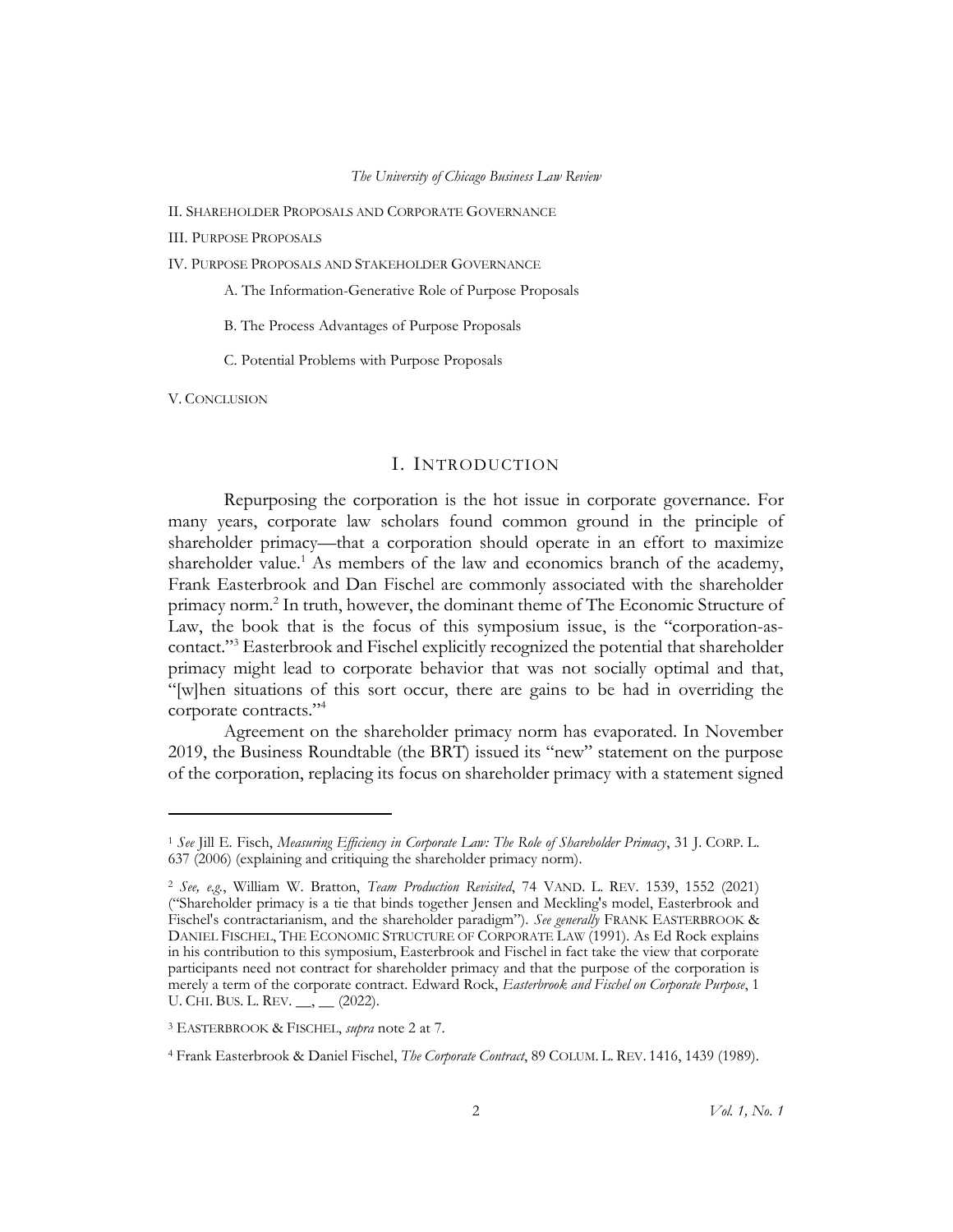II. SHAREHOLDER PROPOSALS AND CORPORATE GOVERNANCE

III. PURPOSE PROPOSALS

IV. PURPOSE PROPOSALS AND STAKEHOLDER GOVERNANCE

A. The Information-Generative Role of Purpose Proposals

B. The Process Advantages of Purpose Proposals

C. Potential Problems with Purpose Proposals

V. CONCLUSION

# I. INTRODUCTION

Repurposing the corporation is the hot issue in corporate governance. For many years, corporate law scholars found common ground in the principle of shareholder primacy—that a corporation should operate in an effort to maximize shareholder value.[1] As members of the law and economics branch of the academy, Frank Easterbrook and Dan Fischel are commonly associated with the shareholder primacy norm.[2] In truth, however, the dominant theme of The Economic Structure of Law, the book that is the focus of this symposium issue, is the "corporation-as-contact."[3] Easterbrook and Fischel explicitly recognized the potential that shareholder primacy might lead to corporate behavior that was not socially optimal and that, "[w]hen situations of this sort occur, there are gains to be had in overriding the corporate contracts."[4]

Agreement on the shareholder primacy norm has evaporated. In November 2019, the Business Roundtable (the BRT) issued its "new" statement on the purpose of the corporation, replacing its focus on shareholder primacy with a statement signed

---

[1] *See* Jill E. Fisch, *Measuring Efficiency in Corporate Law: The Role of Shareholder Primacy*, 31 J. CORP. L. 637 (2006) (explaining and critiquing the shareholder primacy norm).

[2] *See, e.g.*, William W. Bratton, *Team Production Revisited*, 74 VAND. L. REV. 1539, 1552 (2021) ("Shareholder primacy is a tie that binds together Jensen and Meckling's model, Easterbrook and Fischel's contractarianism, and the shareholder paradigm"). *See generally* FRANK EASTERBROOK & DANIEL FISCHEL, THE ECONOMIC STRUCTURE OF CORPORATE LAW (1991). As Ed Rock explains in his contribution to this symposium, Easterbrook and Fischel in fact take the view that corporate participants need not contract for shareholder primacy and that the purpose of the corporation is merely a term of the corporate contract. Edward Rock, *Easterbrook and Fischel on Corporate Purpose*, 1 U. CHI. BUS. L. REV. __, __ (2022).

[3] EASTERBROOK & FISCHEL, *supra* note 2 at 7.

[4] Frank Easterbrook & Daniel Fischel, *The Corporate Contract*, 89 COLUM. L. REV. 1416, 1439 (1989).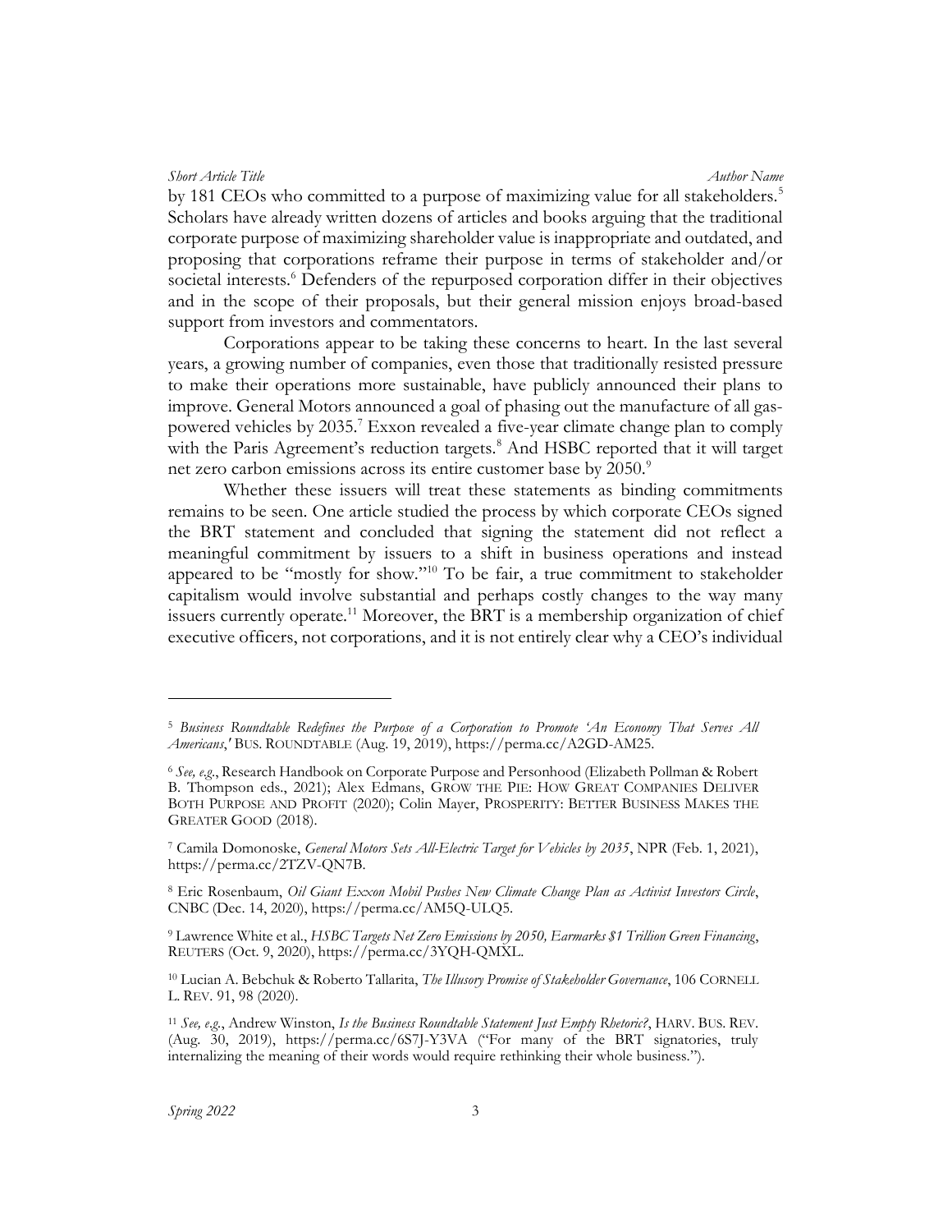by 181 CEOs who committed to a purpose of maximizing value for all stakeholders.[5] Scholars have already written dozens of articles and books arguing that the traditional corporate purpose of maximizing shareholder value is inappropriate and outdated, and proposing that corporations reframe their purpose in terms of stakeholder and/or societal interests.[6] Defenders of the repurposed corporation differ in their objectives and in the scope of their proposals, but their general mission enjoys broad-based support from investors and commentators.

Corporations appear to be taking these concerns to heart. In the last several years, a growing number of companies, even those that traditionally resisted pressure to make their operations more sustainable, have publicly announced their plans to improve. General Motors announced a goal of phasing out the manufacture of all gas-powered vehicles by 2035.[7] Exxon revealed a five-year climate change plan to comply with the Paris Agreement's reduction targets.[8] And HSBC reported that it will target net zero carbon emissions across its entire customer base by 2050.[9]

Whether these issuers will treat these statements as binding commitments remains to be seen. One article studied the process by which corporate CEOs signed the BRT statement and concluded that signing the statement did not reflect a meaningful commitment by issuers to a shift in business operations and instead appeared to be "mostly for show."[10] To be fair, a true commitment to stakeholder capitalism would involve substantial and perhaps costly changes to the way many issuers currently operate.[11] Moreover, the BRT is a membership organization of chief executive officers, not corporations, and it is not entirely clear why a CEO's individual

---

[5] *Business Roundtable Redefines the Purpose of a Corporation to Promote 'An Economy That Serves All Americans*,*'* BUS. ROUNDTABLE (Aug. 19, 2019), https://perma.cc/A2GD-AM25.

[6] *See, e.g.*, Research Handbook on Corporate Purpose and Personhood (Elizabeth Pollman & Robert B. Thompson eds., 2021); Alex Edmans, GROW THE PIE: HOW GREAT COMPANIES DELIVER BOTH PURPOSE AND PROFIT (2020); Colin Mayer, PROSPERITY: BETTER BUSINESS MAKES THE GREATER GOOD (2018).

[7] Camila Domonoske, *General Motors Sets All-Electric Target for Vehicles by 2035*, NPR (Feb. 1, 2021), https://perma.cc/2TZV-QN7B.

[8] Eric Rosenbaum, *Oil Giant Exxon Mobil Pushes New Climate Change Plan as Activist Investors Circle*, CNBC (Dec. 14, 2020), https://perma.cc/AM5Q-ULQ5.

[9] Lawrence White et al., *HSBC Targets Net Zero Emissions by 2050, Earmarks $1 Trillion Green Financing*, REUTERS (Oct. 9, 2020), https://perma.cc/3YQH-QMXL.

[10] Lucian A. Bebchuk & Roberto Tallarita, *The Illusory Promise of Stakeholder Governance*, 106 CORNELL L. REV. 91, 98 (2020).

[11] *See, e.g.*, Andrew Winston, *Is the Business Roundtable Statement Just Empty Rhetoric?*, HARV. BUS. REV. (Aug. 30, 2019), https://perma.cc/6S7J-Y3VA ("For many of the BRT signatories, truly internalizing the meaning of their words would require rethinking their whole business.").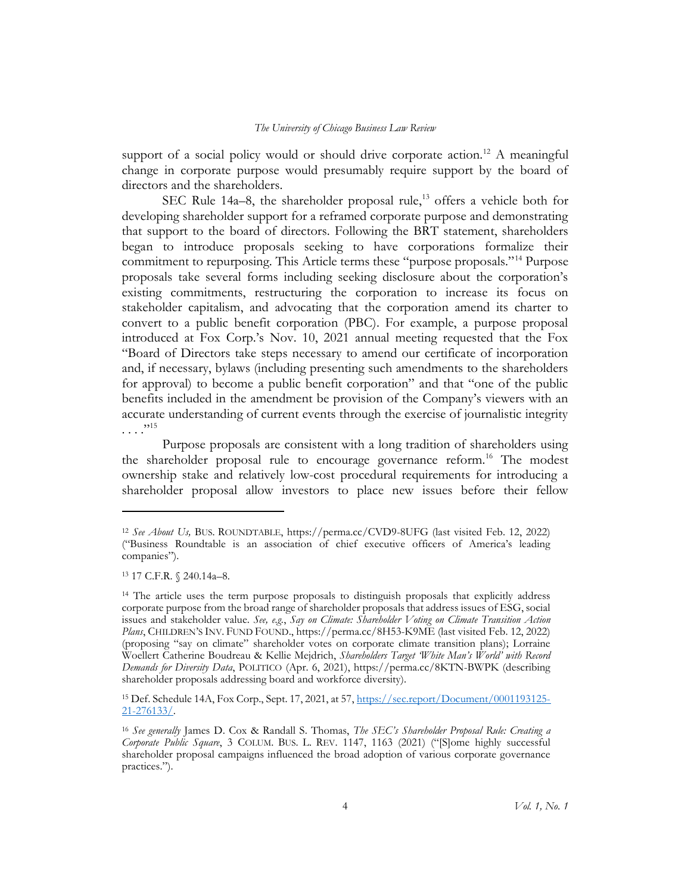support of a social policy would or should drive corporate action.[12] A meaningful change in corporate purpose would presumably require support by the board of directors and the shareholders.

SEC Rule 14a–8, the shareholder proposal rule,[13] offers a vehicle both for developing shareholder support for a reframed corporate purpose and demonstrating that support to the board of directors. Following the BRT statement, shareholders began to introduce proposals seeking to have corporations formalize their commitment to repurposing. This Article terms these "purpose proposals."[14] Purpose proposals take several forms including seeking disclosure about the corporation's existing commitments, restructuring the corporation to increase its focus on stakeholder capitalism, and advocating that the corporation amend its charter to convert to a public benefit corporation (PBC). For example, a purpose proposal introduced at Fox Corp.'s Nov. 10, 2021 annual meeting requested that the Fox "Board of Directors take steps necessary to amend our certificate of incorporation and, if necessary, bylaws (including presenting such amendments to the shareholders for approval) to become a public benefit corporation" and that "one of the public benefits included in the amendment be provision of the Company's viewers with an accurate understanding of current events through the exercise of journalistic integrity . . . ."[15]

Purpose proposals are consistent with a long tradition of shareholders using the shareholder proposal rule to encourage governance reform.[16] The modest ownership stake and relatively low-cost procedural requirements for introducing a shareholder proposal allow investors to place new issues before their fellow

---

[12] *See About Us,* BUS. ROUNDTABLE, https://perma.cc/CVD9-8UFG (last visited Feb. 12, 2022) ("Business Roundtable is an association of chief executive officers of America's leading companies").

[13] 17 C.F.R. § 240.14a–8.

[14] The article uses the term purpose proposals to distinguish proposals that explicitly address corporate purpose from the broad range of shareholder proposals that address issues of ESG, social issues and stakeholder value. *See, e.g.*, *Say on Climate: Shareholder Voting on Climate Transition Action Plans*, CHILDREN'S INV. FUND FOUND., https://perma.cc/8H53-K9ME (last visited Feb. 12, 2022) (proposing "say on climate" shareholder votes on corporate climate transition plans); Lorraine Woellert Catherine Boudreau & Kellie Mejdrich, *Shareholders Target 'White Man's World' with Record Demands for Diversity Data*, POLITICO (Apr. 6, 2021), https://perma.cc/8KTN-BWPK (describing shareholder proposals addressing board and workforce diversity).

[15] Def. Schedule 14A, Fox Corp., Sept. 17, 2021, at 57, https://sec.report/Document/0001193125-21-276133/.

[16] *See generally* James D. Cox & Randall S. Thomas, *The SEC's Shareholder Proposal Rule: Creating a Corporate Public Square*, 3 COLUM. BUS. L. REV. 1147, 1163 (2021) ("[S]ome highly successful shareholder proposal campaigns influenced the broad adoption of various corporate governance practices.").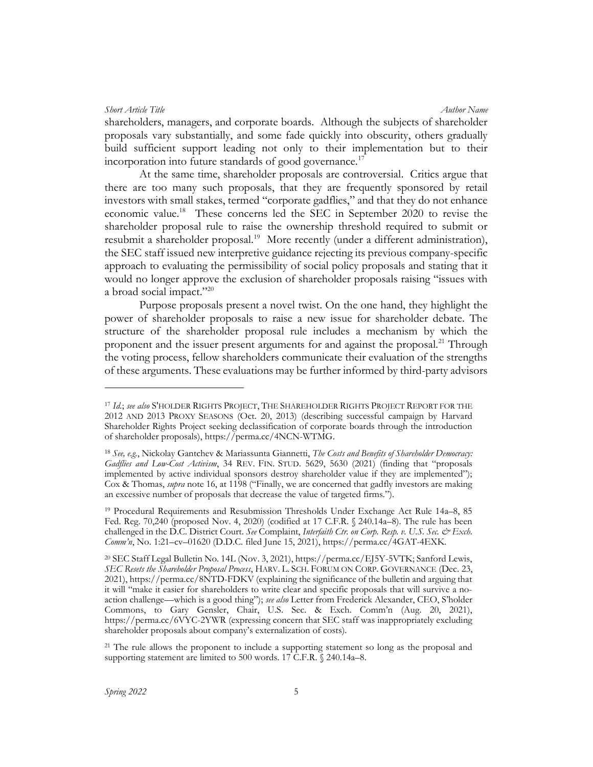shareholders, managers, and corporate boards. Although the subjects of shareholder proposals vary substantially, and some fade quickly into obscurity, others gradually build sufficient support leading not only to their implementation but to their incorporation into future standards of good governance.[17]

At the same time, shareholder proposals are controversial. Critics argue that there are too many such proposals, that they are frequently sponsored by retail investors with small stakes, termed "corporate gadflies," and that they do not enhance economic value.[18] These concerns led the SEC in September 2020 to revise the shareholder proposal rule to raise the ownership threshold required to submit or resubmit a shareholder proposal.[19] More recently (under a different administration), the SEC staff issued new interpretive guidance rejecting its previous company-specific approach to evaluating the permissibility of social policy proposals and stating that it would no longer approve the exclusion of shareholder proposals raising "issues with a broad social impact."[20]

Purpose proposals present a novel twist. On the one hand, they highlight the power of shareholder proposals to raise a new issue for shareholder debate. The structure of the shareholder proposal rule includes a mechanism by which the proponent and the issuer present arguments for and against the proposal.[21] Through the voting process, fellow shareholders communicate their evaluation of the strengths of these arguments. These evaluations may be further informed by third-party advisors

---

[17] *Id.*; *see also* S'HOLDER RIGHTS PROJECT, THE SHAREHOLDER RIGHTS PROJECT REPORT FOR THE 2012 AND 2013 PROXY SEASONS (Oct. 20, 2013) (describing successful campaign by Harvard Shareholder Rights Project seeking declassification of corporate boards through the introduction of shareholder proposals), https://perma.cc/4NCN-WTMG.

[18] *See, e.g.*, Nickolay Gantchev & Mariassunta Giannetti, *The Costs and Benefits of Shareholder Democracy: Gadflies and Low-Cost Activism*, 34 REV. FIN. STUD. 5629, 5630 (2021) (finding that "proposals implemented by active individual sponsors destroy shareholder value if they are implemented"); Cox & Thomas, *supra* note 16, at 1198 ("Finally, we are concerned that gadfly investors are making an excessive number of proposals that decrease the value of targeted firms.").

[19] Procedural Requirements and Resubmission Thresholds Under Exchange Act Rule 14a–8, 85 Fed. Reg. 70,240 (proposed Nov. 4, 2020) (codified at 17 C.F.R. § 240.14a–8). The rule has been challenged in the D.C. District Court. *See* Complaint, *Interfaith Ctr. on Corp. Resp. v. U.S. Sec. & Exch. Comm'n*, No. 1:21–cv–01620 (D.D.C. filed June 15, 2021), https://perma.cc/4GAT-4EXK.

[20] SEC Staff Legal Bulletin No. 14L (Nov. 3, 2021), https://perma.cc/EJ5Y-5VTK; Sanford Lewis, *SEC Resets the Shareholder Proposal Process*, HARV. L. SCH. FORUM ON CORP. GOVERNANCE (Dec. 23, 2021), https://perma.cc/8NTD-FDKV (explaining the significance of the bulletin and arguing that it will "make it easier for shareholders to write clear and specific proposals that will survive a no-action challenge—which is a good thing"); *see also* Letter from Frederick Alexander, CEO, S'holder Commons, to Gary Gensler, Chair, U.S. Sec. & Exch. Comm'n (Aug. 20, 2021), https://perma.cc/6VYC-2YWR (expressing concern that SEC staff was inappropriately excluding shareholder proposals about company's externalization of costs).

[21] The rule allows the proponent to include a supporting statement so long as the proposal and supporting statement are limited to 500 words. 17 C.F.R. § 240.14a–8.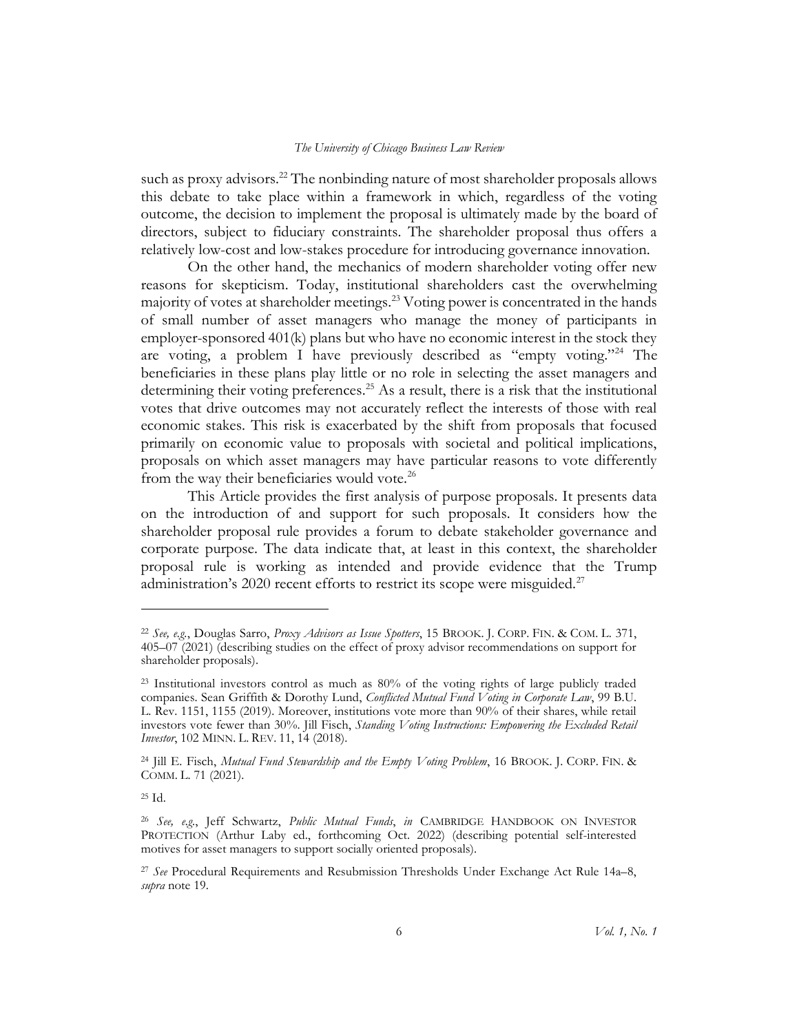such as proxy advisors.[22] The nonbinding nature of most shareholder proposals allows this debate to take place within a framework in which, regardless of the voting outcome, the decision to implement the proposal is ultimately made by the board of directors, subject to fiduciary constraints. The shareholder proposal thus offers a relatively low-cost and low-stakes procedure for introducing governance innovation.

On the other hand, the mechanics of modern shareholder voting offer new reasons for skepticism. Today, institutional shareholders cast the overwhelming majority of votes at shareholder meetings.[23] Voting power is concentrated in the hands of small number of asset managers who manage the money of participants in employer-sponsored 401(k) plans but who have no economic interest in the stock they are voting, a problem I have previously described as "empty voting."[24] The beneficiaries in these plans play little or no role in selecting the asset managers and determining their voting preferences.[25] As a result, there is a risk that the institutional votes that drive outcomes may not accurately reflect the interests of those with real economic stakes. This risk is exacerbated by the shift from proposals that focused primarily on economic value to proposals with societal and political implications, proposals on which asset managers may have particular reasons to vote differently from the way their beneficiaries would vote.[26]

This Article provides the first analysis of purpose proposals. It presents data on the introduction of and support for such proposals. It considers how the shareholder proposal rule provides a forum to debate stakeholder governance and corporate purpose. The data indicate that, at least in this context, the shareholder proposal rule is working as intended and provide evidence that the Trump administration's 2020 recent efforts to restrict its scope were misguided.[27]

---

[22] *See, e.g.*, Douglas Sarro, *Proxy Advisors as Issue Spotters*, 15 BROOK. J. CORP. FIN. & COM. L. 371, 405–07 (2021) (describing studies on the effect of proxy advisor recommendations on support for shareholder proposals).

[23] Institutional investors control as much as 80% of the voting rights of large publicly traded companies. Sean Griffith & Dorothy Lund, *Conflicted Mutual Fund Voting in Corporate Law*, 99 B.U. L. Rev. 1151, 1155 (2019). Moreover, institutions vote more than 90% of their shares, while retail investors vote fewer than 30%. Jill Fisch, *Standing Voting Instructions: Empowering the Excluded Retail Investor*, 102 MINN. L. REV. 11, 14 (2018).

[24] Jill E. Fisch, *Mutual Fund Stewardship and the Empty Voting Problem*, 16 BROOK. J. CORP. FIN. & COMM. L. 71 (2021).

[25] Id.

[26] *See, e.g.*, Jeff Schwartz, *Public Mutual Funds*, *in* CAMBRIDGE HANDBOOK ON INVESTOR PROTECTION (Arthur Laby ed., forthcoming Oct. 2022) (describing potential self-interested motives for asset managers to support socially oriented proposals).

[27] *See* Procedural Requirements and Resubmission Thresholds Under Exchange Act Rule 14a–8, *supra* note 19.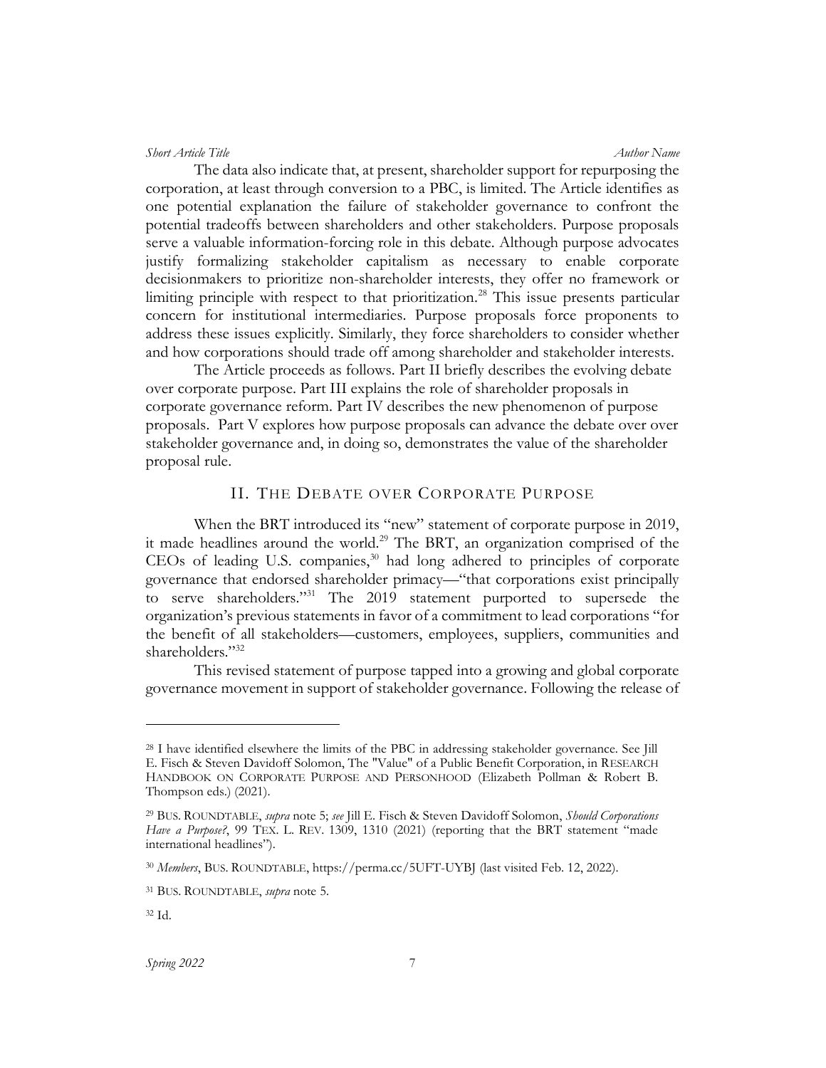The data also indicate that, at present, shareholder support for repurposing the corporation, at least through conversion to a PBC, is limited. The Article identifies as one potential explanation the failure of stakeholder governance to confront the potential tradeoffs between shareholders and other stakeholders. Purpose proposals serve a valuable information-forcing role in this debate. Although purpose advocates justify formalizing stakeholder capitalism as necessary to enable corporate decisionmakers to prioritize non-shareholder interests, they offer no framework or limiting principle with respect to that prioritization.[28] This issue presents particular concern for institutional intermediaries. Purpose proposals force proponents to address these issues explicitly. Similarly, they force shareholders to consider whether and how corporations should trade off among shareholder and stakeholder interests.

The Article proceeds as follows. Part II briefly describes the evolving debate over corporate purpose. Part III explains the role of shareholder proposals in corporate governance reform. Part IV describes the new phenomenon of purpose proposals. Part V explores how purpose proposals can advance the debate over over stakeholder governance and, in doing so, demonstrates the value of the shareholder proposal rule.

## II. The Debate over Corporate Purpose

When the BRT introduced its "new" statement of corporate purpose in 2019, it made headlines around the world.[29] The BRT, an organization comprised of the CEOs of leading U.S. companies,[30] had long adhered to principles of corporate governance that endorsed shareholder primacy—"that corporations exist principally to serve shareholders."[31] The 2019 statement purported to supersede the organization's previous statements in favor of a commitment to lead corporations "for the benefit of all stakeholders—customers, employees, suppliers, communities and shareholders."[32]

This revised statement of purpose tapped into a growing and global corporate governance movement in support of stakeholder governance. Following the release of

---

[28] I have identified elsewhere the limits of the PBC in addressing stakeholder governance. See Jill E. Fisch & Steven Davidoff Solomon, The "Value" of a Public Benefit Corporation, in Research Handbook on Corporate Purpose and Personhood (Elizabeth Pollman & Robert B. Thompson eds.) (2021).

[29] Bus. Roundtable, *supra* note 5; *see* Jill E. Fisch & Steven Davidoff Solomon, *Should Corporations Have a Purpose?*, 99 Tex. L. Rev. 1309, 1310 (2021) (reporting that the BRT statement "made international headlines").

[30] *Members*, Bus. Roundtable, https://perma.cc/5UFT-UYBJ (last visited Feb. 12, 2022).

[31] Bus. Roundtable, *supra* note 5.

[32] Id.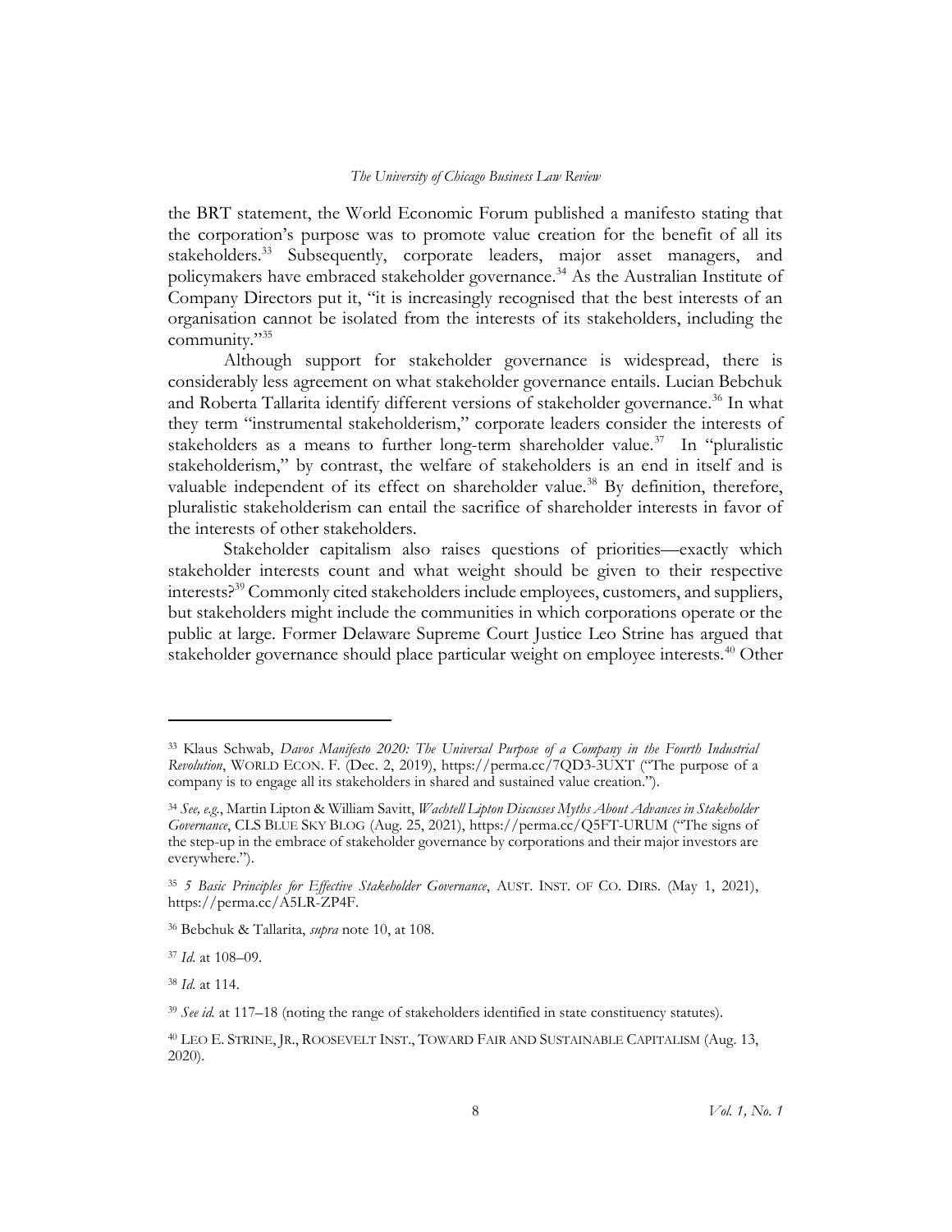the BRT statement, the World Economic Forum published a manifesto stating that the corporation's purpose was to promote value creation for the benefit of all its stakeholders.[33] Subsequently, corporate leaders, major asset managers, and policymakers have embraced stakeholder governance.[34] As the Australian Institute of Company Directors put it, "it is increasingly recognised that the best interests of an organisation cannot be isolated from the interests of its stakeholders, including the community."[35]

Although support for stakeholder governance is widespread, there is considerably less agreement on what stakeholder governance entails. Lucian Bebchuk and Roberta Tallarita identify different versions of stakeholder governance.[36] In what they term "instrumental stakeholderism," corporate leaders consider the interests of stakeholders as a means to further long-term shareholder value.[37] In "pluralistic stakeholderism," by contrast, the welfare of stakeholders is an end in itself and is valuable independent of its effect on shareholder value.[38] By definition, therefore, pluralistic stakeholderism can entail the sacrifice of shareholder interests in favor of the interests of other stakeholders.

Stakeholder capitalism also raises questions of priorities—exactly which stakeholder interests count and what weight should be given to their respective interests?[39] Commonly cited stakeholders include employees, customers, and suppliers, but stakeholders might include the communities in which corporations operate or the public at large. Former Delaware Supreme Court Justice Leo Strine has argued that stakeholder governance should place particular weight on employee interests.[40] Other

---

[33] Klaus Schwab, *Davos Manifesto 2020: The Universal Purpose of a Company in the Fourth Industrial Revolution*, WORLD ECON. F. (Dec. 2, 2019), https://perma.cc/7QD3-3UXT ("The purpose of a company is to engage all its stakeholders in shared and sustained value creation.").

[34] *See, e.g.*, Martin Lipton & William Savitt, *Wachtell Lipton Discusses Myths About Advances in Stakeholder Governance*, CLS BLUE SKY BLOG (Aug. 25, 2021), https://perma.cc/Q5FT-URUM ("The signs of the step-up in the embrace of stakeholder governance by corporations and their major investors are everywhere.").

[35] *5 Basic Principles for Effective Stakeholder Governance*, AUST. INST. OF CO. DIRS. (May 1, 2021), https://perma.cc/A5LR-ZP4F.

[36] Bebchuk & Tallarita, *supra* note 10, at 108.

[37] *Id.* at 108–09.

[38] *Id.* at 114.

[39] *See id.* at 117–18 (noting the range of stakeholders identified in state constituency statutes).

[40] LEO E. STRINE, JR., ROOSEVELT INST., TOWARD FAIR AND SUSTAINABLE CAPITALISM (Aug. 13, 2020).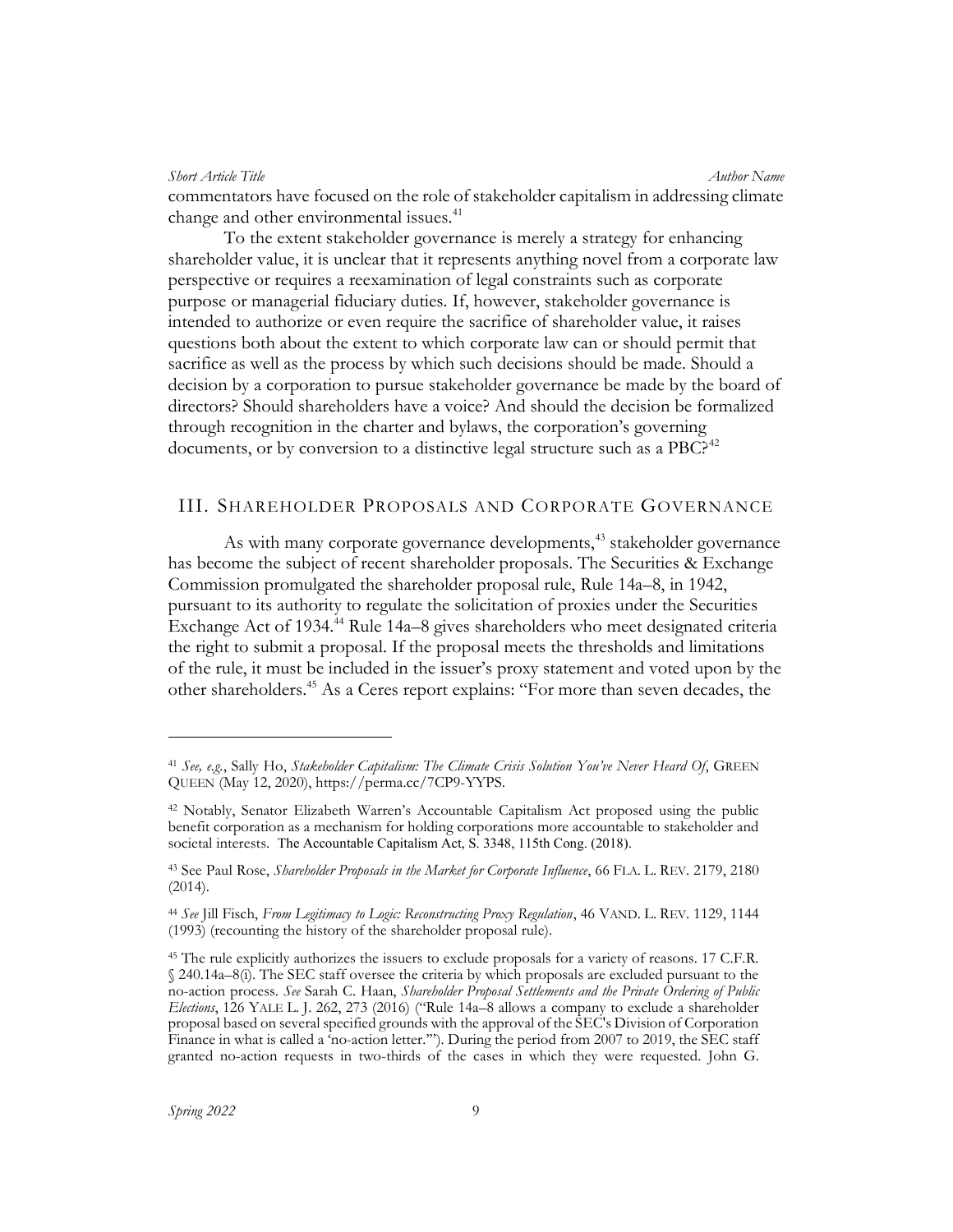commentators have focused on the role of stakeholder capitalism in addressing climate change and other environmental issues.[41]

To the extent stakeholder governance is merely a strategy for enhancing shareholder value, it is unclear that it represents anything novel from a corporate law perspective or requires a reexamination of legal constraints such as corporate purpose or managerial fiduciary duties. If, however, stakeholder governance is intended to authorize or even require the sacrifice of shareholder value, it raises questions both about the extent to which corporate law can or should permit that sacrifice as well as the process by which such decisions should be made. Should a decision by a corporation to pursue stakeholder governance be made by the board of directors? Should shareholders have a voice? And should the decision be formalized through recognition in the charter and bylaws, the corporation's governing documents, or by conversion to a distinctive legal structure such as a PBC?[42]

## III. SHAREHOLDER PROPOSALS AND CORPORATE GOVERNANCE

As with many corporate governance developments,[43] stakeholder governance has become the subject of recent shareholder proposals. The Securities & Exchange Commission promulgated the shareholder proposal rule, Rule 14a–8, in 1942, pursuant to its authority to regulate the solicitation of proxies under the Securities Exchange Act of 1934.[44] Rule 14a–8 gives shareholders who meet designated criteria the right to submit a proposal. If the proposal meets the thresholds and limitations of the rule, it must be included in the issuer's proxy statement and voted upon by the other shareholders.[45] As a Ceres report explains: "For more than seven decades, the

---

[41] *See, e.g.*, Sally Ho, *Stakeholder Capitalism: The Climate Crisis Solution You've Never Heard Of*, GREEN QUEEN (May 12, 2020), https://perma.cc/7CP9-YYPS.

[42] Notably, Senator Elizabeth Warren's Accountable Capitalism Act proposed using the public benefit corporation as a mechanism for holding corporations more accountable to stakeholder and societal interests. The Accountable Capitalism Act, S. 3348, 115th Cong. (2018).

[43] See Paul Rose, *Shareholder Proposals in the Market for Corporate Influence*, 66 FLA. L. REV. 2179, 2180 (2014).

[44] *See* Jill Fisch, *From Legitimacy to Logic: Reconstructing Proxy Regulation*, 46 VAND. L. REV. 1129, 1144 (1993) (recounting the history of the shareholder proposal rule).

[45] The rule explicitly authorizes the issuers to exclude proposals for a variety of reasons. 17 C.F.R. § 240.14a–8(i). The SEC staff oversee the criteria by which proposals are excluded pursuant to the no-action process. *See* Sarah C. Haan, *Shareholder Proposal Settlements and the Private Ordering of Public Elections*, 126 YALE L. J. 262, 273 (2016) ("Rule 14a–8 allows a company to exclude a shareholder proposal based on several specified grounds with the approval of the SEC's Division of Corporation Finance in what is called a 'no-action letter.'"). During the period from 2007 to 2019, the SEC staff granted no-action requests in two-thirds of the cases in which they were requested. John G.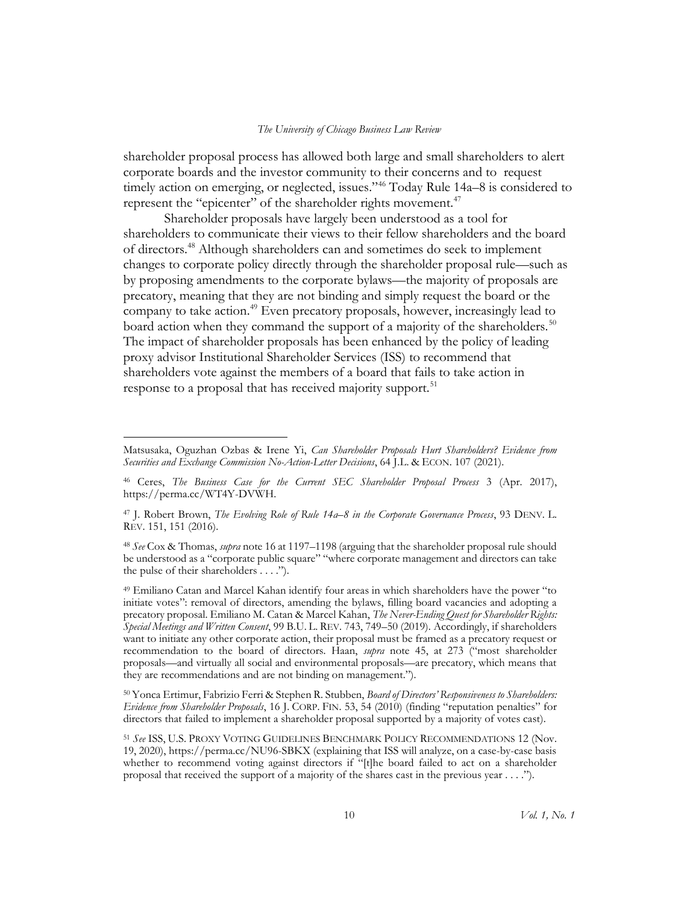shareholder proposal process has allowed both large and small shareholders to alert corporate boards and the investor community to their concerns and to request timely action on emerging, or neglected, issues."[46] Today Rule 14a–8 is considered to represent the "epicenter" of the shareholder rights movement.[47]

Shareholder proposals have largely been understood as a tool for shareholders to communicate their views to their fellow shareholders and the board of directors.[48] Although shareholders can and sometimes do seek to implement changes to corporate policy directly through the shareholder proposal rule—such as by proposing amendments to the corporate bylaws—the majority of proposals are precatory, meaning that they are not binding and simply request the board or the company to take action.[49] Even precatory proposals, however, increasingly lead to board action when they command the support of a majority of the shareholders.[50] The impact of shareholder proposals has been enhanced by the policy of leading proxy advisor Institutional Shareholder Services (ISS) to recommend that shareholders vote against the members of a board that fails to take action in response to a proposal that has received majority support.[51]

---

Matsusaka, Oguzhan Ozbas & Irene Yi, *Can Shareholder Proposals Hurt Shareholders? Evidence from Securities and Exchange Commission No-Action-Letter Decisions*, 64 J.L. & ECON. 107 (2021).

[46] Ceres, *The Business Case for the Current SEC Shareholder Proposal Process* 3 (Apr. 2017), https://perma.cc/WT4Y-DVWH.

[47] J. Robert Brown, *The Evolving Role of Rule 14a–8 in the Corporate Governance Process*, 93 DENV. L. REV. 151, 151 (2016).

[48] *See* Cox & Thomas, *supra* note 16 at 1197–1198 (arguing that the shareholder proposal rule should be understood as a "corporate public square" "where corporate management and directors can take the pulse of their shareholders . . . .").

[49] Emiliano Catan and Marcel Kahan identify four areas in which shareholders have the power "to initiate votes": removal of directors, amending the bylaws, filling board vacancies and adopting a precatory proposal. Emiliano M. Catan & Marcel Kahan, *The Never-Ending Quest for Shareholder Rights: Special Meetings and Written Consent*, 99 B.U. L. REV. 743, 749–50 (2019). Accordingly, if shareholders want to initiate any other corporate action, their proposal must be framed as a precatory request or recommendation to the board of directors. Haan, *supra* note 45, at 273 ("most shareholder proposals—and virtually all social and environmental proposals—are precatory, which means that they are recommendations and are not binding on management.").

[50] Yonca Ertimur, Fabrizio Ferri & Stephen R. Stubben, *Board of Directors' Responsiveness to Shareholders: Evidence from Shareholder Proposals*, 16 J. CORP. FIN. 53, 54 (2010) (finding "reputation penalties" for directors that failed to implement a shareholder proposal supported by a majority of votes cast).

[51] *See* ISS, U.S. PROXY VOTING GUIDELINES BENCHMARK POLICY RECOMMENDATIONS 12 (Nov. 19, 2020), https://perma.cc/NU96-SBKX (explaining that ISS will analyze, on a case-by-case basis whether to recommend voting against directors if "[t]he board failed to act on a shareholder proposal that received the support of a majority of the shares cast in the previous year . . . .").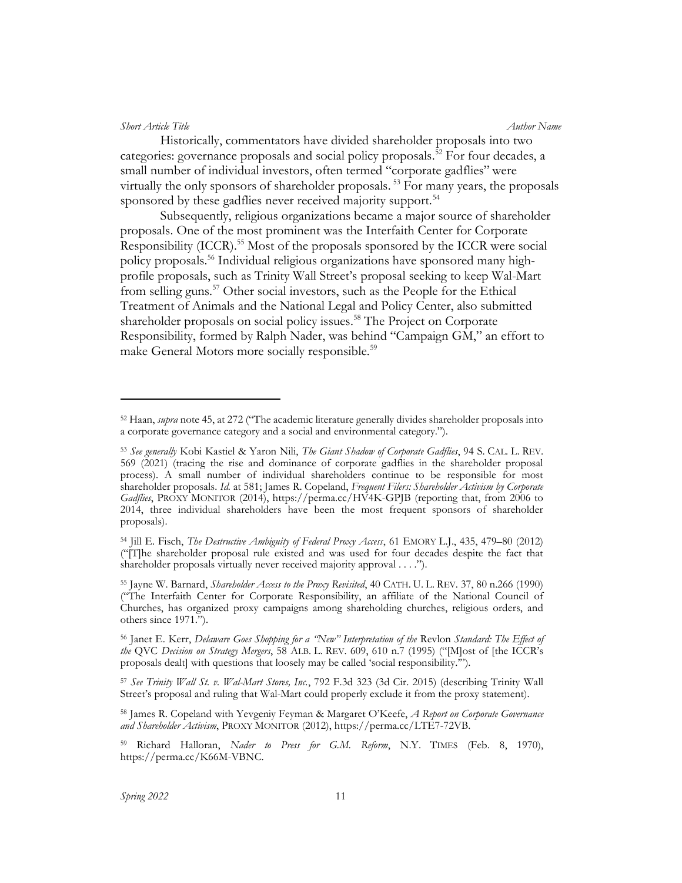Historically, commentators have divided shareholder proposals into two categories: governance proposals and social policy proposals.[52] For four decades, a small number of individual investors, often termed "corporate gadflies" were virtually the only sponsors of shareholder proposals.[53] For many years, the proposals sponsored by these gadflies never received majority support.[54]

Subsequently, religious organizations became a major source of shareholder proposals. One of the most prominent was the Interfaith Center for Corporate Responsibility (ICCR).[55] Most of the proposals sponsored by the ICCR were social policy proposals.[56] Individual religious organizations have sponsored many high-profile proposals, such as Trinity Wall Street's proposal seeking to keep Wal-Mart from selling guns.[57] Other social investors, such as the People for the Ethical Treatment of Animals and the National Legal and Policy Center, also submitted shareholder proposals on social policy issues.[58] The Project on Corporate Responsibility, formed by Ralph Nader, was behind "Campaign GM," an effort to make General Motors more socially responsible.[59]

---

[52] Haan, *supra* note 45, at 272 ("The academic literature generally divides shareholder proposals into a corporate governance category and a social and environmental category.").

[53] *See generally* Kobi Kastiel & Yaron Nili, *The Giant Shadow of Corporate Gadflies*, 94 S. CAL. L. REV. 569 (2021) (tracing the rise and dominance of corporate gadflies in the shareholder proposal process). A small number of individual shareholders continue to be responsible for most shareholder proposals. *Id.* at 581; James R. Copeland, *Frequent Filers: Shareholder Activism by Corporate Gadflies*, PROXY MONITOR (2014), https://perma.cc/HV4K-GPJB (reporting that, from 2006 to 2014, three individual shareholders have been the most frequent sponsors of shareholder proposals).

[54] Jill E. Fisch, *The Destructive Ambiguity of Federal Proxy Access*, 61 EMORY L.J., 435, 479–80 (2012) ("[T]he shareholder proposal rule existed and was used for four decades despite the fact that shareholder proposals virtually never received majority approval . . . .").

[55] Jayne W. Barnard, *Shareholder Access to the Proxy Revisited*, 40 CATH. U. L. REV. 37, 80 n.266 (1990) ("The Interfaith Center for Corporate Responsibility, an affiliate of the National Council of Churches, has organized proxy campaigns among shareholding churches, religious orders, and others since 1971.").

[56] Janet E. Kerr, *Delaware Goes Shopping for a "New" Interpretation of the* Revlon *Standard: The Effect of the* QVC *Decision on Strategy Mergers*, 58 ALB. L. REV. 609, 610 n.7 (1995) ("[M]ost of [the ICCR's proposals dealt] with questions that loosely may be called 'social responsibility.'").

[57] *See Trinity Wall St. v. Wal-Mart Stores, Inc.*, 792 F.3d 323 (3d Cir. 2015) (describing Trinity Wall Street's proposal and ruling that Wal-Mart could properly exclude it from the proxy statement).

[58] James R. Copeland with Yevgeniy Feyman & Margaret O'Keefe, *A Report on Corporate Governance and Shareholder Activism*, PROXY MONITOR (2012), https://perma.cc/LTE7-72VB.

[59] Richard Halloran, *Nader to Press for G.M. Reform*, N.Y. TIMES (Feb. 8, 1970), https://perma.cc/K66M-VBNC.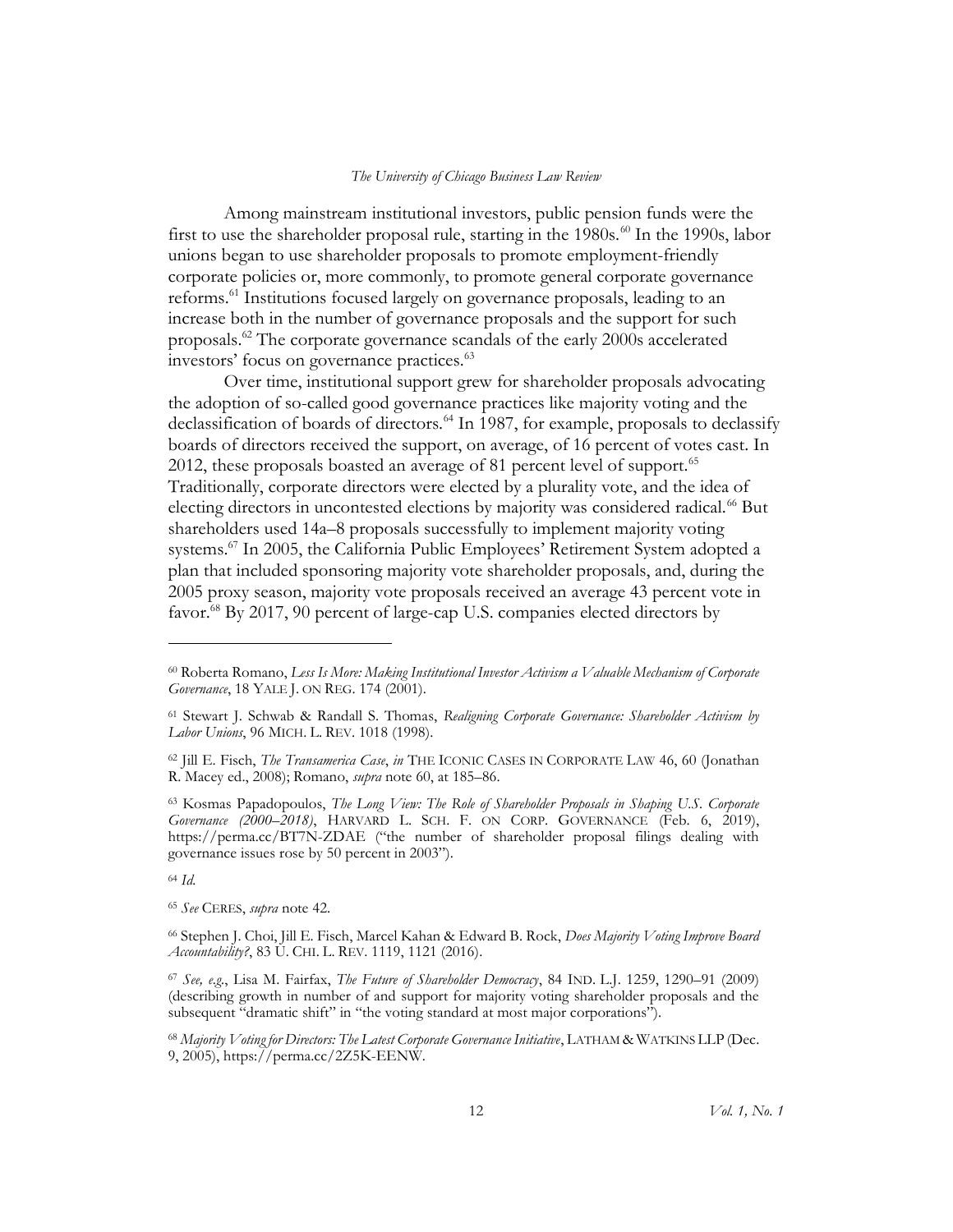Among mainstream institutional investors, public pension funds were the first to use the shareholder proposal rule, starting in the 1980s.[60] In the 1990s, labor unions began to use shareholder proposals to promote employment-friendly corporate policies or, more commonly, to promote general corporate governance reforms.[61] Institutions focused largely on governance proposals, leading to an increase both in the number of governance proposals and the support for such proposals.[62] The corporate governance scandals of the early 2000s accelerated investors' focus on governance practices.[63]

Over time, institutional support grew for shareholder proposals advocating the adoption of so-called good governance practices like majority voting and the declassification of boards of directors.[64] In 1987, for example, proposals to declassify boards of directors received the support, on average, of 16 percent of votes cast. In 2012, these proposals boasted an average of 81 percent level of support.[65] Traditionally, corporate directors were elected by a plurality vote, and the idea of electing directors in uncontested elections by majority was considered radical.[66] But shareholders used 14a–8 proposals successfully to implement majority voting systems.[67] In 2005, the California Public Employees' Retirement System adopted a plan that included sponsoring majority vote shareholder proposals, and, during the 2005 proxy season, majority vote proposals received an average 43 percent vote in favor.[68] By 2017, 90 percent of large-cap U.S. companies elected directors by

---

[60] Roberta Romano, *Less Is More: Making Institutional Investor Activism a Valuable Mechanism of Corporate Governance*, 18 YALE J. ON REG. 174 (2001).

[61] Stewart J. Schwab & Randall S. Thomas, *Realigning Corporate Governance: Shareholder Activism by Labor Unions*, 96 MICH. L. REV. 1018 (1998).

[62] Jill E. Fisch, *The Transamerica Case*, *in* THE ICONIC CASES IN CORPORATE LAW 46, 60 (Jonathan R. Macey ed., 2008); Romano, *supra* note 60, at 185–86.

[63] Kosmas Papadopoulos, *The Long View: The Role of Shareholder Proposals in Shaping U.S. Corporate Governance (2000–2018)*, HARVARD L. SCH. F. ON CORP. GOVERNANCE (Feb. 6, 2019), https://perma.cc/BT7N-ZDAE ("the number of shareholder proposal filings dealing with governance issues rose by 50 percent in 2003").

[64] *Id.*

[65] *See* CERES, *supra* note 42.

[66] Stephen J. Choi, Jill E. Fisch, Marcel Kahan & Edward B. Rock, *Does Majority Voting Improve Board Accountability?*, 83 U. CHI. L. REV. 1119, 1121 (2016).

[67] *See, e.g.*, Lisa M. Fairfax, *The Future of Shareholder Democracy*, 84 IND. L.J. 1259, 1290–91 (2009) (describing growth in number of and support for majority voting shareholder proposals and the subsequent "dramatic shift" in "the voting standard at most major corporations").

[68] *Majority Voting for Directors: The Latest Corporate Governance Initiative*, LATHAM & WATKINS LLP (Dec. 9, 2005), https://perma.cc/2Z5K-EENW.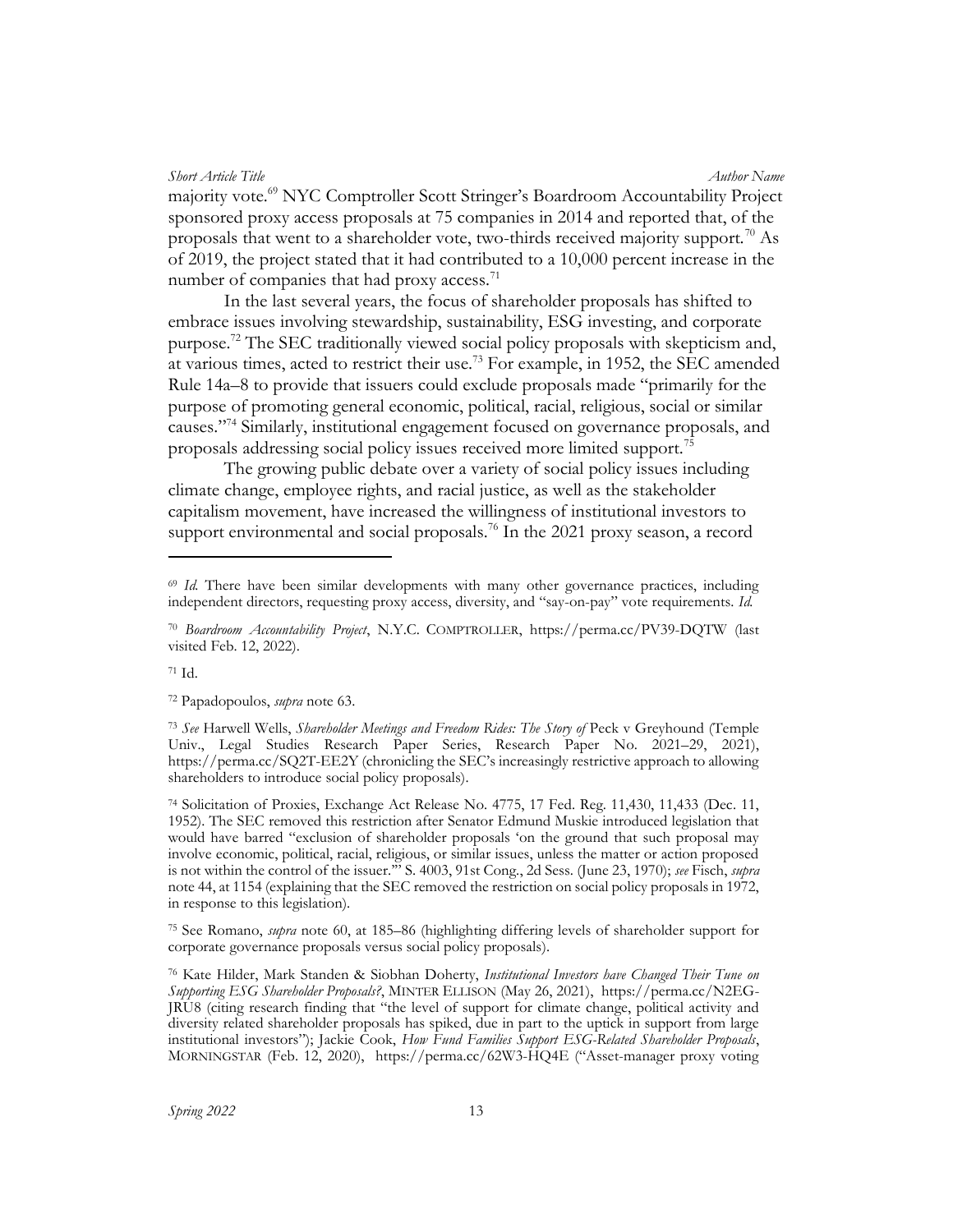majority vote.[69] NYC Comptroller Scott Stringer's Boardroom Accountability Project sponsored proxy access proposals at 75 companies in 2014 and reported that, of the proposals that went to a shareholder vote, two-thirds received majority support.[70] As of 2019, the project stated that it had contributed to a 10,000 percent increase in the number of companies that had proxy access.[71]

In the last several years, the focus of shareholder proposals has shifted to embrace issues involving stewardship, sustainability, ESG investing, and corporate purpose.[72] The SEC traditionally viewed social policy proposals with skepticism and, at various times, acted to restrict their use.[73] For example, in 1952, the SEC amended Rule 14a–8 to provide that issuers could exclude proposals made "primarily for the purpose of promoting general economic, political, racial, religious, social or similar causes."[74] Similarly, institutional engagement focused on governance proposals, and proposals addressing social policy issues received more limited support.[75]

The growing public debate over a variety of social policy issues including climate change, employee rights, and racial justice, as well as the stakeholder capitalism movement, have increased the willingness of institutional investors to support environmental and social proposals.[76] In the 2021 proxy season, a record

---

[69] *Id.* There have been similar developments with many other governance practices, including independent directors, requesting proxy access, diversity, and "say-on-pay" vote requirements. *Id.*

[70] *Boardroom Accountability Project*, N.Y.C. COMPTROLLER, https://perma.cc/PV39-DQTW (last visited Feb. 12, 2022).

[71] Id.

[72] Papadopoulos, *supra* note 63.

[73] *See* Harwell Wells, *Shareholder Meetings and Freedom Rides: The Story of* Peck v Greyhound (Temple Univ., Legal Studies Research Paper Series, Research Paper No. 2021–29, 2021), https://perma.cc/SQ2T-EE2Y (chronicling the SEC's increasingly restrictive approach to allowing shareholders to introduce social policy proposals).

[74] Solicitation of Proxies, Exchange Act Release No. 4775, 17 Fed. Reg. 11,430, 11,433 (Dec. 11, 1952). The SEC removed this restriction after Senator Edmund Muskie introduced legislation that would have barred "exclusion of shareholder proposals 'on the ground that such proposal may involve economic, political, racial, religious, or similar issues, unless the matter or action proposed is not within the control of the issuer.'" S. 4003, 91st Cong., 2d Sess. (June 23, 1970); *see* Fisch, *supra* note 44, at 1154 (explaining that the SEC removed the restriction on social policy proposals in 1972, in response to this legislation).

[75] See Romano, *supra* note 60, at 185–86 (highlighting differing levels of shareholder support for corporate governance proposals versus social policy proposals).

[76] Kate Hilder, Mark Standen & Siobhan Doherty, *Institutional Investors have Changed Their Tune on Supporting ESG Shareholder Proposals?*, MINTER ELLISON (May 26, 2021), https://perma.cc/N2EG-JRU8 (citing research finding that "the level of support for climate change, political activity and diversity related shareholder proposals has spiked, due in part to the uptick in support from large institutional investors"); Jackie Cook, *How Fund Families Support ESG-Related Shareholder Proposals*, MORNINGSTAR (Feb. 12, 2020), https://perma.cc/62W3-HQ4E ("Asset-manager proxy voting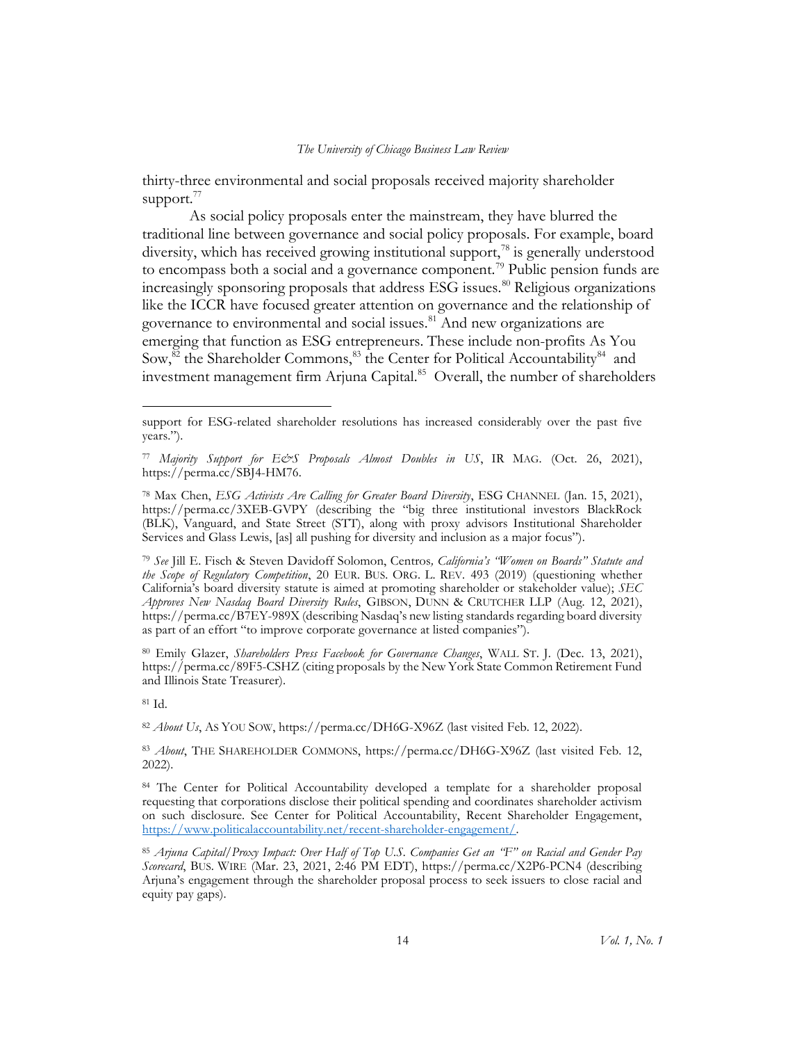thirty-three environmental and social proposals received majority shareholder support.[77]

As social policy proposals enter the mainstream, they have blurred the traditional line between governance and social policy proposals. For example, board diversity, which has received growing institutional support,[78] is generally understood to encompass both a social and a governance component.[79] Public pension funds are increasingly sponsoring proposals that address ESG issues.[80] Religious organizations like the ICCR have focused greater attention on governance and the relationship of governance to environmental and social issues.[81] And new organizations are emerging that function as ESG entrepreneurs. These include non-profits As You Sow,[82] the Shareholder Commons,[83] the Center for Political Accountability[84] and investment management firm Arjuna Capital.[85] Overall, the number of shareholders

---

support for ESG-related shareholder resolutions has increased considerably over the past five years.").

[77] *Majority Support for E&S Proposals Almost Doubles in US*, IR MAG. (Oct. 26, 2021), https://perma.cc/SBJ4-HM76.

[78] Max Chen, *ESG Activists Are Calling for Greater Board Diversity*, ESG CHANNEL (Jan. 15, 2021), https://perma.cc/3XEB-GVPY (describing the "big three institutional investors BlackRock (BLK), Vanguard, and State Street (STT), along with proxy advisors Institutional Shareholder Services and Glass Lewis, [as] all pushing for diversity and inclusion as a major focus").

[79] *See* Jill E. Fisch & Steven Davidoff Solomon, Centros*, California's "Women on Boards" Statute and the Scope of Regulatory Competition*, 20 EUR. BUS. ORG. L. REV. 493 (2019) (questioning whether California's board diversity statute is aimed at promoting shareholder or stakeholder value); *SEC Approves New Nasdaq Board Diversity Rules*, GIBSON, DUNN & CRUTCHER LLP (Aug. 12, 2021), https://perma.cc/B7EY-989X (describing Nasdaq's new listing standards regarding board diversity as part of an effort "to improve corporate governance at listed companies").

[80] Emily Glazer, *Shareholders Press Facebook for Governance Changes*, WALL ST. J. (Dec. 13, 2021), https://perma.cc/89F5-CSHZ (citing proposals by the New York State Common Retirement Fund and Illinois State Treasurer).

[81] Id.

[82] *About Us*, AS YOU SOW, https://perma.cc/DH6G-X96Z (last visited Feb. 12, 2022).

[83] *About*, THE SHAREHOLDER COMMONS, https://perma.cc/DH6G-X96Z (last visited Feb. 12, 2022).

[84] The Center for Political Accountability developed a template for a shareholder proposal requesting that corporations disclose their political spending and coordinates shareholder activism on such disclosure. See Center for Political Accountability, Recent Shareholder Engagement, https://www.politicalaccountability.net/recent-shareholder-engagement/.

[85] *Arjuna Capital/Proxy Impact: Over Half of Top U.S. Companies Get an "F" on Racial and Gender Pay Scorecard*, BUS. WIRE (Mar. 23, 2021, 2:46 PM EDT), https://perma.cc/X2P6-PCN4 (describing Arjuna's engagement through the shareholder proposal process to seek issuers to close racial and equity pay gaps).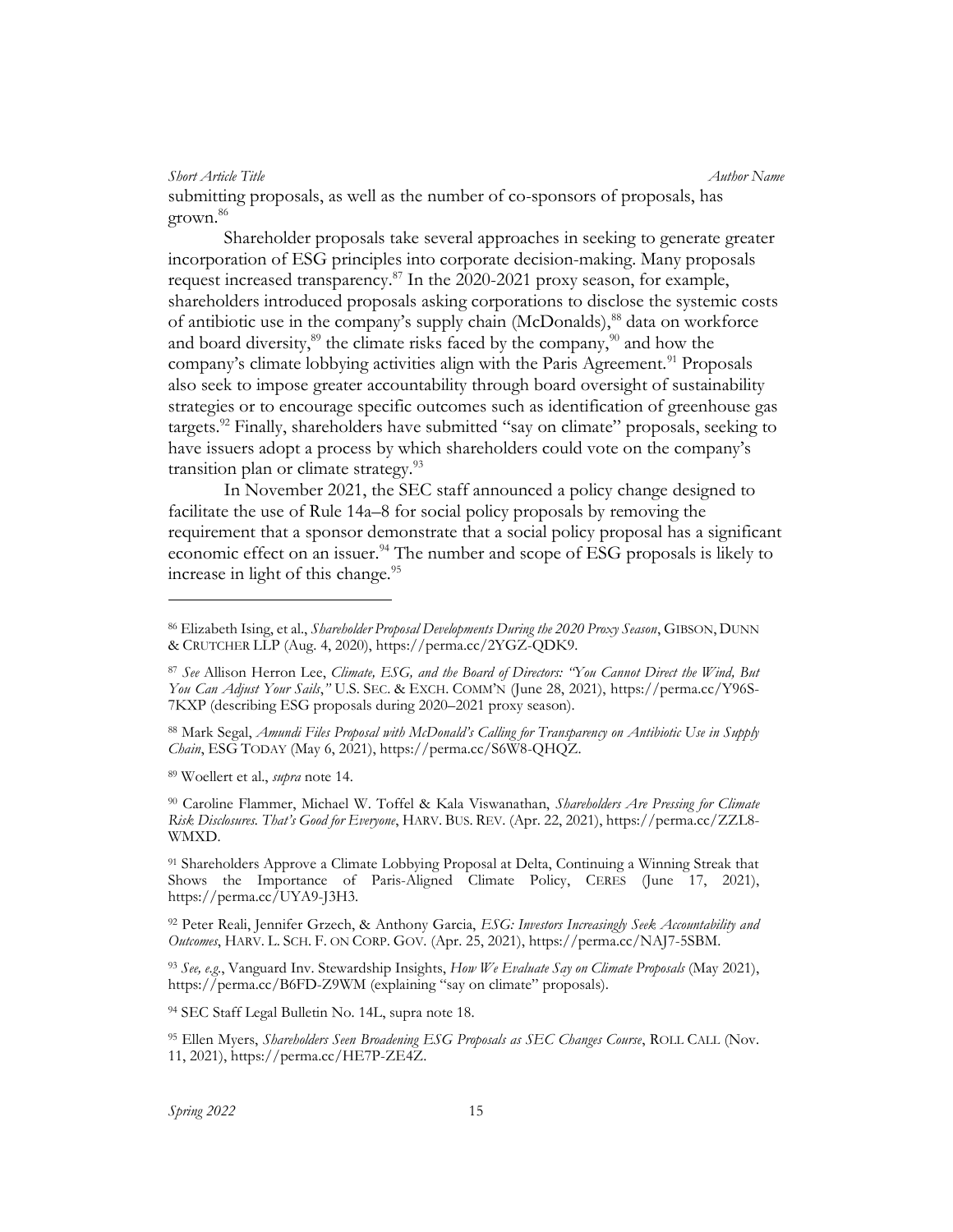submitting proposals, as well as the number of co-sponsors of proposals, has grown.[86]

Shareholder proposals take several approaches in seeking to generate greater incorporation of ESG principles into corporate decision-making. Many proposals request increased transparency.[87] In the 2020-2021 proxy season, for example, shareholders introduced proposals asking corporations to disclose the systemic costs of antibiotic use in the company's supply chain (McDonalds),[88] data on workforce and board diversity,[89] the climate risks faced by the company,[90] and how the company's climate lobbying activities align with the Paris Agreement.[91] Proposals also seek to impose greater accountability through board oversight of sustainability strategies or to encourage specific outcomes such as identification of greenhouse gas targets.[92] Finally, shareholders have submitted "say on climate" proposals, seeking to have issuers adopt a process by which shareholders could vote on the company's transition plan or climate strategy.[93]

In November 2021, the SEC staff announced a policy change designed to facilitate the use of Rule 14a–8 for social policy proposals by removing the requirement that a sponsor demonstrate that a social policy proposal has a significant economic effect on an issuer.[94] The number and scope of ESG proposals is likely to increase in light of this change.[95]

---

[86] Elizabeth Ising, et al., *Shareholder Proposal Developments During the 2020 Proxy Season*, GIBSON, DUNN & CRUTCHER LLP (Aug. 4, 2020), https://perma.cc/2YGZ-QDK9.

[87] *See* Allison Herron Lee, *Climate, ESG, and the Board of Directors: "You Cannot Direct the Wind, But You Can Adjust Your Sails*,*"* U.S. SEC. & EXCH. COMM'N (June 28, 2021), https://perma.cc/Y96S-7KXP (describing ESG proposals during 2020–2021 proxy season).

[88] Mark Segal, *Amundi Files Proposal with McDonald's Calling for Transparency on Antibiotic Use in Supply Chain*, ESG TODAY (May 6, 2021), https://perma.cc/S6W8-QHQZ.

[89] Woellert et al., *supra* note 14.

[90] Caroline Flammer, Michael W. Toffel & Kala Viswanathan, *Shareholders Are Pressing for Climate Risk Disclosures. That's Good for Everyone*, HARV. BUS. REV. (Apr. 22, 2021), https://perma.cc/ZZL8-WMXD.

[91] Shareholders Approve a Climate Lobbying Proposal at Delta, Continuing a Winning Streak that Shows the Importance of Paris-Aligned Climate Policy, CERES (June 17, 2021), https://perma.cc/UYA9-J3H3.

[92] Peter Reali, Jennifer Grzech, & Anthony Garcia, *ESG: Investors Increasingly Seek Accountability and Outcomes*, HARV. L. SCH. F. ON CORP. GOV. (Apr. 25, 2021), https://perma.cc/NAJ7-5SBM.

[93] *See, e.g.*, Vanguard Inv. Stewardship Insights, *How We Evaluate Say on Climate Proposals* (May 2021), https://perma.cc/B6FD-Z9WM (explaining "say on climate" proposals).

[94] SEC Staff Legal Bulletin No. 14L, supra note 18.

[95] Ellen Myers, *Shareholders Seen Broadening ESG Proposals as SEC Changes Course*, ROLL CALL (Nov. 11, 2021), https://perma.cc/HE7P-ZE4Z.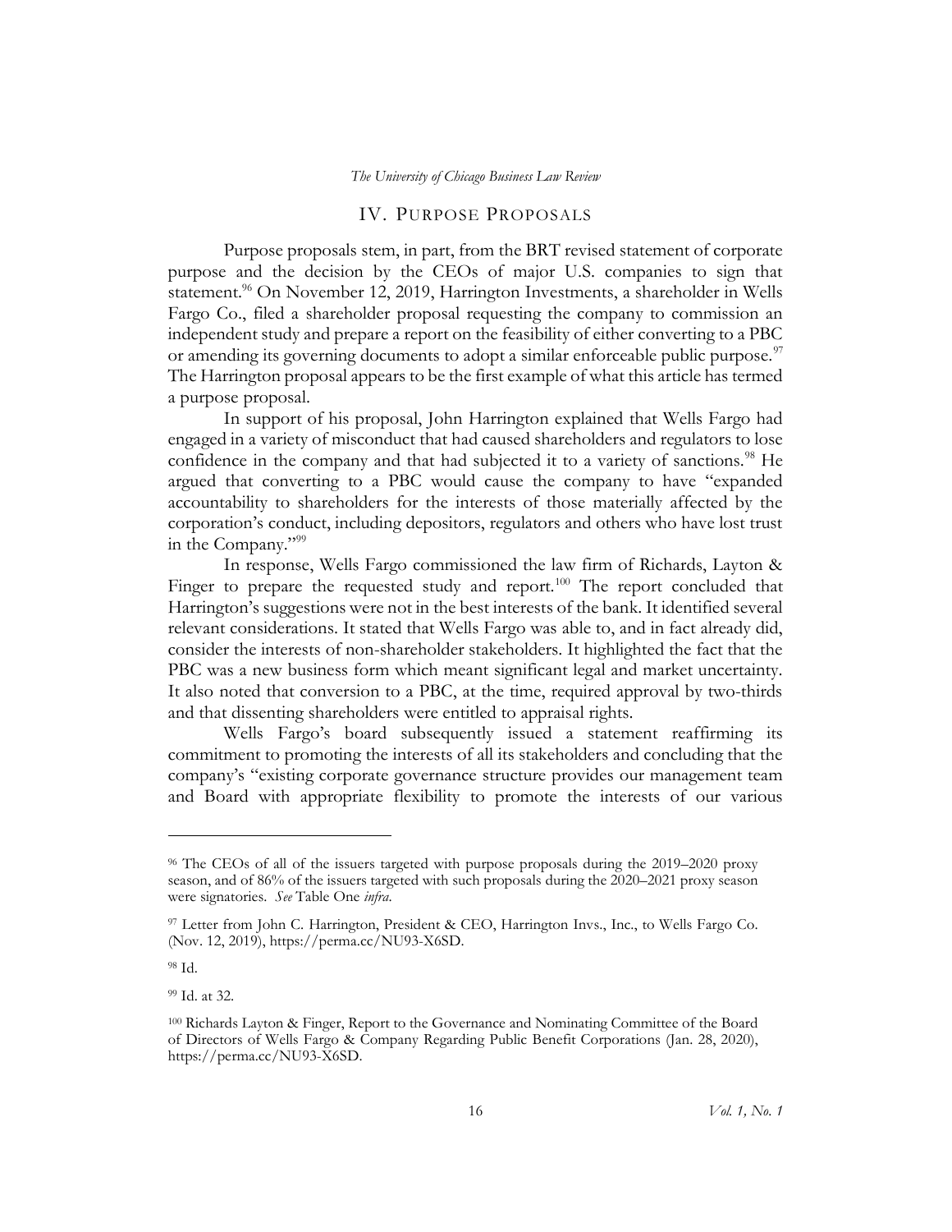## IV. Purpose Proposals

Purpose proposals stem, in part, from the BRT revised statement of corporate purpose and the decision by the CEOs of major U.S. companies to sign that statement.[96] On November 12, 2019, Harrington Investments, a shareholder in Wells Fargo Co., filed a shareholder proposal requesting the company to commission an independent study and prepare a report on the feasibility of either converting to a PBC or amending its governing documents to adopt a similar enforceable public purpose.[97] The Harrington proposal appears to be the first example of what this article has termed a purpose proposal.

In support of his proposal, John Harrington explained that Wells Fargo had engaged in a variety of misconduct that had caused shareholders and regulators to lose confidence in the company and that had subjected it to a variety of sanctions.[98] He argued that converting to a PBC would cause the company to have "expanded accountability to shareholders for the interests of those materially affected by the corporation's conduct, including depositors, regulators and others who have lost trust in the Company."[99]

In response, Wells Fargo commissioned the law firm of Richards, Layton & Finger to prepare the requested study and report.[100] The report concluded that Harrington's suggestions were not in the best interests of the bank. It identified several relevant considerations. It stated that Wells Fargo was able to, and in fact already did, consider the interests of non-shareholder stakeholders. It highlighted the fact that the PBC was a new business form which meant significant legal and market uncertainty. It also noted that conversion to a PBC, at the time, required approval by two-thirds and that dissenting shareholders were entitled to appraisal rights.

Wells Fargo's board subsequently issued a statement reaffirming its commitment to promoting the interests of all its stakeholders and concluding that the company's "existing corporate governance structure provides our management team and Board with appropriate flexibility to promote the interests of our various

---

[96] The CEOs of all of the issuers targeted with purpose proposals during the 2019–2020 proxy season, and of 86% of the issuers targeted with such proposals during the 2020–2021 proxy season were signatories. *See* Table One *infra*.

[97] Letter from John C. Harrington, President & CEO, Harrington Invs., Inc., to Wells Fargo Co. (Nov. 12, 2019), https://perma.cc/NU93-X6SD.

[98] Id.

[99] Id. at 32.

[100] Richards Layton & Finger, Report to the Governance and Nominating Committee of the Board of Directors of Wells Fargo & Company Regarding Public Benefit Corporations (Jan. 28, 2020), https://perma.cc/NU93-X6SD.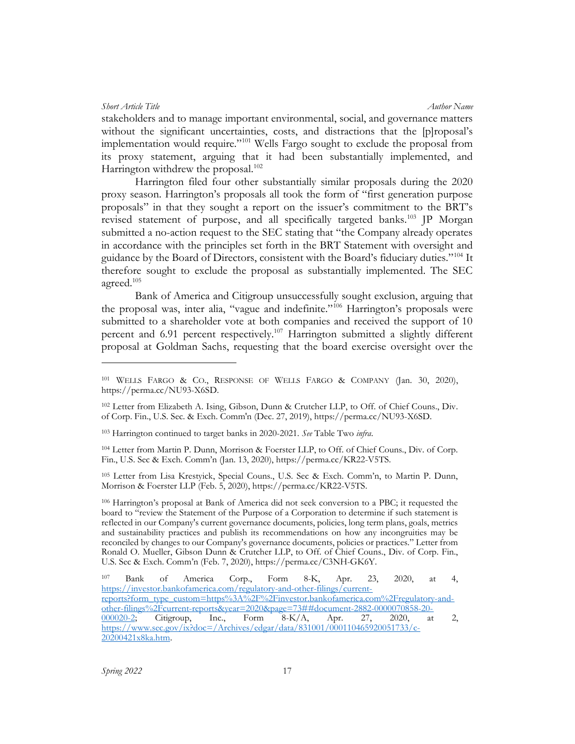stakeholders and to manage important environmental, social, and governance matters without the significant uncertainties, costs, and distractions that the [p]roposal's implementation would require."[101] Wells Fargo sought to exclude the proposal from its proxy statement, arguing that it had been substantially implemented, and Harrington withdrew the proposal.[102]

Harrington filed four other substantially similar proposals during the 2020 proxy season. Harrington's proposals all took the form of "first generation purpose proposals" in that they sought a report on the issuer's commitment to the BRT's revised statement of purpose, and all specifically targeted banks.[103] JP Morgan submitted a no-action request to the SEC stating that "the Company already operates in accordance with the principles set forth in the BRT Statement with oversight and guidance by the Board of Directors, consistent with the Board's fiduciary duties."[104] It therefore sought to exclude the proposal as substantially implemented. The SEC agreed.[105]

Bank of America and Citigroup unsuccessfully sought exclusion, arguing that the proposal was, inter alia, "vague and indefinite."[106] Harrington's proposals were submitted to a shareholder vote at both companies and received the support of 10 percent and 6.91 percent respectively.[107] Harrington submitted a slightly different proposal at Goldman Sachs, requesting that the board exercise oversight over the

---

[101] WELLS FARGO & CO., RESPONSE OF WELLS FARGO & COMPANY (Jan. 30, 2020), https://perma.cc/NU93-X6SD.

[102] Letter from Elizabeth A. Ising, Gibson, Dunn & Crutcher LLP, to Off. of Chief Couns., Div. of Corp. Fin., U.S. Sec. & Exch. Comm'n (Dec. 27, 2019), https://perma.cc/NU93-X6SD.

[103] Harrington continued to target banks in 2020-2021. *See* Table Two *infra*.

[104] Letter from Martin P. Dunn, Morrison & Foerster LLP, to Off. of Chief Couns., Div. of Corp. Fin., U.S. Sec & Exch. Comm'n (Jan. 13, 2020), https://perma.cc/KR22-V5TS.

[105] Letter from Lisa Krestyick, Special Couns., U.S. Sec & Exch. Comm'n, to Martin P. Dunn, Morrison & Foerster LLP (Feb. 5, 2020), https://perma.cc/KR22-V5TS.

[106] Harrington's proposal at Bank of America did not seek conversion to a PBC; it requested the board to "review the Statement of the Purpose of a Corporation to determine if such statement is reflected in our Company's current governance documents, policies, long term plans, goals, metrics and sustainability practices and publish its recommendations on how any incongruities may be reconciled by changes to our Company's governance documents, policies or practices." Letter from Ronald O. Mueller, Gibson Dunn & Crutcher LLP, to Off. of Chief Couns., Div. of Corp. Fin., U.S. Sec & Exch. Comm'n (Feb. 7, 2020), https://perma.cc/C3NH-GK6Y.

[107] Bank of America Corp., Form 8-K, Apr. 23, 2020, at 4, https://investor.bankofamerica.com/regulatory-and-other-filings/current-reports?form_type_custom=https%3A%2F%2Finvestor.bankofamerica.com%2Fregulatory-and-other-filings%2Fcurrent-reports&year=2020&page=73##document-2882-0000070858-20-000020-2; Citigroup, Inc., Form 8-K/A, Apr. 27, 2020, at 2, https://www.sec.gov/ix?doc=/Archives/edgar/data/831001/000110465920051733/c-20200421x8ka.htm.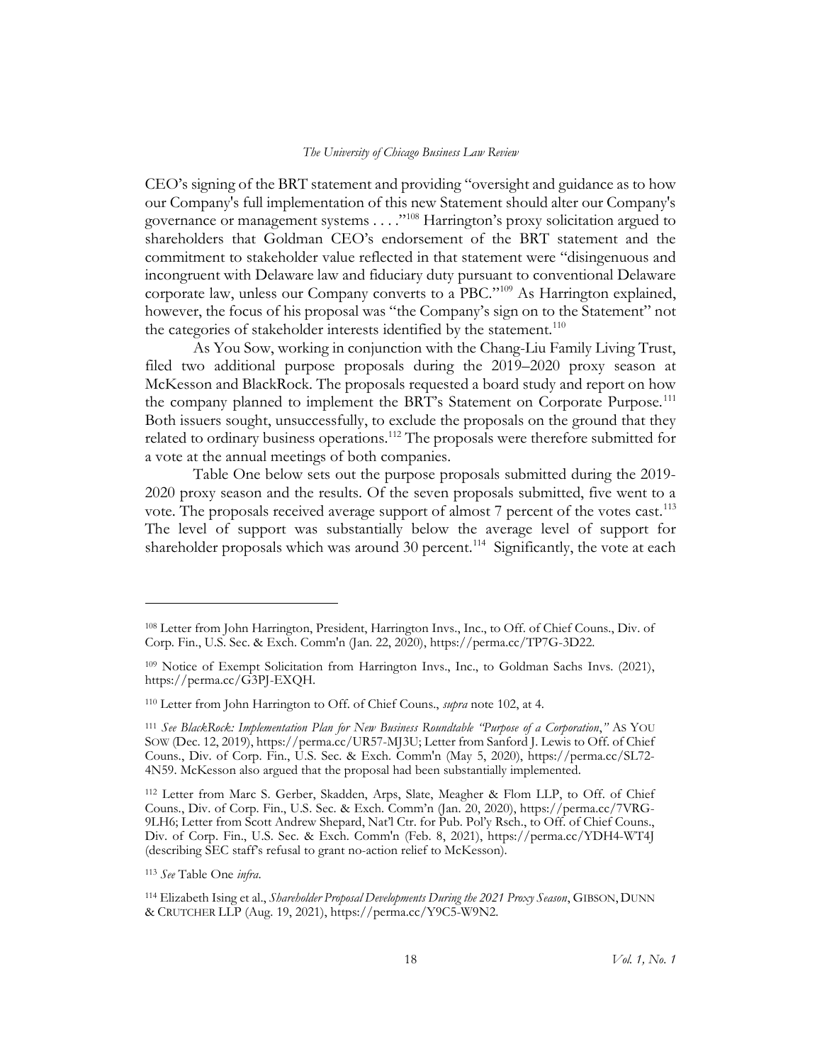CEO's signing of the BRT statement and providing "oversight and guidance as to how our Company's full implementation of this new Statement should alter our Company's governance or management systems . . . ."[108] Harrington's proxy solicitation argued to shareholders that Goldman CEO's endorsement of the BRT statement and the commitment to stakeholder value reflected in that statement were "disingenuous and incongruent with Delaware law and fiduciary duty pursuant to conventional Delaware corporate law, unless our Company converts to a PBC."[109] As Harrington explained, however, the focus of his proposal was "the Company's sign on to the Statement" not the categories of stakeholder interests identified by the statement.[110]

As You Sow, working in conjunction with the Chang-Liu Family Living Trust, filed two additional purpose proposals during the 2019–2020 proxy season at McKesson and BlackRock. The proposals requested a board study and report on how the company planned to implement the BRT's Statement on Corporate Purpose.[111] Both issuers sought, unsuccessfully, to exclude the proposals on the ground that they related to ordinary business operations.[112] The proposals were therefore submitted for a vote at the annual meetings of both companies.

Table One below sets out the purpose proposals submitted during the 2019-2020 proxy season and the results. Of the seven proposals submitted, five went to a vote. The proposals received average support of almost 7 percent of the votes cast.[113] The level of support was substantially below the average level of support for shareholder proposals which was around 30 percent.[114] Significantly, the vote at each

---

[108] Letter from John Harrington, President, Harrington Invs., Inc., to Off. of Chief Couns., Div. of Corp. Fin., U.S. Sec. & Exch. Comm'n (Jan. 22, 2020), https://perma.cc/TP7G-3D22.

[109] Notice of Exempt Solicitation from Harrington Invs., Inc., to Goldman Sachs Invs. (2021), https://perma.cc/G3PJ-EXQH.

[110] Letter from John Harrington to Off. of Chief Couns., *supra* note 102, at 4.

[111] *See BlackRock: Implementation Plan for New Business Roundtable "Purpose of a Corporation*,*"* AS YOU SOW (Dec. 12, 2019), https://perma.cc/UR57-MJ3U; Letter from Sanford J. Lewis to Off. of Chief Couns., Div. of Corp. Fin., U.S. Sec. & Exch. Comm'n (May 5, 2020), https://perma.cc/SL72-4N59. McKesson also argued that the proposal had been substantially implemented.

[112] Letter from Marc S. Gerber, Skadden, Arps, Slate, Meagher & Flom LLP, to Off. of Chief Couns., Div. of Corp. Fin., U.S. Sec. & Exch. Comm'n (Jan. 20, 2020), https://perma.cc/7VRG-9LH6; Letter from Scott Andrew Shepard, Nat'l Ctr. for Pub. Pol'y Rsch., to Off. of Chief Couns., Div. of Corp. Fin., U.S. Sec. & Exch. Comm'n (Feb. 8, 2021), https://perma.cc/YDH4-WT4J (describing SEC staff's refusal to grant no-action relief to McKesson).

[113] *See* Table One *infra*.

[114] Elizabeth Ising et al., *Shareholder Proposal Developments During the 2021 Proxy Season*, GIBSON, DUNN & CRUTCHER LLP (Aug. 19, 2021), https://perma.cc/Y9C5-W9N2.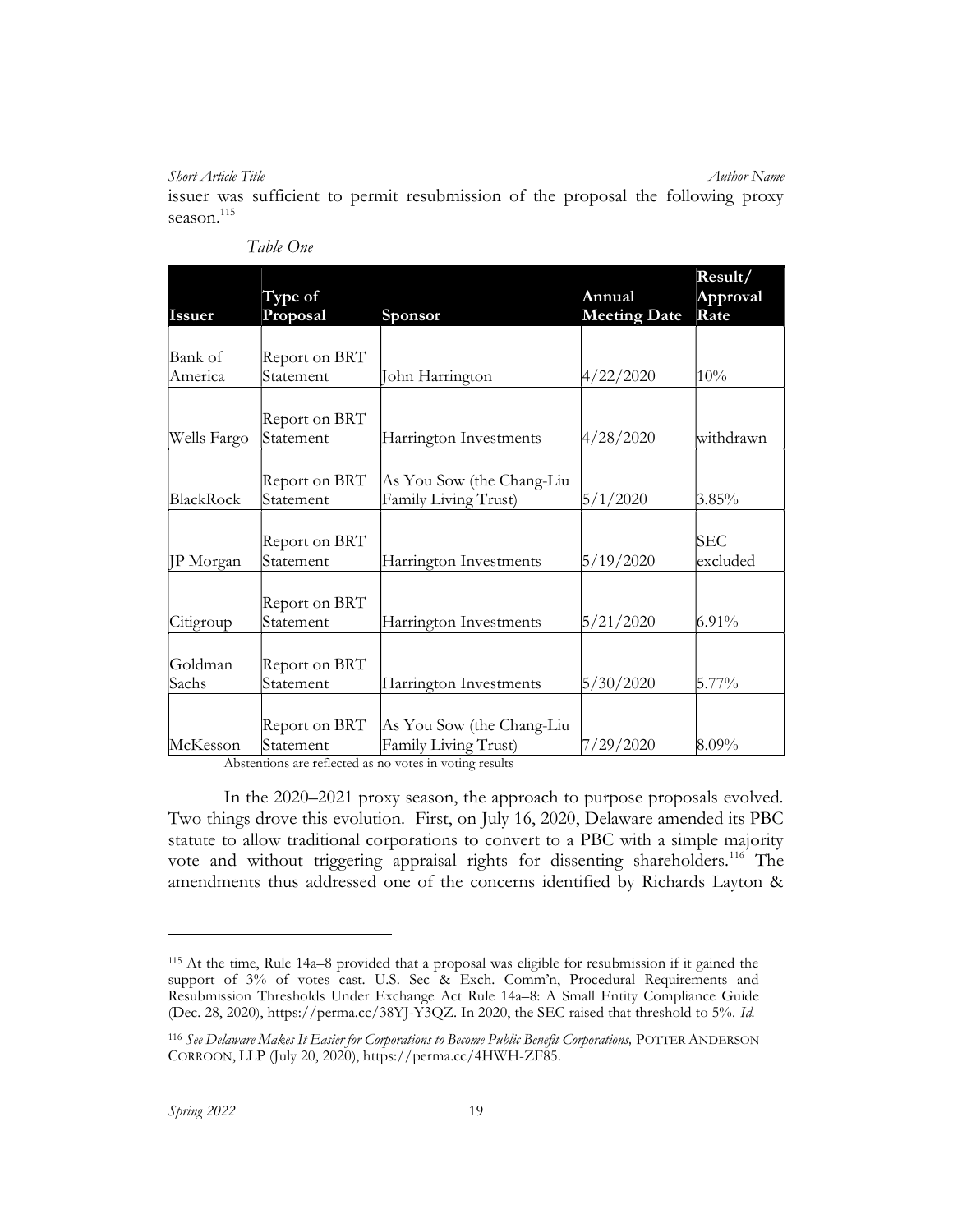issuer was sufficient to permit resubmission of the proposal the following proxy season.[115]

*Table One*

| Issuer | Type of Proposal | Sponsor | Annual Meeting Date | Result/ Approval Rate |
|---|---|---|---|---|
| Bank of America | Report on BRT Statement | John Harrington | 4/22/2020 | 10% |
| Wells Fargo | Report on BRT Statement | Harrington Investments | 4/28/2020 | withdrawn |
| BlackRock | Report on BRT Statement | As You Sow (the Chang-Liu Family Living Trust) | 5/1/2020 | 3.85% |
| JP Morgan | Report on BRT Statement | Harrington Investments | 5/19/2020 | SEC excluded |
| Citigroup | Report on BRT Statement | Harrington Investments | 5/21/2020 | 6.91% |
| Goldman Sachs | Report on BRT Statement | Harrington Investments | 5/30/2020 | 5.77% |
| McKesson | Report on BRT Statement | As You Sow (the Chang-Liu Family Living Trust) | 7/29/2020 | 8.09% |

Abstentions are reflected as no votes in voting results

In the 2020–2021 proxy season, the approach to purpose proposals evolved. Two things drove this evolution. First, on July 16, 2020, Delaware amended its PBC statute to allow traditional corporations to convert to a PBC with a simple majority vote and without triggering appraisal rights for dissenting shareholders.[116] The amendments thus addressed one of the concerns identified by Richards Layton &

---

[115] At the time, Rule 14a–8 provided that a proposal was eligible for resubmission if it gained the support of 3% of votes cast. U.S. Sec & Exch. Comm'n, Procedural Requirements and Resubmission Thresholds Under Exchange Act Rule 14a–8: A Small Entity Compliance Guide (Dec. 28, 2020), https://perma.cc/38YJ-Y3QZ. In 2020, the SEC raised that threshold to 5%. *Id.*

[116] *See Delaware Makes It Easier for Corporations to Become Public Benefit Corporations,* POTTER ANDERSON CORROON, LLP (July 20, 2020), https://perma.cc/4HWH-ZF85.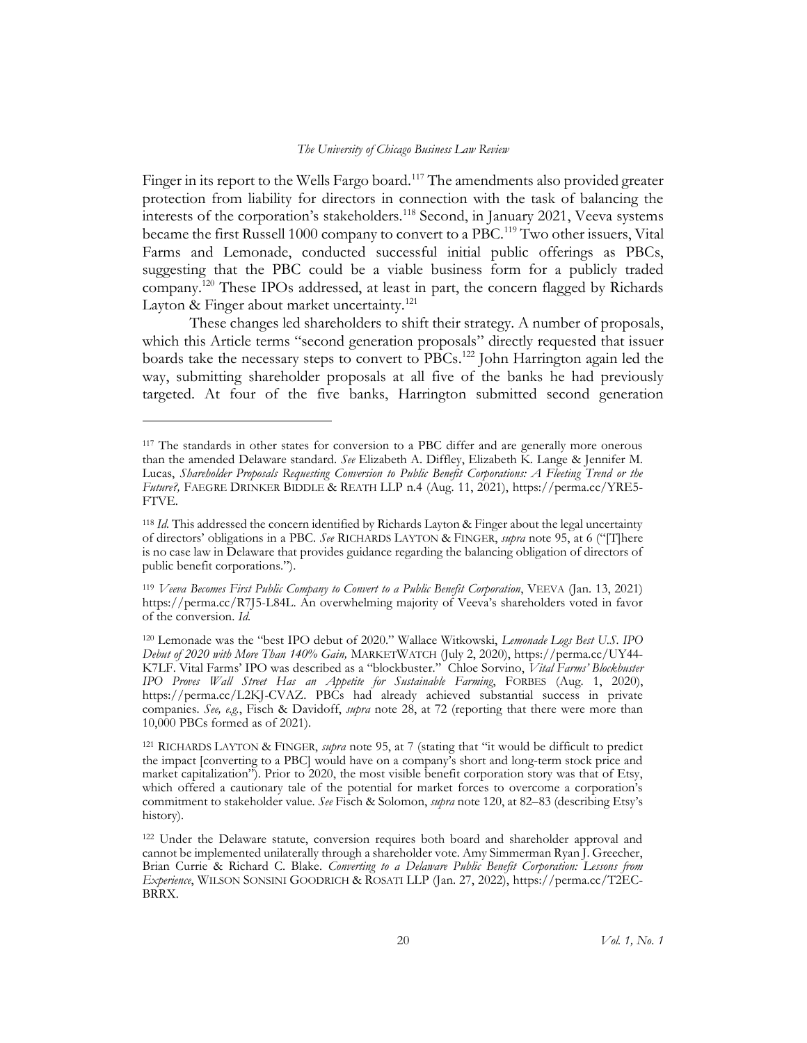Finger in its report to the Wells Fargo board.[117] The amendments also provided greater protection from liability for directors in connection with the task of balancing the interests of the corporation's stakeholders.[118] Second, in January 2021, Veeva systems became the first Russell 1000 company to convert to a PBC.[119] Two other issuers, Vital Farms and Lemonade, conducted successful initial public offerings as PBCs, suggesting that the PBC could be a viable business form for a publicly traded company.[120] These IPOs addressed, at least in part, the concern flagged by Richards Layton & Finger about market uncertainty.[121]

These changes led shareholders to shift their strategy. A number of proposals, which this Article terms "second generation proposals" directly requested that issuer boards take the necessary steps to convert to PBCs.[122] John Harrington again led the way, submitting shareholder proposals at all five of the banks he had previously targeted. At four of the five banks, Harrington submitted second generation

---

[117] The standards in other states for conversion to a PBC differ and are generally more onerous than the amended Delaware standard. *See* Elizabeth A. Diffley, Elizabeth K. Lange & Jennifer M. Lucas, *Shareholder Proposals Requesting Conversion to Public Benefit Corporations: A Fleeting Trend or the Future?,* FAEGRE DRINKER BIDDLE & REATH LLP n.4 (Aug. 11, 2021), https://perma.cc/YRE5-FTVE.

[118] *Id.* This addressed the concern identified by Richards Layton & Finger about the legal uncertainty of directors' obligations in a PBC. *See* RICHARDS LAYTON & FINGER, *supra* note 95, at 6 ("[T]here is no case law in Delaware that provides guidance regarding the balancing obligation of directors of public benefit corporations.").

[119] *Veeva Becomes First Public Company to Convert to a Public Benefit Corporation*, VEEVA (Jan. 13, 2021) https://perma.cc/R7J5-L84L. An overwhelming majority of Veeva's shareholders voted in favor of the conversion. *Id.*

[120] Lemonade was the "best IPO debut of 2020." Wallace Witkowski, *Lemonade Logs Best U.S. IPO Debut of 2020 with More Than 140% Gain,* MARKETWATCH (July 2, 2020), https://perma.cc/UY44-K7LF. Vital Farms' IPO was described as a "blockbuster." Chloe Sorvino, *Vital Farms' Blockbuster IPO Proves Wall Street Has an Appetite for Sustainable Farming*, FORBES (Aug. 1, 2020), https://perma.cc/L2KJ-CVAZ. PBCs had already achieved substantial success in private companies. *See, e.g.*, Fisch & Davidoff, *supra* note 28, at 72 (reporting that there were more than 10,000 PBCs formed as of 2021).

[121] RICHARDS LAYTON & FINGER, *supra* note 95, at 7 (stating that "it would be difficult to predict the impact [converting to a PBC] would have on a company's short and long-term stock price and market capitalization"). Prior to 2020, the most visible benefit corporation story was that of Etsy, which offered a cautionary tale of the potential for market forces to overcome a corporation's commitment to stakeholder value. *See* Fisch & Solomon, *supra* note 120, at 82–83 (describing Etsy's history).

[122] Under the Delaware statute, conversion requires both board and shareholder approval and cannot be implemented unilaterally through a shareholder vote. Amy Simmerman Ryan J. Greecher, Brian Currie & Richard C. Blake. *Converting to a Delaware Public Benefit Corporation: Lessons from Experience*, WILSON SONSINI GOODRICH & ROSATI LLP (Jan. 27, 2022), https://perma.cc/T2EC-BRRX.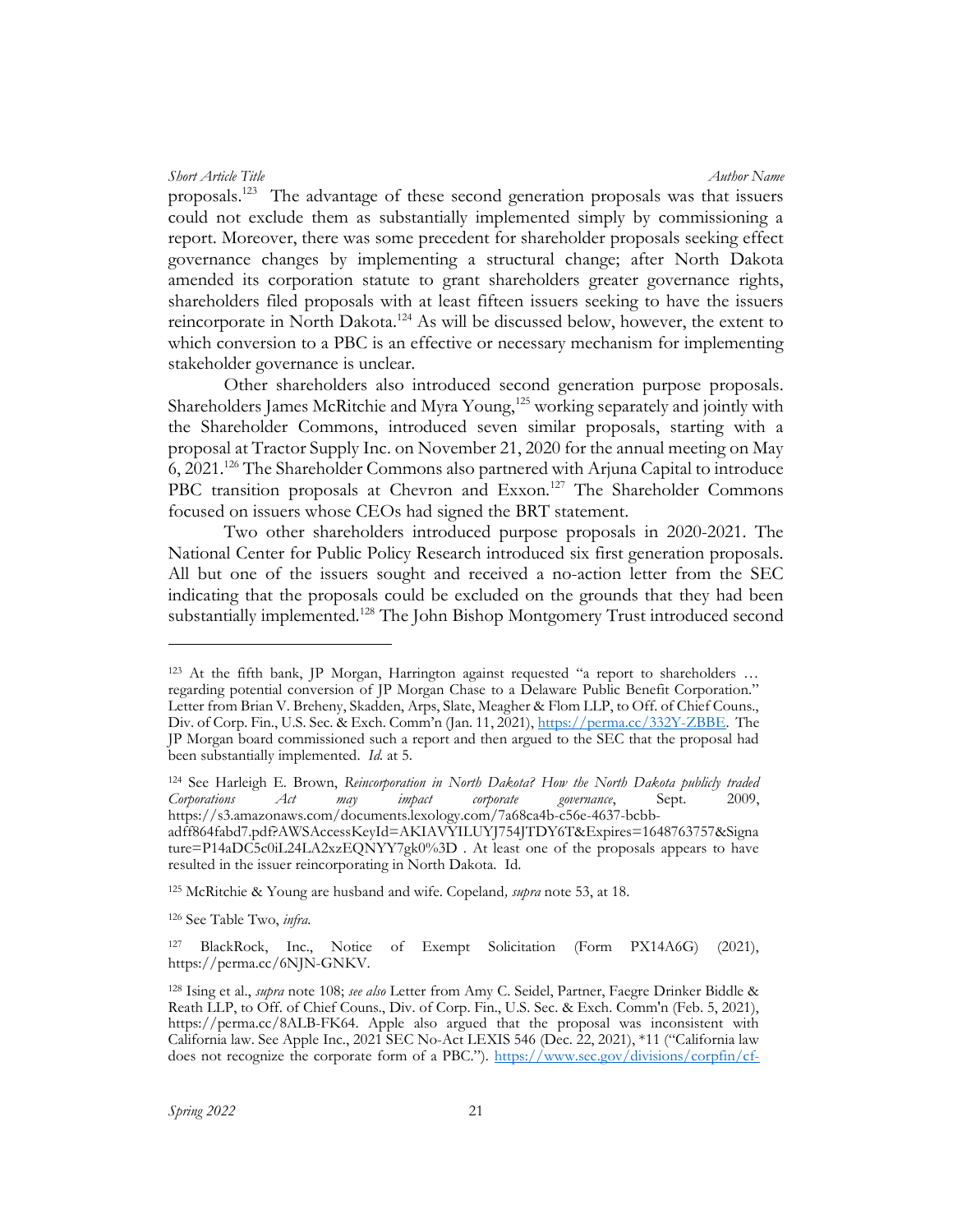proposals.[123] The advantage of these second generation proposals was that issuers could not exclude them as substantially implemented simply by commissioning a report. Moreover, there was some precedent for shareholder proposals seeking effect governance changes by implementing a structural change; after North Dakota amended its corporation statute to grant shareholders greater governance rights, shareholders filed proposals with at least fifteen issuers seeking to have the issuers reincorporate in North Dakota.[124] As will be discussed below, however, the extent to which conversion to a PBC is an effective or necessary mechanism for implementing stakeholder governance is unclear.

Other shareholders also introduced second generation purpose proposals. Shareholders James McRitchie and Myra Young,[125] working separately and jointly with the Shareholder Commons, introduced seven similar proposals, starting with a proposal at Tractor Supply Inc. on November 21, 2020 for the annual meeting on May 6, 2021.[126] The Shareholder Commons also partnered with Arjuna Capital to introduce PBC transition proposals at Chevron and Exxon.[127] The Shareholder Commons focused on issuers whose CEOs had signed the BRT statement.

Two other shareholders introduced purpose proposals in 2020-2021. The National Center for Public Policy Research introduced six first generation proposals. All but one of the issuers sought and received a no-action letter from the SEC indicating that the proposals could be excluded on the grounds that they had been substantially implemented.[128] The John Bishop Montgomery Trust introduced second

---

[123] At the fifth bank, JP Morgan, Harrington against requested "a report to shareholders … regarding potential conversion of JP Morgan Chase to a Delaware Public Benefit Corporation." Letter from Brian V. Breheny, Skadden, Arps, Slate, Meagher & Flom LLP, to Off. of Chief Couns., Div. of Corp. Fin., U.S. Sec. & Exch. Comm'n (Jan. 11, 2021), https://perma.cc/332Y-ZBBE. The JP Morgan board commissioned such a report and then argued to the SEC that the proposal had been substantially implemented. *Id.* at 5.

[124] See Harleigh E. Brown, *Reincorporation in North Dakota? How the North Dakota publicly traded Corporations Act may impact corporate governance*, Sept. 2009, https://s3.amazonaws.com/documents.lexology.com/7a68ca4b-c56e-4637-bcbb-adff864fabd7.pdf?AWSAccessKeyId=AKIAVYILUYJ754JTDY6T&Expires=1648763757&Signature=P14aDC5c0iL24LA2xzEQNYY7gk0%3D . At least one of the proposals appears to have resulted in the issuer reincorporating in North Dakota. Id.

[125] McRitchie & Young are husband and wife. Copeland, *supra* note 53, at 18.

[126] See Table Two, *infra.*

[127] BlackRock, Inc., Notice of Exempt Solicitation (Form PX14A6G) (2021), https://perma.cc/6NJN-GNKV.

[128] Ising et al., *supra* note 108; *see also* Letter from Amy C. Seidel, Partner, Faegre Drinker Biddle & Reath LLP, to Off. of Chief Couns., Div. of Corp. Fin., U.S. Sec. & Exch. Comm'n (Feb. 5, 2021), https://perma.cc/8ALB-FK64. Apple also argued that the proposal was inconsistent with California law. See Apple Inc., 2021 SEC No-Act LEXIS 546 (Dec. 22, 2021), *11 ("California law does not recognize the corporate form of a PBC."). https://www.sec.gov/divisions/corpfin/cf-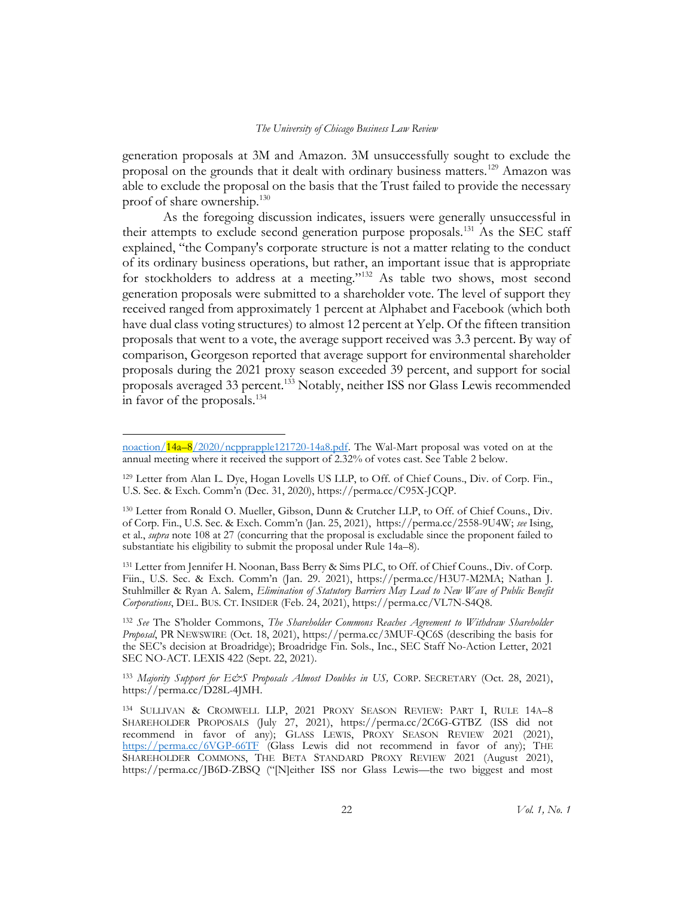generation proposals at 3M and Amazon. 3M unsuccessfully sought to exclude the proposal on the grounds that it dealt with ordinary business matters.[129] Amazon was able to exclude the proposal on the basis that the Trust failed to provide the necessary proof of share ownership.[130]

As the foregoing discussion indicates, issuers were generally unsuccessful in their attempts to exclude second generation purpose proposals.[131] As the SEC staff explained, "the Company's corporate structure is not a matter relating to the conduct of its ordinary business operations, but rather, an important issue that is appropriate for stockholders to address at a meeting."[132] As table two shows, most second generation proposals were submitted to a shareholder vote. The level of support they received ranged from approximately 1 percent at Alphabet and Facebook (which both have dual class voting structures) to almost 12 percent at Yelp. Of the fifteen transition proposals that went to a vote, the average support received was 3.3 percent. By way of comparison, Georgeson reported that average support for environmental shareholder proposals during the 2021 proxy season exceeded 39 percent, and support for social proposals averaged 33 percent.[133] Notably, neither ISS nor Glass Lewis recommended in favor of the proposals.[134]

---

noaction/14a–8/2020/ncpprapple121720-14a8.pdf. The Wal-Mart proposal was voted on at the annual meeting where it received the support of 2.32% of votes cast. See Table 2 below.

[129] Letter from Alan L. Dye, Hogan Lovells US LLP, to Off. of Chief Couns., Div. of Corp. Fin., U.S. Sec. & Exch. Comm'n (Dec. 31, 2020), https://perma.cc/C95X-JCQP.

[130] Letter from Ronald O. Mueller, Gibson, Dunn & Crutcher LLP, to Off. of Chief Couns., Div. of Corp. Fin., U.S. Sec. & Exch. Comm'n (Jan. 25, 2021), https://perma.cc/2558-9U4W; *see* Ising, et al., *supra* note 108 at 27 (concurring that the proposal is excludable since the proponent failed to substantiate his eligibility to submit the proposal under Rule 14a–8).

[131] Letter from Jennifer H. Noonan, Bass Berry & Sims PLC, to Off. of Chief Couns., Div. of Corp. Fiin., U.S. Sec. & Exch. Comm'n (Jan. 29. 2021), https://perma.cc/H3U7-M2MA; Nathan J. Stuhlmiller & Ryan A. Salem, *Elimination of Statutory Barriers May Lead to New Wave of Public Benefit Corporations*, DEL. BUS. CT. INSIDER (Feb. 24, 2021), https://perma.cc/VL7N-S4Q8.

[132] *See* The S'holder Commons, *The Shareholder Commons Reaches Agreement to Withdraw Shareholder Proposal*, PR NEWSWIRE (Oct. 18, 2021), https://perma.cc/3MUF-QC6S (describing the basis for the SEC's decision at Broadridge); Broadridge Fin. Sols., Inc., SEC Staff No-Action Letter, 2021 SEC NO-ACT. LEXIS 422 (Sept. 22, 2021).

[133] *Majority Support for E&S Proposals Almost Doubles in US,* CORP. SECRETARY (Oct. 28, 2021), https://perma.cc/D28L-4JMH.

[134] SULLIVAN & CROMWELL LLP, 2021 PROXY SEASON REVIEW: PART I, RULE 14A–8 SHAREHOLDER PROPOSALS (July 27, 2021), https://perma.cc/2C6G-GTBZ (ISS did not recommend in favor of any); GLASS LEWIS, PROXY SEASON REVIEW 2021 (2021), https://perma.cc/6VGP-66TF (Glass Lewis did not recommend in favor of any); THE SHAREHOLDER COMMONS, THE BETA STANDARD PROXY REVIEW 2021 (August 2021), https://perma.cc/JB6D-ZBSQ ("[N]either ISS nor Glass Lewis—the two biggest and most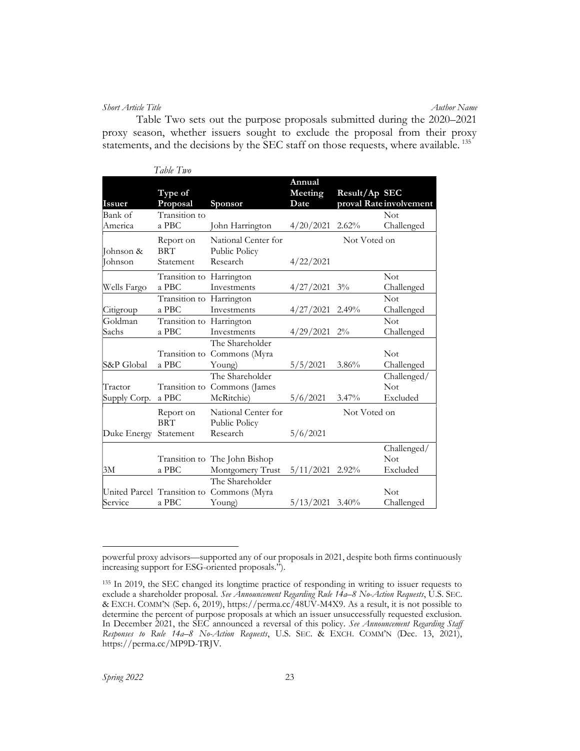Table Two sets out the purpose proposals submitted during the 2020–2021 proxy season, whether issuers sought to exclude the proposal from their proxy statements, and the decisions by the SEC staff on those requests, where available.[135]

*Table Two*

| Issuer | Type of Proposal | Sponsor | Annual Meeting Date | Result/Approval Rate | SEC involvement |
|---|---|---|---|---|---|
| Bank of America | Transition to a PBC | John Harrington | 4/20/2021 | 2.62% | Not Challenged |
| Johnson & Johnson | Report on BRT Statement | National Center for Public Policy Research | 4/22/2021 | Not Voted on | |
| Wells Fargo | Transition to a PBC | Harrington Investments | 4/27/2021 | 3% | Not Challenged |
| Citigroup | Transition to a PBC | Harrington Investments | 4/27/2021 | 2.49% | Not Challenged |
| Goldman Sachs | Transition to a PBC | Harrington Investments | 4/29/2021 | 2% | Not Challenged |
| S&P Global | Transition to a PBC | The Shareholder Commons (Myra Young) | 5/5/2021 | 3.86% | Not Challenged |
| Tractor Supply Corp. | Transition to a PBC | The Shareholder Commons (James McRitchie) | 5/6/2021 | 3.47% | Challenged/ Not Excluded |
| Duke Energy | Report on BRT Statement | National Center for Public Policy Research | 5/6/2021 | Not Voted on | |
| 3M | Transition to a PBC | The John Bishop Montgomery Trust | 5/11/2021 | 2.92% | Challenged/ Not Excluded |
| United Parcel Service | Transition to a PBC | The Shareholder Commons (Myra Young) | 5/13/2021 | 3.40% | Not Challenged |

---

powerful proxy advisors—supported any of our proposals in 2021, despite both firms continuously increasing support for ESG-oriented proposals.").

[135] In 2019, the SEC changed its longtime practice of responding in writing to issuer requests to exclude a shareholder proposal. *See Announcement Regarding Rule 14a–8 No-Action Requests*, U.S. SEC. & EXCH. COMM'N (Sep. 6, 2019), https://perma.cc/48UV-M4X9. As a result, it is not possible to determine the percent of purpose proposals at which an issuer unsuccessfully requested exclusion. In December 2021, the SEC announced a reversal of this policy. *See Announcement Regarding Staff Responses to Rule 14a–8 No-Action Requests*, U.S. SEC. & EXCH. COMM'N (Dec. 13, 2021), https://perma.cc/MP9D-TRJV.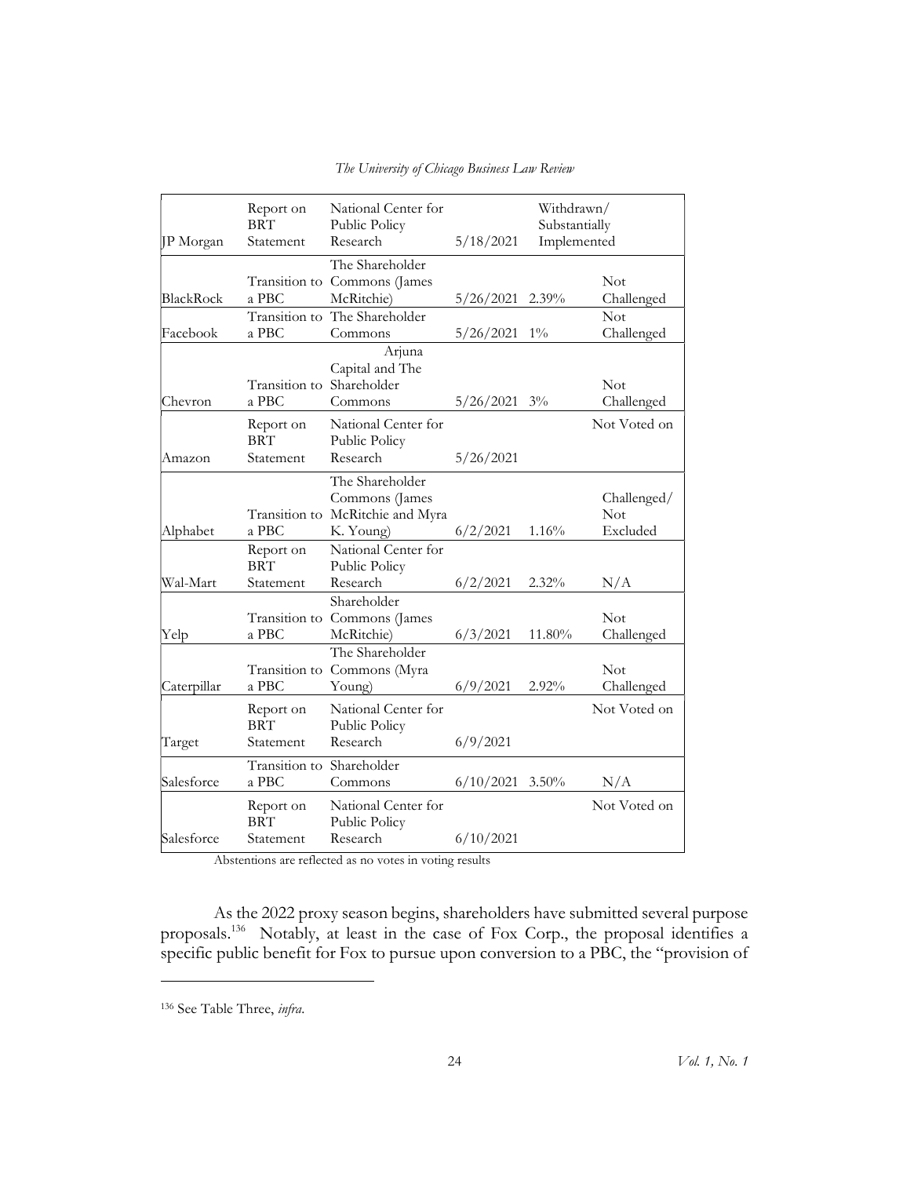| | | | | | |
|---|---|---|---|---|---|
| JP Morgan | Report on BRT Statement | National Center for Public Policy Research | 5/18/2021 | Withdrawn/ Substantially Implemented | |
| BlackRock | Transition to a PBC | The Shareholder Commons (James McRitchie) | 5/26/2021 | 2.39% | Not Challenged |
| Facebook | Transition to a PBC | The Shareholder Commons | 5/26/2021 | 1% | Not Challenged |
| Chevron | Transition to a PBC | Arjuna Capital and The Shareholder Commons | 5/26/2021 | 3% | Not Challenged |
| Amazon | Report on BRT Statement | National Center for Public Policy Research | 5/26/2021 | | Not Voted on |
| Alphabet | Transition to a PBC | The Shareholder Commons (James McRitchie and Myra K. Young) | 6/2/2021 | 1.16% | Challenged/ Not Excluded |
| Wal-Mart | Report on BRT Statement | National Center for Public Policy Research | 6/2/2021 | 2.32% | N/A |
| Yelp | Transition to a PBC | Shareholder Commons (James McRitchie) | 6/3/2021 | 11.80% | Not Challenged |
| Caterpillar | Transition to a PBC | The Shareholder Commons (Myra Young) | 6/9/2021 | 2.92% | Not Challenged |
| Target | Report on BRT Statement | National Center for Public Policy Research | 6/9/2021 | | Not Voted on |
| Salesforce | Transition to a PBC | Shareholder Commons | 6/10/2021 | 3.50% | N/A |
| Salesforce | Report on BRT Statement | National Center for Public Policy Research | 6/10/2021 | | Not Voted on |

Abstentions are reflected as no votes in voting results

As the 2022 proxy season begins, shareholders have submitted several purpose proposals.[136] Notably, at least in the case of Fox Corp., the proposal identifies a specific public benefit for Fox to pursue upon conversion to a PBC, the "provision of

---

[136] See Table Three, *infra*.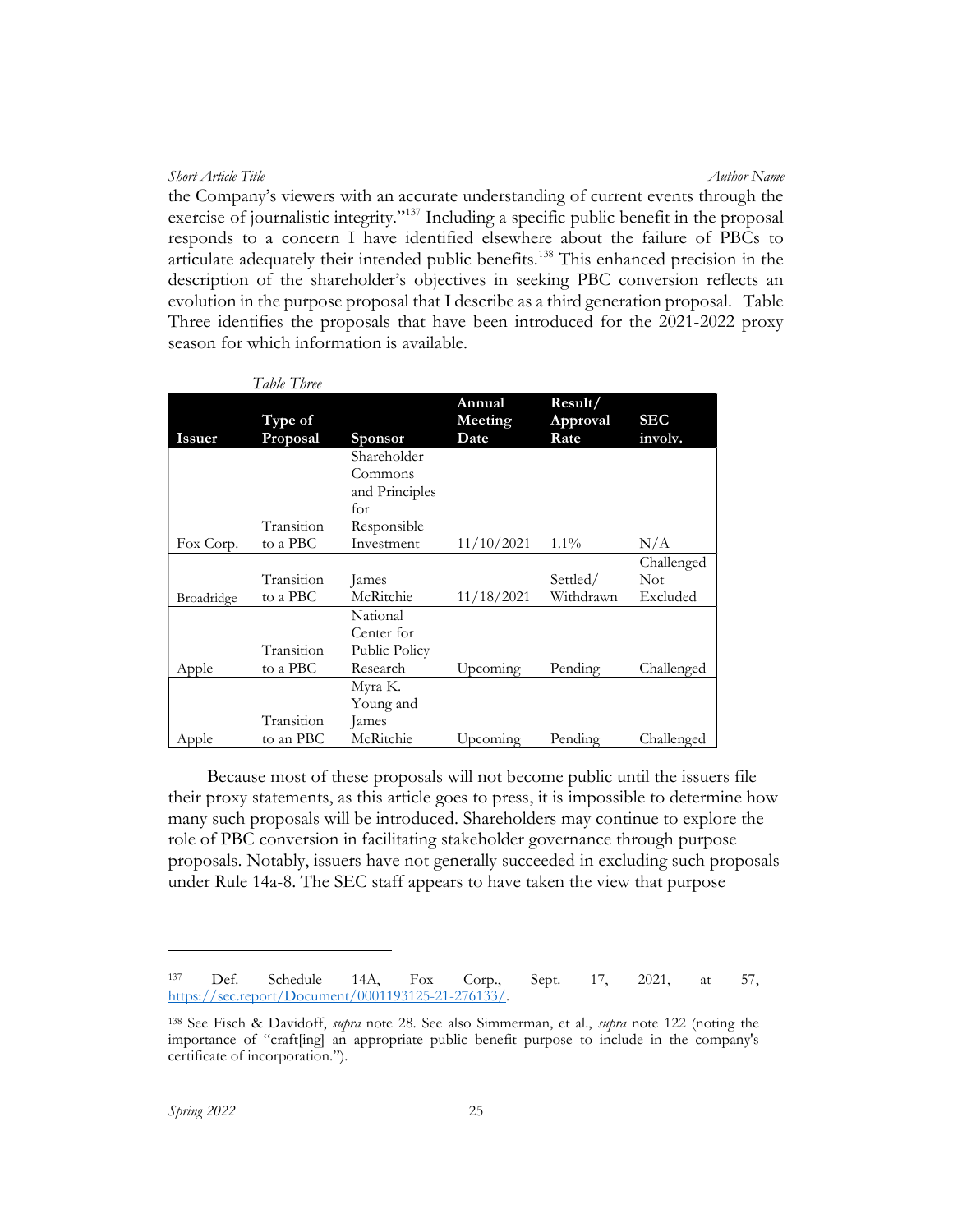the Company's viewers with an accurate understanding of current events through the exercise of journalistic integrity."[137] Including a specific public benefit in the proposal responds to a concern I have identified elsewhere about the failure of PBCs to articulate adequately their intended public benefits.[138] This enhanced precision in the description of the shareholder's objectives in seeking PBC conversion reflects an evolution in the purpose proposal that I describe as a third generation proposal. Table Three identifies the proposals that have been introduced for the 2021-2022 proxy season for which information is available.

*Table Three*

| Issuer | Type of Proposal | Sponsor | Annual Meeting Date | Result/ Approval Rate | SEC involv. |
|---|---|---|---|---|---|
| Fox Corp. | Transition to a PBC | Shareholder Commons and Principles for Responsible Investment | 11/10/2021 | 1.1% | N/A |
| Broadridge | Transition to a PBC | James McRitchie | 11/18/2021 | Settled/ Withdrawn | Challenged Not Excluded |
| Apple | Transition to a PBC | National Center for Public Policy Research | Upcoming | Pending | Challenged |
| Apple | Transition to an PBC | Myra K. Young and James McRitchie | Upcoming | Pending | Challenged |

Because most of these proposals will not become public until the issuers file their proxy statements, as this article goes to press, it is impossible to determine how many such proposals will be introduced. Shareholders may continue to explore the role of PBC conversion in facilitating stakeholder governance through purpose proposals. Notably, issuers have not generally succeeded in excluding such proposals under Rule 14a-8. The SEC staff appears to have taken the view that purpose

---

[137] Def. Schedule 14A, Fox Corp., Sept. 17, 2021, at 57, https://sec.report/Document/0001193125-21-276133/.

[138] See Fisch & Davidoff, *supra* note 28. See also Simmerman, et al., *supra* note 122 (noting the importance of "craft[ing] an appropriate public benefit purpose to include in the company's certificate of incorporation.").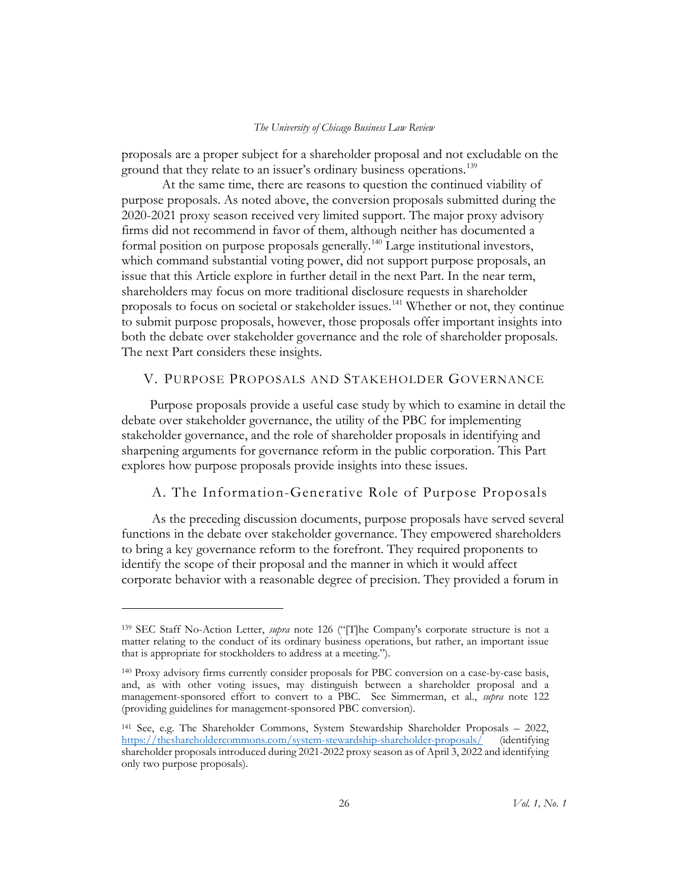proposals are a proper subject for a shareholder proposal and not excludable on the ground that they relate to an issuer's ordinary business operations.[139]

At the same time, there are reasons to question the continued viability of purpose proposals. As noted above, the conversion proposals submitted during the 2020-2021 proxy season received very limited support. The major proxy advisory firms did not recommend in favor of them, although neither has documented a formal position on purpose proposals generally.[140] Large institutional investors, which command substantial voting power, did not support purpose proposals, an issue that this Article explore in further detail in the next Part. In the near term, shareholders may focus on more traditional disclosure requests in shareholder proposals to focus on societal or stakeholder issues.[141] Whether or not, they continue to submit purpose proposals, however, those proposals offer important insights into both the debate over stakeholder governance and the role of shareholder proposals. The next Part considers these insights.

## V. Purpose Proposals and Stakeholder Governance

Purpose proposals provide a useful case study by which to examine in detail the debate over stakeholder governance, the utility of the PBC for implementing stakeholder governance, and the role of shareholder proposals in identifying and sharpening arguments for governance reform in the public corporation. This Part explores how purpose proposals provide insights into these issues.

### A. The Information-Generative Role of Purpose Proposals

As the preceding discussion documents, purpose proposals have served several functions in the debate over stakeholder governance. They empowered shareholders to bring a key governance reform to the forefront. They required proponents to identify the scope of their proposal and the manner in which it would affect corporate behavior with a reasonable degree of precision. They provided a forum in

---

[139] SEC Staff No-Action Letter, *supra* note 126 ("[T]he Company's corporate structure is not a matter relating to the conduct of its ordinary business operations, but rather, an important issue that is appropriate for stockholders to address at a meeting.").

[140] Proxy advisory firms currently consider proposals for PBC conversion on a case-by-case basis, and, as with other voting issues, may distinguish between a shareholder proposal and a management-sponsored effort to convert to a PBC. See Simmerman, et al., *supra* note 122 (providing guidelines for management-sponsored PBC conversion).

[141] See, e.g. The Shareholder Commons, System Stewardship Shareholder Proposals – 2022, https://theshareholdercommons.com/system-stewardship-shareholder-proposals/ (identifying shareholder proposals introduced during 2021-2022 proxy season as of April 3, 2022 and identifying only two purpose proposals).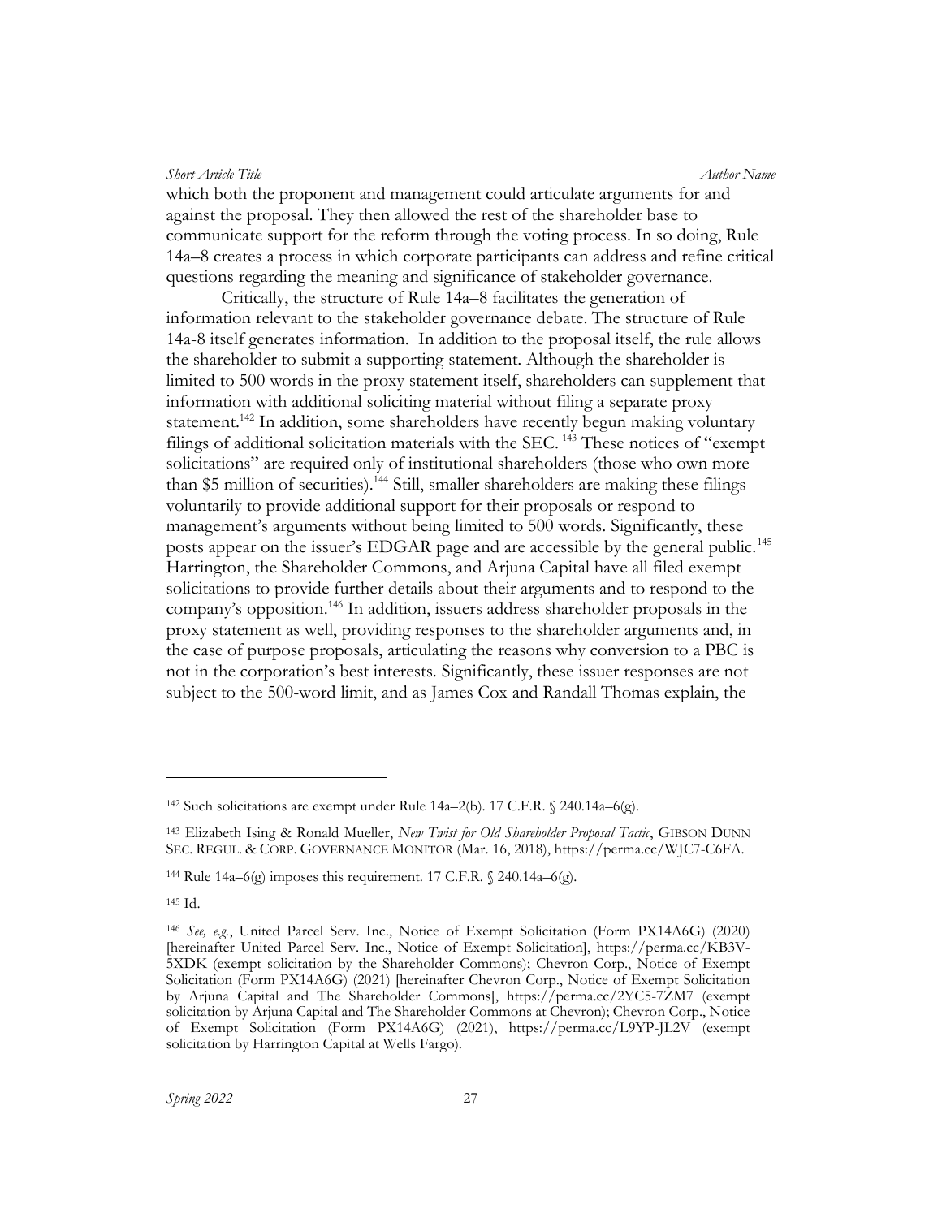which both the proponent and management could articulate arguments for and against the proposal. They then allowed the rest of the shareholder base to communicate support for the reform through the voting process. In so doing, Rule 14a–8 creates a process in which corporate participants can address and refine critical questions regarding the meaning and significance of stakeholder governance.

Critically, the structure of Rule 14a–8 facilitates the generation of information relevant to the stakeholder governance debate. The structure of Rule 14a-8 itself generates information. In addition to the proposal itself, the rule allows the shareholder to submit a supporting statement. Although the shareholder is limited to 500 words in the proxy statement itself, shareholders can supplement that information with additional soliciting material without filing a separate proxy statement.[142] In addition, some shareholders have recently begun making voluntary filings of additional solicitation materials with the SEC.[143] These notices of "exempt solicitations" are required only of institutional shareholders (those who own more than $5 million of securities).[144] Still, smaller shareholders are making these filings voluntarily to provide additional support for their proposals or respond to management's arguments without being limited to 500 words. Significantly, these posts appear on the issuer's EDGAR page and are accessible by the general public.[145] Harrington, the Shareholder Commons, and Arjuna Capital have all filed exempt solicitations to provide further details about their arguments and to respond to the company's opposition.[146] In addition, issuers address shareholder proposals in the proxy statement as well, providing responses to the shareholder arguments and, in the case of purpose proposals, articulating the reasons why conversion to a PBC is not in the corporation's best interests. Significantly, these issuer responses are not subject to the 500-word limit, and as James Cox and Randall Thomas explain, the

---

[142] Such solicitations are exempt under Rule 14a–2(b). 17 C.F.R. § 240.14a–6(g).

[143] Elizabeth Ising & Ronald Mueller, *New Twist for Old Shareholder Proposal Tactic*, GIBSON DUNN SEC. REGUL. & CORP. GOVERNANCE MONITOR (Mar. 16, 2018), https://perma.cc/WJC7-C6FA.

[144] Rule 14a–6(g) imposes this requirement. 17 C.F.R. § 240.14a–6(g).

[145] Id.

[146] *See, e.g.*, United Parcel Serv. Inc., Notice of Exempt Solicitation (Form PX14A6G) (2020) [hereinafter United Parcel Serv. Inc., Notice of Exempt Solicitation], https://perma.cc/KB3V-5XDK (exempt solicitation by the Shareholder Commons); Chevron Corp., Notice of Exempt Solicitation (Form PX14A6G) (2021) [hereinafter Chevron Corp., Notice of Exempt Solicitation by Arjuna Capital and The Shareholder Commons], https://perma.cc/2YC5-7ZM7 (exempt solicitation by Arjuna Capital and The Shareholder Commons at Chevron); Chevron Corp., Notice of Exempt Solicitation (Form PX14A6G) (2021), https://perma.cc/L9YP-JL2V (exempt solicitation by Harrington Capital at Wells Fargo).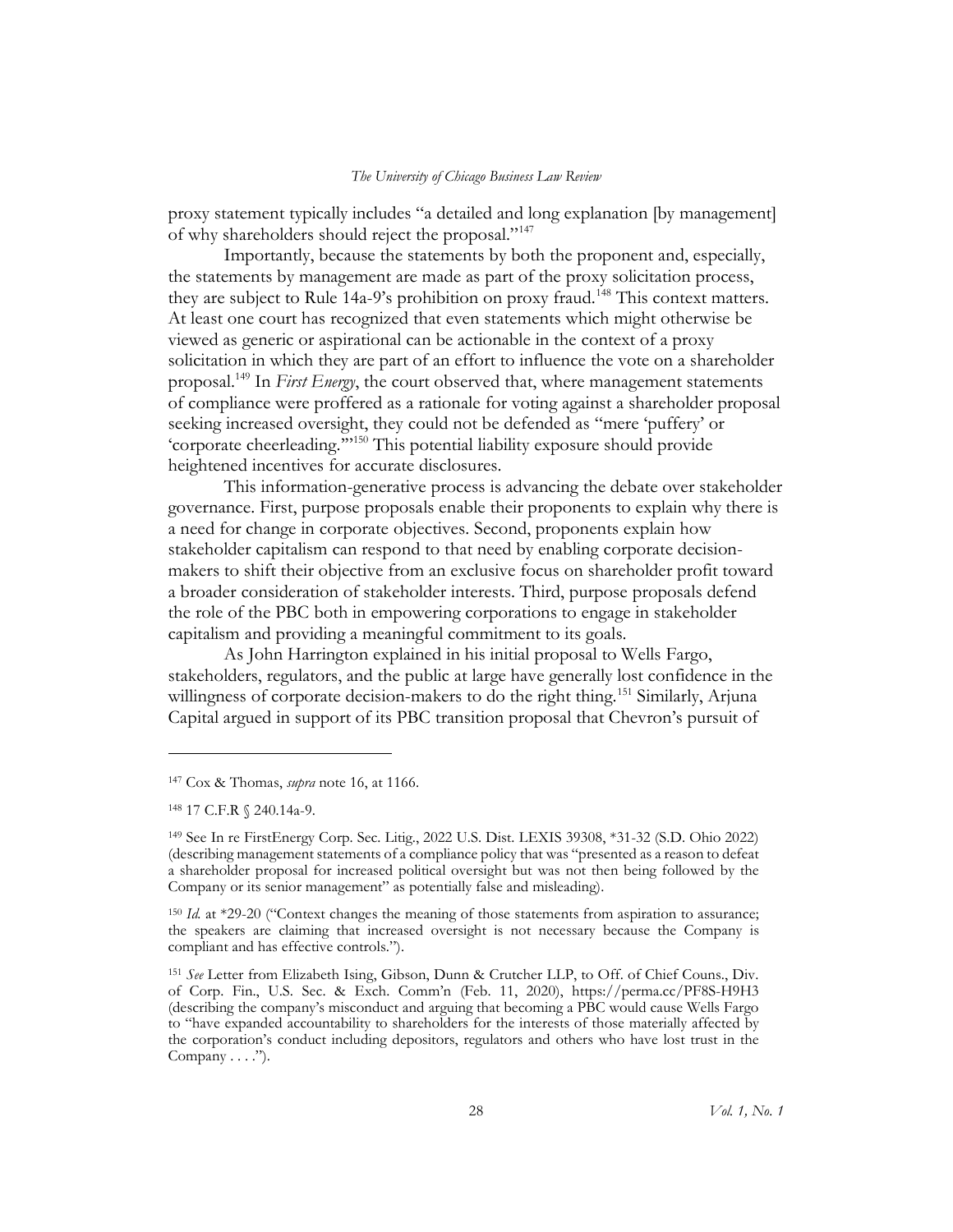proxy statement typically includes "a detailed and long explanation [by management] of why shareholders should reject the proposal."[147]

Importantly, because the statements by both the proponent and, especially, the statements by management are made as part of the proxy solicitation process, they are subject to Rule 14a-9's prohibition on proxy fraud.[148] This context matters. At least one court has recognized that even statements which might otherwise be viewed as generic or aspirational can be actionable in the context of a proxy solicitation in which they are part of an effort to influence the vote on a shareholder proposal.[149] In *First Energy*, the court observed that, where management statements of compliance were proffered as a rationale for voting against a shareholder proposal seeking increased oversight, they could not be defended as "mere 'puffery' or 'corporate cheerleading.'"[150] This potential liability exposure should provide heightened incentives for accurate disclosures.

This information-generative process is advancing the debate over stakeholder governance. First, purpose proposals enable their proponents to explain why there is a need for change in corporate objectives. Second, proponents explain how stakeholder capitalism can respond to that need by enabling corporate decision-makers to shift their objective from an exclusive focus on shareholder profit toward a broader consideration of stakeholder interests. Third, purpose proposals defend the role of the PBC both in empowering corporations to engage in stakeholder capitalism and providing a meaningful commitment to its goals.

As John Harrington explained in his initial proposal to Wells Fargo, stakeholders, regulators, and the public at large have generally lost confidence in the willingness of corporate decision-makers to do the right thing.[151] Similarly, Arjuna Capital argued in support of its PBC transition proposal that Chevron's pursuit of

---

[147] Cox & Thomas, *supra* note 16, at 1166.

[148] 17 C.F.R § 240.14a-9.

[149] See In re FirstEnergy Corp. Sec. Litig., 2022 U.S. Dist. LEXIS 39308, *31-32 (S.D. Ohio 2022) (describing management statements of a compliance policy that was "presented as a reason to defeat a shareholder proposal for increased political oversight but was not then being followed by the Company or its senior management" as potentially false and misleading).

[150] *Id.* at *29-20 ("Context changes the meaning of those statements from aspiration to assurance; the speakers are claiming that increased oversight is not necessary because the Company is compliant and has effective controls.").

[151] *See* Letter from Elizabeth Ising, Gibson, Dunn & Crutcher LLP, to Off. of Chief Couns., Div. of Corp. Fin., U.S. Sec. & Exch. Comm'n (Feb. 11, 2020), https://perma.cc/PF8S-H9H3 (describing the company's misconduct and arguing that becoming a PBC would cause Wells Fargo to "have expanded accountability to shareholders for the interests of those materially affected by the corporation's conduct including depositors, regulators and others who have lost trust in the Company . . . .").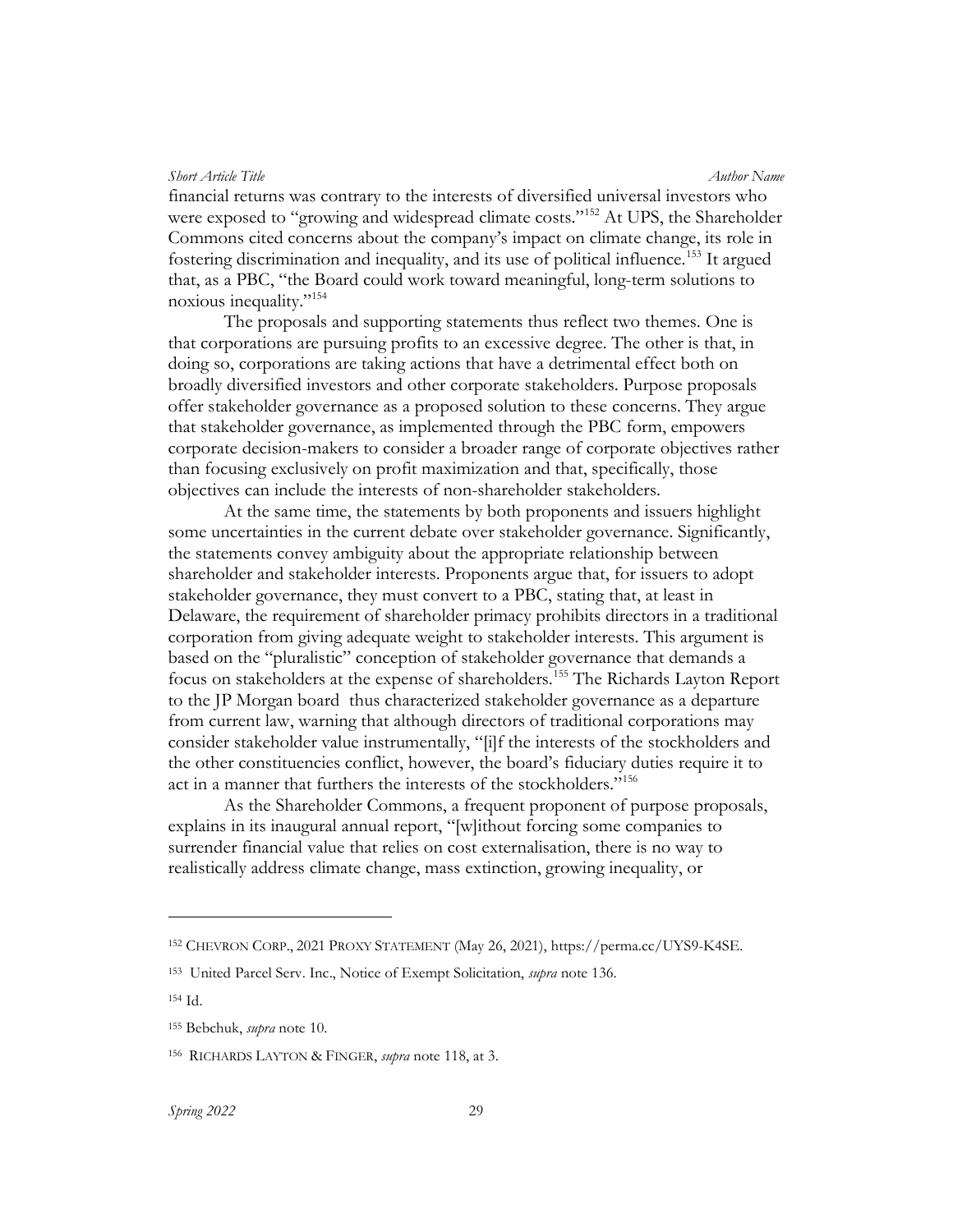financial returns was contrary to the interests of diversified universal investors who were exposed to "growing and widespread climate costs."[152] At UPS, the Shareholder Commons cited concerns about the company's impact on climate change, its role in fostering discrimination and inequality, and its use of political influence.[153] It argued that, as a PBC, "the Board could work toward meaningful, long-term solutions to noxious inequality."[154]

The proposals and supporting statements thus reflect two themes. One is that corporations are pursuing profits to an excessive degree. The other is that, in doing so, corporations are taking actions that have a detrimental effect both on broadly diversified investors and other corporate stakeholders. Purpose proposals offer stakeholder governance as a proposed solution to these concerns. They argue that stakeholder governance, as implemented through the PBC form, empowers corporate decision-makers to consider a broader range of corporate objectives rather than focusing exclusively on profit maximization and that, specifically, those objectives can include the interests of non-shareholder stakeholders.

At the same time, the statements by both proponents and issuers highlight some uncertainties in the current debate over stakeholder governance. Significantly, the statements convey ambiguity about the appropriate relationship between shareholder and stakeholder interests. Proponents argue that, for issuers to adopt stakeholder governance, they must convert to a PBC, stating that, at least in Delaware, the requirement of shareholder primacy prohibits directors in a traditional corporation from giving adequate weight to stakeholder interests. This argument is based on the "pluralistic" conception of stakeholder governance that demands a focus on stakeholders at the expense of shareholders.[155] The Richards Layton Report to the JP Morgan board thus characterized stakeholder governance as a departure from current law, warning that although directors of traditional corporations may consider stakeholder value instrumentally, "[i]f the interests of the stockholders and the other constituencies conflict, however, the board's fiduciary duties require it to act in a manner that furthers the interests of the stockholders."[156]

As the Shareholder Commons, a frequent proponent of purpose proposals, explains in its inaugural annual report, "[w]ithout forcing some companies to surrender financial value that relies on cost externalisation, there is no way to realistically address climate change, mass extinction, growing inequality, or

---

[152] CHEVRON CORP., 2021 PROXY STATEMENT (May 26, 2021), https://perma.cc/UYS9-K4SE.

[153] United Parcel Serv. Inc., Notice of Exempt Solicitation, *supra* note 136.

[154] Id.

[155] Bebchuk, *supra* note 10.

[156] RICHARDS LAYTON & FINGER, *supra* note 118, at 3.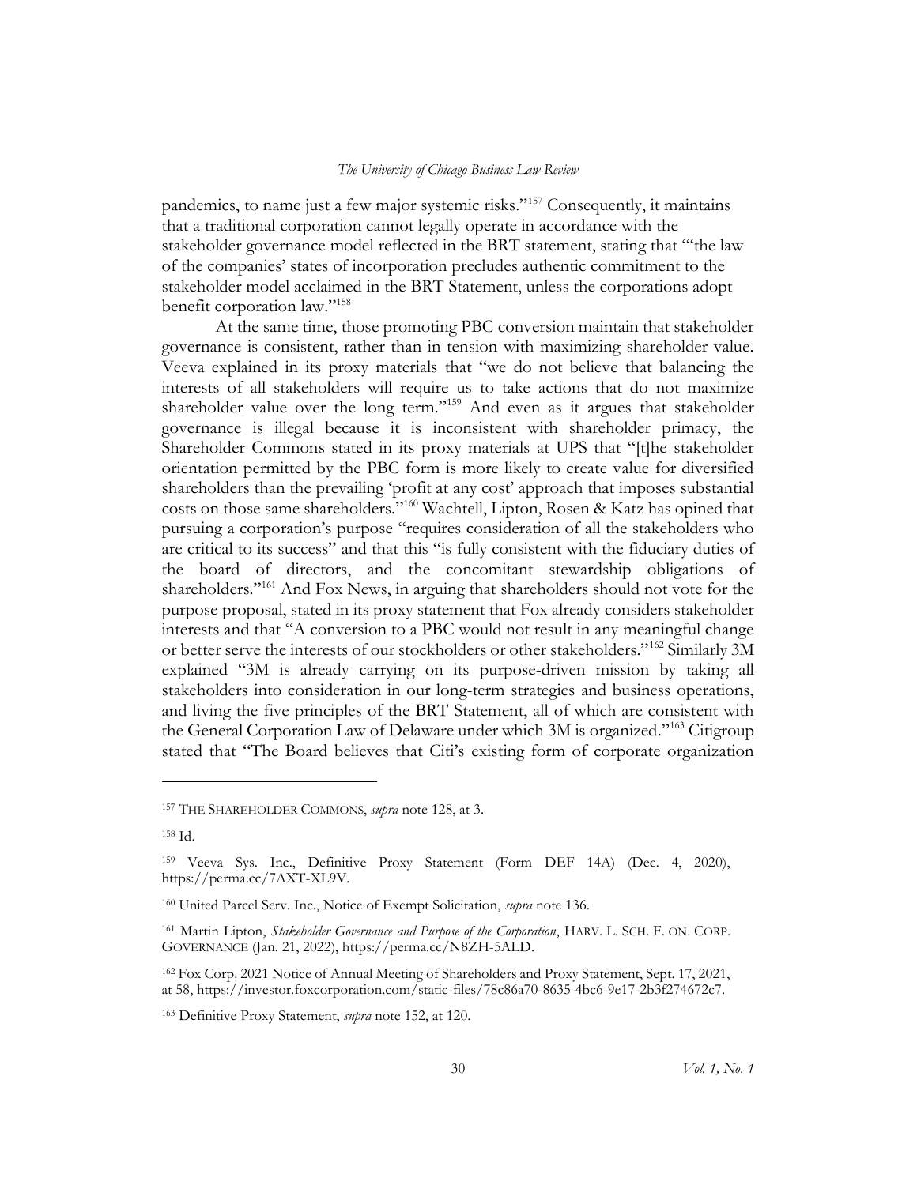pandemics, to name just a few major systemic risks."[157] Consequently, it maintains that a traditional corporation cannot legally operate in accordance with the stakeholder governance model reflected in the BRT statement, stating that "'the law of the companies' states of incorporation precludes authentic commitment to the stakeholder model acclaimed in the BRT Statement, unless the corporations adopt benefit corporation law."[158]

At the same time, those promoting PBC conversion maintain that stakeholder governance is consistent, rather than in tension with maximizing shareholder value. Veeva explained in its proxy materials that "we do not believe that balancing the interests of all stakeholders will require us to take actions that do not maximize shareholder value over the long term."[159] And even as it argues that stakeholder governance is illegal because it is inconsistent with shareholder primacy, the Shareholder Commons stated in its proxy materials at UPS that "[t]he stakeholder orientation permitted by the PBC form is more likely to create value for diversified shareholders than the prevailing 'profit at any cost' approach that imposes substantial costs on those same shareholders."[160] Wachtell, Lipton, Rosen & Katz has opined that pursuing a corporation's purpose "requires consideration of all the stakeholders who are critical to its success" and that this "is fully consistent with the fiduciary duties of the board of directors, and the concomitant stewardship obligations of shareholders."[161] And Fox News, in arguing that shareholders should not vote for the purpose proposal, stated in its proxy statement that Fox already considers stakeholder interests and that "A conversion to a PBC would not result in any meaningful change or better serve the interests of our stockholders or other stakeholders."[162] Similarly 3M explained "3M is already carrying on its purpose-driven mission by taking all stakeholders into consideration in our long-term strategies and business operations, and living the five principles of the BRT Statement, all of which are consistent with the General Corporation Law of Delaware under which 3M is organized."[163] Citigroup stated that "The Board believes that Citi's existing form of corporate organization

---

[157] THE SHAREHOLDER COMMONS, *supra* note 128, at 3.

[158] Id.

[159] Veeva Sys. Inc., Definitive Proxy Statement (Form DEF 14A) (Dec. 4, 2020), https://perma.cc/7AXT-XL9V.

[160] United Parcel Serv. Inc., Notice of Exempt Solicitation, *supra* note 136.

[161] Martin Lipton, *Stakeholder Governance and Purpose of the Corporation*, HARV. L. SCH. F. ON. CORP. GOVERNANCE (Jan. 21, 2022), https://perma.cc/N8ZH-5ALD.

[162] Fox Corp. 2021 Notice of Annual Meeting of Shareholders and Proxy Statement, Sept. 17, 2021, at 58, https://investor.foxcorporation.com/static-files/78c86a70-8635-4bc6-9e17-2b3f274672c7.

[163] Definitive Proxy Statement, *supra* note 152, at 120.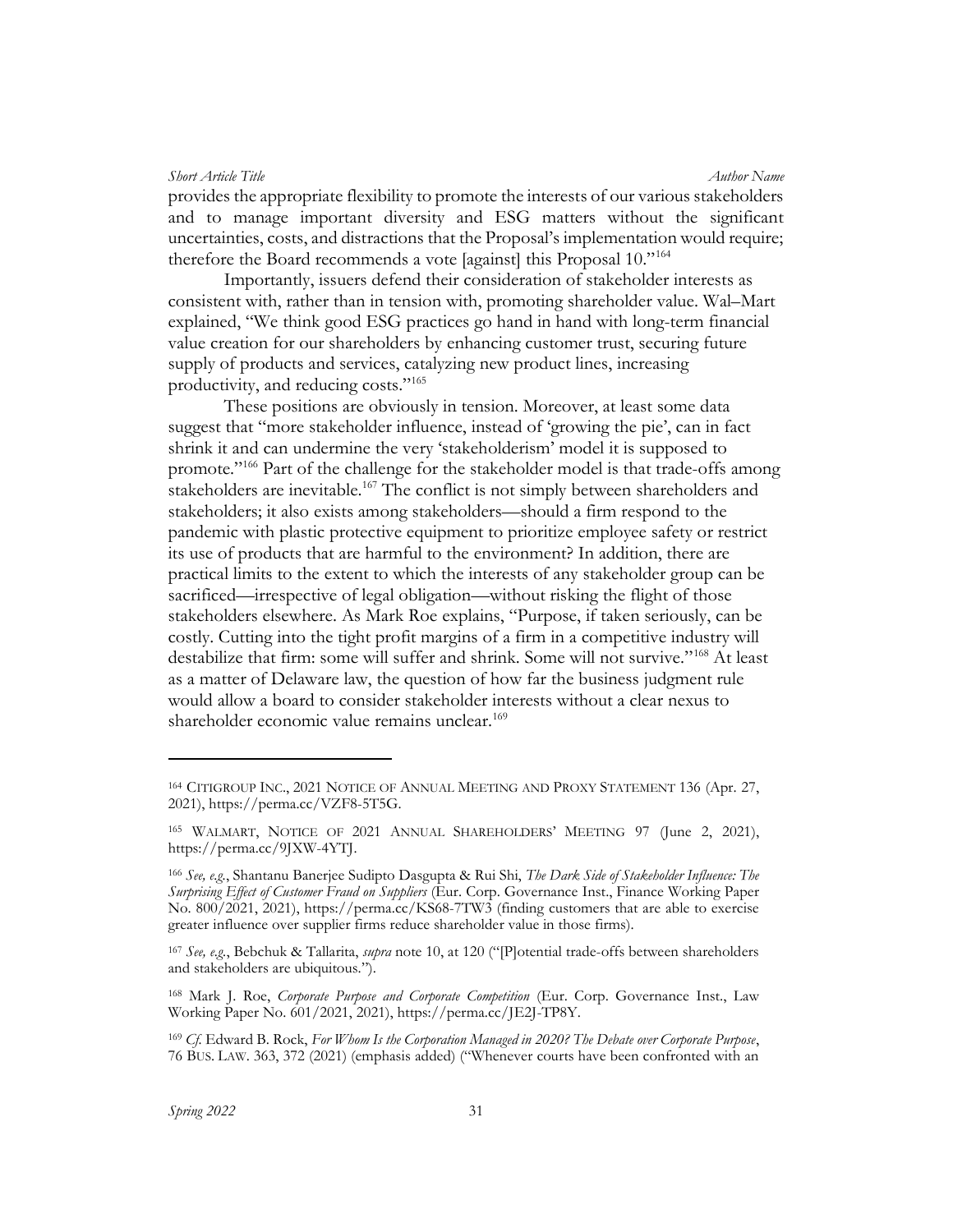provides the appropriate flexibility to promote the interests of our various stakeholders and to manage important diversity and ESG matters without the significant uncertainties, costs, and distractions that the Proposal's implementation would require; therefore the Board recommends a vote [against] this Proposal 10."[164]

Importantly, issuers defend their consideration of stakeholder interests as consistent with, rather than in tension with, promoting shareholder value. Wal–Mart explained, "We think good ESG practices go hand in hand with long-term financial value creation for our shareholders by enhancing customer trust, securing future supply of products and services, catalyzing new product lines, increasing productivity, and reducing costs."[165]

These positions are obviously in tension. Moreover, at least some data suggest that "more stakeholder influence, instead of 'growing the pie', can in fact shrink it and can undermine the very 'stakeholderism' model it is supposed to promote."[166] Part of the challenge for the stakeholder model is that trade-offs among stakeholders are inevitable.[167] The conflict is not simply between shareholders and stakeholders; it also exists among stakeholders—should a firm respond to the pandemic with plastic protective equipment to prioritize employee safety or restrict its use of products that are harmful to the environment? In addition, there are practical limits to the extent to which the interests of any stakeholder group can be sacrificed—irrespective of legal obligation—without risking the flight of those stakeholders elsewhere. As Mark Roe explains, "Purpose, if taken seriously, can be costly. Cutting into the tight profit margins of a firm in a competitive industry will destabilize that firm: some will suffer and shrink. Some will not survive."[168] At least as a matter of Delaware law, the question of how far the business judgment rule would allow a board to consider stakeholder interests without a clear nexus to shareholder economic value remains unclear.[169]

---

[164] CITIGROUP INC., 2021 NOTICE OF ANNUAL MEETING AND PROXY STATEMENT 136 (Apr. 27, 2021), https://perma.cc/VZF8-5T5G.

[165] WALMART, NOTICE OF 2021 ANNUAL SHAREHOLDERS' MEETING 97 (June 2, 2021), https://perma.cc/9JXW-4YTJ.

[166] *See, e.g.*, Shantanu Banerjee Sudipto Dasgupta & Rui Shi, *The Dark Side of Stakeholder Influence: The Surprising Effect of Customer Fraud on Suppliers* (Eur. Corp. Governance Inst., Finance Working Paper No. 800/2021, 2021), https://perma.cc/KS68-7TW3 (finding customers that are able to exercise greater influence over supplier firms reduce shareholder value in those firms).

[167] *See, e.g.*, Bebchuk & Tallarita, *supra* note 10, at 120 ("[P]otential trade-offs between shareholders and stakeholders are ubiquitous.").

[168] Mark J. Roe, *Corporate Purpose and Corporate Competition* (Eur. Corp. Governance Inst., Law Working Paper No. 601/2021, 2021), https://perma.cc/JE2J-TP8Y.

[169] *Cf.* Edward B. Rock, *For Whom Is the Corporation Managed in 2020? The Debate over Corporate Purpose*, 76 BUS. LAW. 363, 372 (2021) (emphasis added) ("Whenever courts have been confronted with an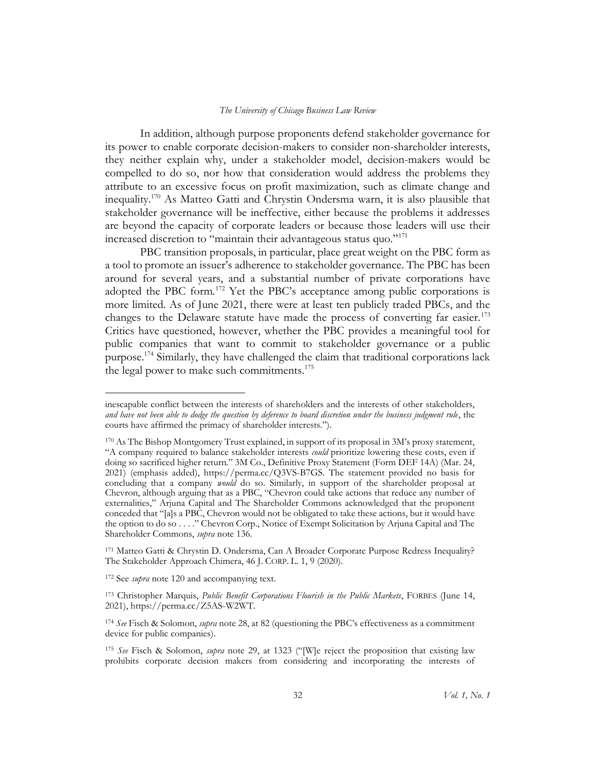In addition, although purpose proponents defend stakeholder governance for its power to enable corporate decision-makers to consider non-shareholder interests, they neither explain why, under a stakeholder model, decision-makers would be compelled to do so, nor how that consideration would address the problems they attribute to an excessive focus on profit maximization, such as climate change and inequality.[170] As Matteo Gatti and Chrystin Ondersma warn, it is also plausible that stakeholder governance will be ineffective, either because the problems it addresses are beyond the capacity of corporate leaders or because those leaders will use their increased discretion to "maintain their advantageous status quo."[171]

PBC transition proposals, in particular, place great weight on the PBC form as a tool to promote an issuer's adherence to stakeholder governance. The PBC has been around for several years, and a substantial number of private corporations have adopted the PBC form.[172] Yet the PBC's acceptance among public corporations is more limited. As of June 2021, there were at least ten publicly traded PBCs, and the changes to the Delaware statute have made the process of converting far easier.[173] Critics have questioned, however, whether the PBC provides a meaningful tool for public companies that want to commit to stakeholder governance or a public purpose.[174] Similarly, they have challenged the claim that traditional corporations lack the legal power to make such commitments.[175]

---

inescapable conflict between the interests of shareholders and the interests of other stakeholders, *and have not been able to dodge the question by deference to board discretion under the business judgment rule*, the courts have affirmed the primacy of shareholder interests.").

[170] As The Bishop Montgomery Trust explained, in support of its proposal in 3M's proxy statement, "A company required to balance stakeholder interests *could* prioritize lowering these costs, even if doing so sacrificed higher return." 3M Co., Definitive Proxy Statement (Form DEF 14A) (Mar. 24, 2021) (emphasis added), https://perma.cc/Q3VS-B7GS. The statement provided no basis for concluding that a company *would* do so. Similarly, in support of the shareholder proposal at Chevron, although arguing that as a PBC, "Chevron could take actions that reduce any number of externalities," Arjuna Capital and The Shareholder Commons acknowledged that the proponent conceded that "[a]s a PBC, Chevron would not be obligated to take these actions, but it would have the option to do so . . . ." Chevron Corp., Notice of Exempt Solicitation by Arjuna Capital and The Shareholder Commons, *supra* note 136.

[171] Matteo Gatti & Chrystin D. Ondersma, Can A Broader Corporate Purpose Redress Inequality? The Stakeholder Approach Chimera, 46 J. CORP. L. 1, 9 (2020).

[172] See *supra* note 120 and accompanying text.

[173] Christopher Marquis, *Public Benefit Corporations Flourish in the Public Markets*, FORBES (June 14, 2021), https://perma.cc/Z5AS-W2WT.

[174] *See* Fisch & Solomon, *supra* note 28, at 82 (questioning the PBC's effectiveness as a commitment device for public companies).

[175] *See* Fisch & Solomon, *supra* note 29, at 1323 ("[W]e reject the proposition that existing law prohibits corporate decision makers from considering and incorporating the interests of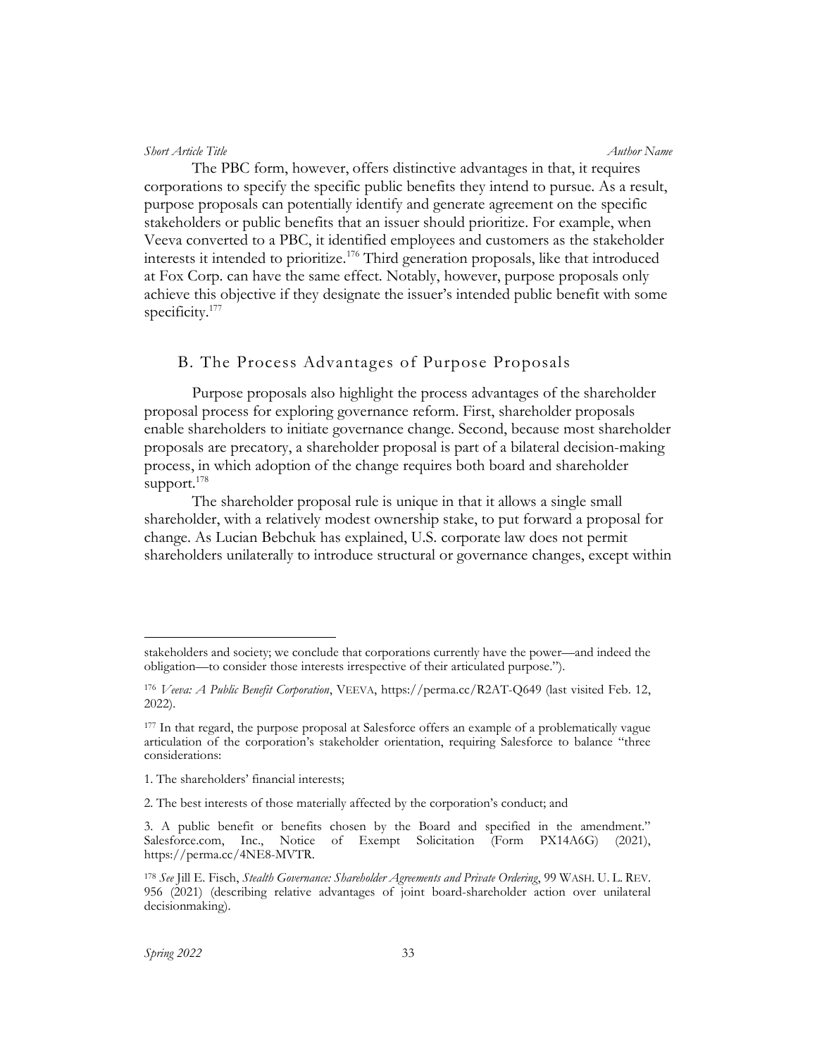The PBC form, however, offers distinctive advantages in that, it requires corporations to specify the specific public benefits they intend to pursue. As a result, purpose proposals can potentially identify and generate agreement on the specific stakeholders or public benefits that an issuer should prioritize. For example, when Veeva converted to a PBC, it identified employees and customers as the stakeholder interests it intended to prioritize.[176] Third generation proposals, like that introduced at Fox Corp. can have the same effect. Notably, however, purpose proposals only achieve this objective if they designate the issuer's intended public benefit with some specificity.[177]

## B. The Process Advantages of Purpose Proposals

Purpose proposals also highlight the process advantages of the shareholder proposal process for exploring governance reform. First, shareholder proposals enable shareholders to initiate governance change. Second, because most shareholder proposals are precatory, a shareholder proposal is part of a bilateral decision-making process, in which adoption of the change requires both board and shareholder support.[178]

The shareholder proposal rule is unique in that it allows a single small shareholder, with a relatively modest ownership stake, to put forward a proposal for change. As Lucian Bebchuk has explained, U.S. corporate law does not permit shareholders unilaterally to introduce structural or governance changes, except within

---

stakeholders and society; we conclude that corporations currently have the power—and indeed the obligation—to consider those interests irrespective of their articulated purpose.").

[176] *Veeva: A Public Benefit Corporation*, VEEVA, https://perma.cc/R2AT-Q649 (last visited Feb. 12, 2022).

[177] In that regard, the purpose proposal at Salesforce offers an example of a problematically vague articulation of the corporation's stakeholder orientation, requiring Salesforce to balance "three considerations:

1. The shareholders' financial interests;

2. The best interests of those materially affected by the corporation's conduct; and

3. A public benefit or benefits chosen by the Board and specified in the amendment." Salesforce.com, Inc., Notice of Exempt Solicitation (Form PX14A6G) (2021), https://perma.cc/4NE8-MVTR.

[178] *See* Jill E. Fisch, *Stealth Governance: Shareholder Agreements and Private Ordering*, 99 WASH. U. L. REV. 956 (2021) (describing relative advantages of joint board-shareholder action over unilateral decisionmaking).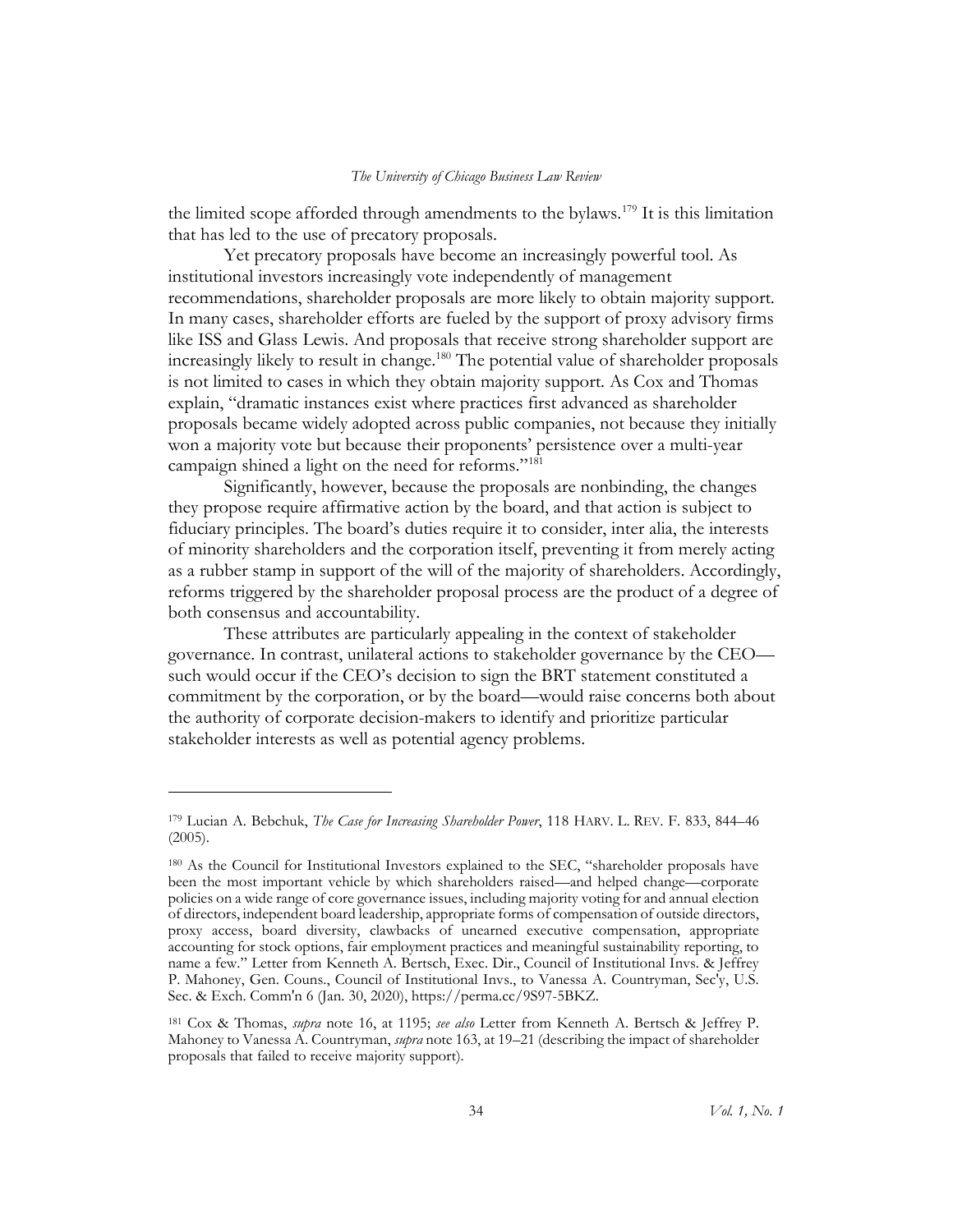the limited scope afforded through amendments to the bylaws.[179] It is this limitation that has led to the use of precatory proposals.

Yet precatory proposals have become an increasingly powerful tool. As institutional investors increasingly vote independently of management recommendations, shareholder proposals are more likely to obtain majority support. In many cases, shareholder efforts are fueled by the support of proxy advisory firms like ISS and Glass Lewis. And proposals that receive strong shareholder support are increasingly likely to result in change.[180] The potential value of shareholder proposals is not limited to cases in which they obtain majority support. As Cox and Thomas explain, "dramatic instances exist where practices first advanced as shareholder proposals became widely adopted across public companies, not because they initially won a majority vote but because their proponents' persistence over a multi-year campaign shined a light on the need for reforms."[181]

Significantly, however, because the proposals are nonbinding, the changes they propose require affirmative action by the board, and that action is subject to fiduciary principles. The board's duties require it to consider, inter alia, the interests of minority shareholders and the corporation itself, preventing it from merely acting as a rubber stamp in support of the will of the majority of shareholders. Accordingly, reforms triggered by the shareholder proposal process are the product of a degree of both consensus and accountability.

These attributes are particularly appealing in the context of stakeholder governance. In contrast, unilateral actions to stakeholder governance by the CEO—such would occur if the CEO's decision to sign the BRT statement constituted a commitment by the corporation, or by the board—would raise concerns both about the authority of corporate decision-makers to identify and prioritize particular stakeholder interests as well as potential agency problems.

---

[179] Lucian A. Bebchuk, *The Case for Increasing Shareholder Power*, 118 HARV. L. REV. F. 833, 844–46 (2005).

[180] As the Council for Institutional Investors explained to the SEC, "shareholder proposals have been the most important vehicle by which shareholders raised—and helped change—corporate policies on a wide range of core governance issues, including majority voting for and annual election of directors, independent board leadership, appropriate forms of compensation of outside directors, proxy access, board diversity, clawbacks of unearned executive compensation, appropriate accounting for stock options, fair employment practices and meaningful sustainability reporting, to name a few." Letter from Kenneth A. Bertsch, Exec. Dir., Council of Institutional Invs. & Jeffrey P. Mahoney, Gen. Couns., Council of Institutional Invs., to Vanessa A. Countryman, Sec'y, U.S. Sec. & Exch. Comm'n 6 (Jan. 30, 2020), https://perma.cc/9S97-5BKZ.

[181] Cox & Thomas, *supra* note 16, at 1195; *see also* Letter from Kenneth A. Bertsch & Jeffrey P. Mahoney to Vanessa A. Countryman, *supra* note 163, at 19–21 (describing the impact of shareholder proposals that failed to receive majority support).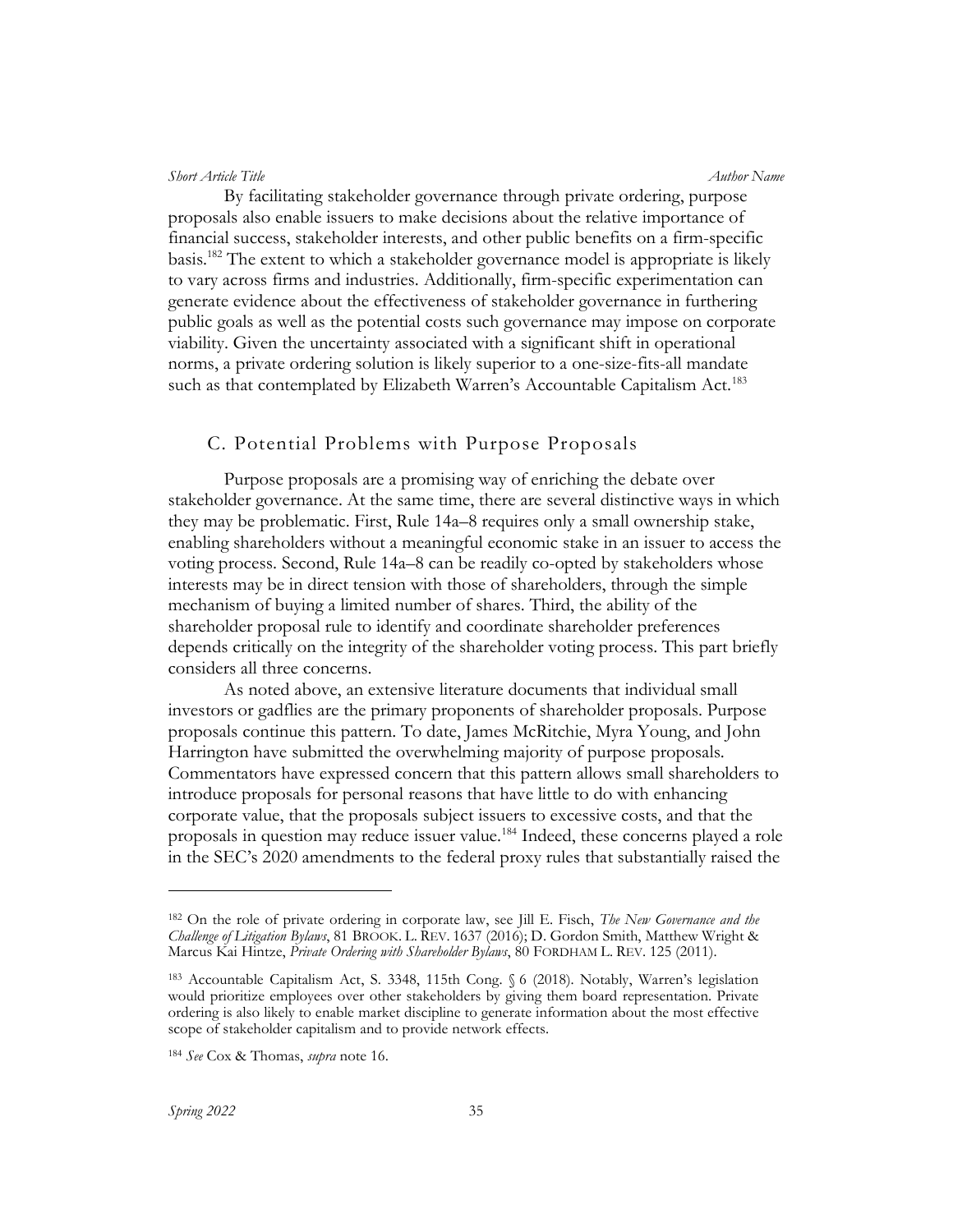By facilitating stakeholder governance through private ordering, purpose proposals also enable issuers to make decisions about the relative importance of financial success, stakeholder interests, and other public benefits on a firm-specific basis.[182] The extent to which a stakeholder governance model is appropriate is likely to vary across firms and industries. Additionally, firm-specific experimentation can generate evidence about the effectiveness of stakeholder governance in furthering public goals as well as the potential costs such governance may impose on corporate viability. Given the uncertainty associated with a significant shift in operational norms, a private ordering solution is likely superior to a one-size-fits-all mandate such as that contemplated by Elizabeth Warren's Accountable Capitalism Act.[183]

## C. Potential Problems with Purpose Proposals

Purpose proposals are a promising way of enriching the debate over stakeholder governance. At the same time, there are several distinctive ways in which they may be problematic. First, Rule 14a–8 requires only a small ownership stake, enabling shareholders without a meaningful economic stake in an issuer to access the voting process. Second, Rule 14a–8 can be readily co-opted by stakeholders whose interests may be in direct tension with those of shareholders, through the simple mechanism of buying a limited number of shares. Third, the ability of the shareholder proposal rule to identify and coordinate shareholder preferences depends critically on the integrity of the shareholder voting process. This part briefly considers all three concerns.

As noted above, an extensive literature documents that individual small investors or gadflies are the primary proponents of shareholder proposals. Purpose proposals continue this pattern. To date, James McRitchie, Myra Young, and John Harrington have submitted the overwhelming majority of purpose proposals. Commentators have expressed concern that this pattern allows small shareholders to introduce proposals for personal reasons that have little to do with enhancing corporate value, that the proposals subject issuers to excessive costs, and that the proposals in question may reduce issuer value.[184] Indeed, these concerns played a role in the SEC's 2020 amendments to the federal proxy rules that substantially raised the

---

[182] On the role of private ordering in corporate law, see Jill E. Fisch, *The New Governance and the Challenge of Litigation Bylaws*, 81 BROOK. L. REV. 1637 (2016); D. Gordon Smith, Matthew Wright & Marcus Kai Hintze, *Private Ordering with Shareholder Bylaws*, 80 FORDHAM L. REV. 125 (2011).

[183] Accountable Capitalism Act, S. 3348, 115th Cong. § 6 (2018). Notably, Warren's legislation would prioritize employees over other stakeholders by giving them board representation. Private ordering is also likely to enable market discipline to generate information about the most effective scope of stakeholder capitalism and to provide network effects.

[184] *See* Cox & Thomas, *supra* note 16.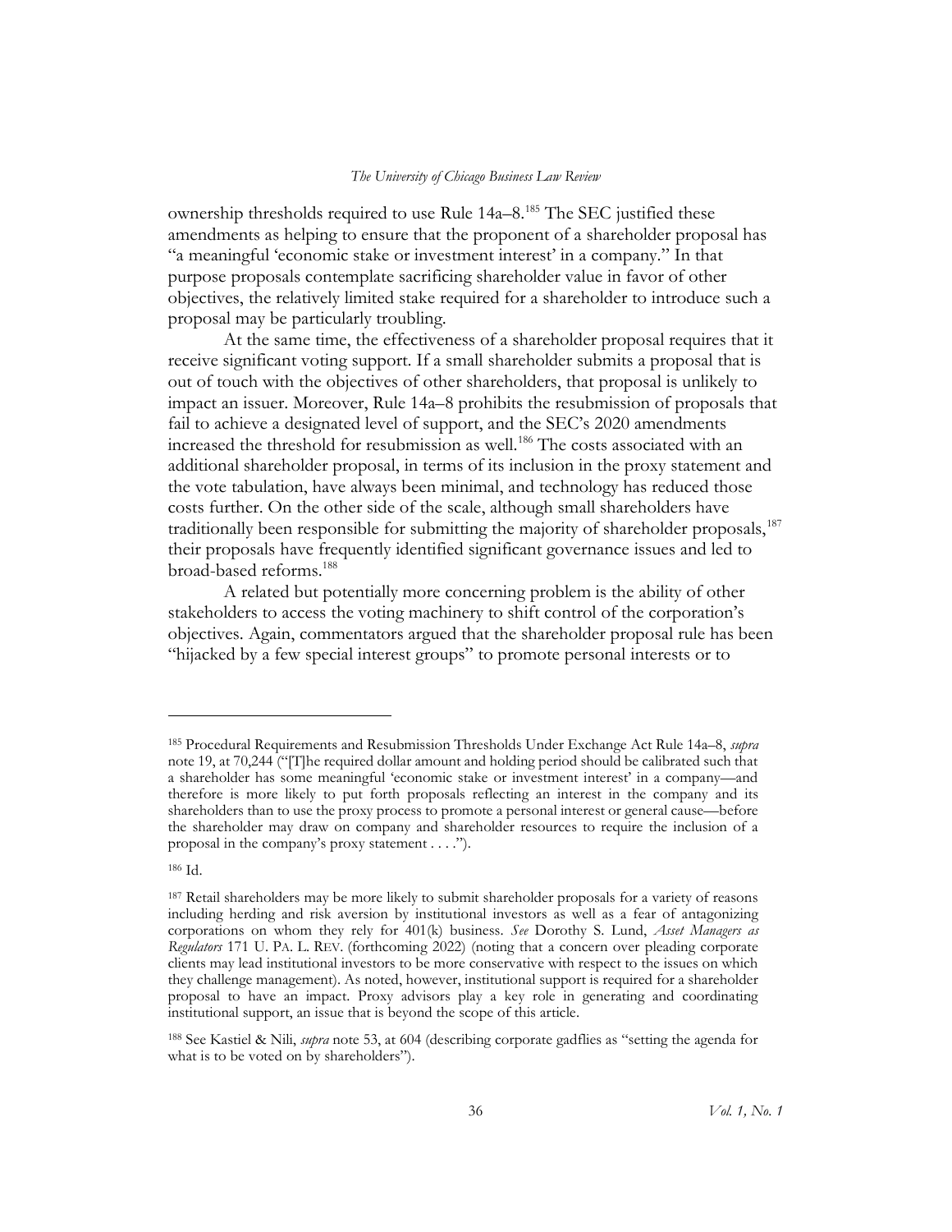ownership thresholds required to use Rule 14a–8.[185] The SEC justified these amendments as helping to ensure that the proponent of a shareholder proposal has "a meaningful 'economic stake or investment interest' in a company." In that purpose proposals contemplate sacrificing shareholder value in favor of other objectives, the relatively limited stake required for a shareholder to introduce such a proposal may be particularly troubling.

At the same time, the effectiveness of a shareholder proposal requires that it receive significant voting support. If a small shareholder submits a proposal that is out of touch with the objectives of other shareholders, that proposal is unlikely to impact an issuer. Moreover, Rule 14a–8 prohibits the resubmission of proposals that fail to achieve a designated level of support, and the SEC's 2020 amendments increased the threshold for resubmission as well.[186] The costs associated with an additional shareholder proposal, in terms of its inclusion in the proxy statement and the vote tabulation, have always been minimal, and technology has reduced those costs further. On the other side of the scale, although small shareholders have traditionally been responsible for submitting the majority of shareholder proposals,[187] their proposals have frequently identified significant governance issues and led to broad-based reforms.[188]

A related but potentially more concerning problem is the ability of other stakeholders to access the voting machinery to shift control of the corporation's objectives. Again, commentators argued that the shareholder proposal rule has been "hijacked by a few special interest groups" to promote personal interests or to

---

[185] Procedural Requirements and Resubmission Thresholds Under Exchange Act Rule 14a–8, *supra* note 19, at 70,244 ("[T]he required dollar amount and holding period should be calibrated such that a shareholder has some meaningful 'economic stake or investment interest' in a company—and therefore is more likely to put forth proposals reflecting an interest in the company and its shareholders than to use the proxy process to promote a personal interest or general cause—before the shareholder may draw on company and shareholder resources to require the inclusion of a proposal in the company's proxy statement . . . .").

[186] Id.

[187] Retail shareholders may be more likely to submit shareholder proposals for a variety of reasons including herding and risk aversion by institutional investors as well as a fear of antagonizing corporations on whom they rely for 401(k) business. *See* Dorothy S. Lund, *Asset Managers as Regulators* 171 U. PA. L. REV. (forthcoming 2022) (noting that a concern over pleading corporate clients may lead institutional investors to be more conservative with respect to the issues on which they challenge management). As noted, however, institutional support is required for a shareholder proposal to have an impact. Proxy advisors play a key role in generating and coordinating institutional support, an issue that is beyond the scope of this article.

[188] See Kastiel & Nili, *supra* note 53, at 604 (describing corporate gadflies as "setting the agenda for what is to be voted on by shareholders").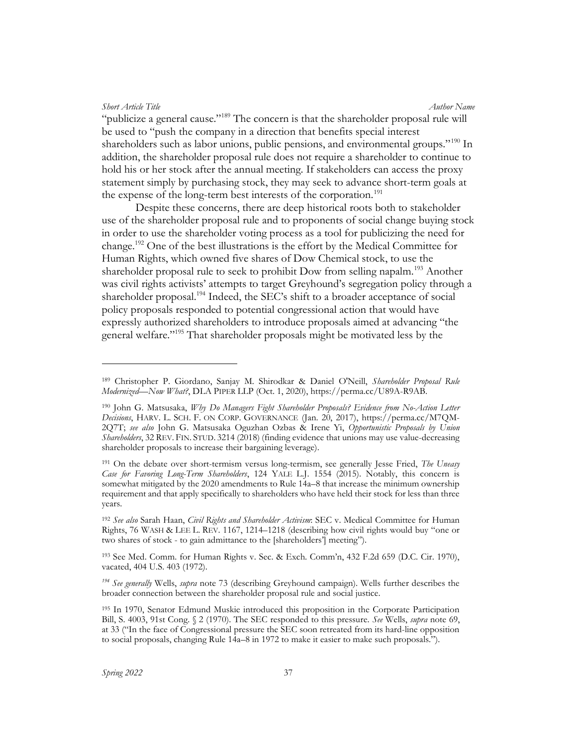"publicize a general cause."[189] The concern is that the shareholder proposal rule will be used to "push the company in a direction that benefits special interest shareholders such as labor unions, public pensions, and environmental groups."[190] In addition, the shareholder proposal rule does not require a shareholder to continue to hold his or her stock after the annual meeting. If stakeholders can access the proxy statement simply by purchasing stock, they may seek to advance short-term goals at the expense of the long-term best interests of the corporation.[191]

Despite these concerns, there are deep historical roots both to stakeholder use of the shareholder proposal rule and to proponents of social change buying stock in order to use the shareholder voting process as a tool for publicizing the need for change.[192] One of the best illustrations is the effort by the Medical Committee for Human Rights, which owned five shares of Dow Chemical stock, to use the shareholder proposal rule to seek to prohibit Dow from selling napalm.[193] Another was civil rights activists' attempts to target Greyhound's segregation policy through a shareholder proposal.[194] Indeed, the SEC's shift to a broader acceptance of social policy proposals responded to potential congressional action that would have expressly authorized shareholders to introduce proposals aimed at advancing "the general welfare."[195] That shareholder proposals might be motivated less by the

---

[189] Christopher P. Giordano, Sanjay M. Shirodkar & Daniel O'Neill, *Shareholder Proposal Rule Modernized—Now What?*, DLA PIPER LLP (Oct. 1, 2020), https://perma.cc/U89A-R9AB.

[190] John G. Matsusaka, *Why Do Managers Fight Shareholder Proposals? Evidence from No-Action Letter Decisions*, HARV. L. SCH. F. ON CORP. GOVERNANCE (Jan. 20, 2017), https://perma.cc/M7QM-2Q7T; *see also* John G. Matsusaka Oguzhan Ozbas & Irene Yi, *Opportunistic Proposals by Union Shareholders*, 32 REV. FIN. STUD. 3214 (2018) (finding evidence that unions may use value-decreasing shareholder proposals to increase their bargaining leverage).

[191] On the debate over short-termism versus long-termism, see generally Jesse Fried, *The Uneasy Case for Favoring Long-Term Shareholders*, 124 YALE L.J. 1554 (2015). Notably, this concern is somewhat mitigated by the 2020 amendments to Rule 14a–8 that increase the minimum ownership requirement and that apply specifically to shareholders who have held their stock for less than three years.

[192] *See also* Sarah Haan, *Civil Rights and Shareholder Activism*: SEC v. Medical Committee for Human Rights, 76 WASH & LEE L. REV. 1167, 1214–1218 (describing how civil rights would buy "one or two shares of stock - to gain admittance to the [shareholders'] meeting").

[193] See Med. Comm. for Human Rights v. Sec. & Exch. Comm'n, 432 F.2d 659 (D.C. Cir. 1970), vacated, 404 U.S. 403 (1972).

[194] *See generally* Wells, *supra* note 73 (describing Greyhound campaign). Wells further describes the broader connection between the shareholder proposal rule and social justice.

[195] In 1970, Senator Edmund Muskie introduced this proposition in the Corporate Participation Bill, S. 4003, 91st Cong. § 2 (1970). The SEC responded to this pressure. *See* Wells, *supra* note 69, at 33 ("In the face of Congressional pressure the SEC soon retreated from its hard-line opposition to social proposals, changing Rule 14a–8 in 1972 to make it easier to make such proposals.").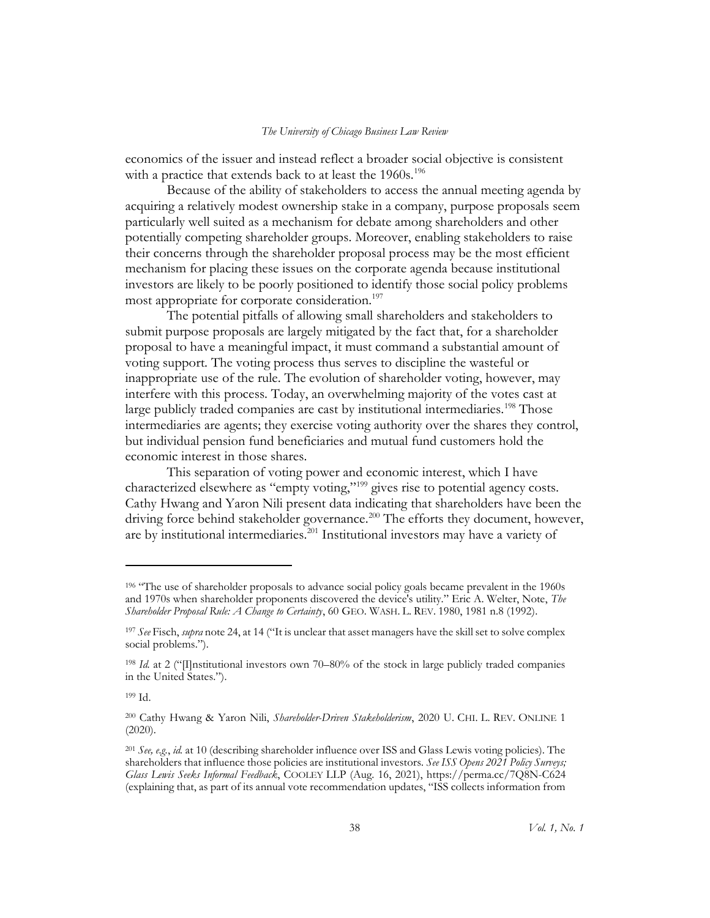economics of the issuer and instead reflect a broader social objective is consistent with a practice that extends back to at least the 1960s.[196]

Because of the ability of stakeholders to access the annual meeting agenda by acquiring a relatively modest ownership stake in a company, purpose proposals seem particularly well suited as a mechanism for debate among shareholders and other potentially competing shareholder groups. Moreover, enabling stakeholders to raise their concerns through the shareholder proposal process may be the most efficient mechanism for placing these issues on the corporate agenda because institutional investors are likely to be poorly positioned to identify those social policy problems most appropriate for corporate consideration.[197]

The potential pitfalls of allowing small shareholders and stakeholders to submit purpose proposals are largely mitigated by the fact that, for a shareholder proposal to have a meaningful impact, it must command a substantial amount of voting support. The voting process thus serves to discipline the wasteful or inappropriate use of the rule. The evolution of shareholder voting, however, may interfere with this process. Today, an overwhelming majority of the votes cast at large publicly traded companies are cast by institutional intermediaries.[198] Those intermediaries are agents; they exercise voting authority over the shares they control, but individual pension fund beneficiaries and mutual fund customers hold the economic interest in those shares.

This separation of voting power and economic interest, which I have characterized elsewhere as "empty voting,"[199] gives rise to potential agency costs. Cathy Hwang and Yaron Nili present data indicating that shareholders have been the driving force behind stakeholder governance.[200] The efforts they document, however, are by institutional intermediaries.[201] Institutional investors may have a variety of

---

[196] "The use of shareholder proposals to advance social policy goals became prevalent in the 1960s and 1970s when shareholder proponents discovered the device's utility." Eric A. Welter, Note, *The Shareholder Proposal Rule: A Change to Certainty*, 60 GEO. WASH. L. REV. 1980, 1981 n.8 (1992).

[197] *See* Fisch, *supra* note 24, at 14 ("It is unclear that asset managers have the skill set to solve complex social problems.").

[198] *Id.* at 2 ("[I]nstitutional investors own 70–80% of the stock in large publicly traded companies in the United States.").

[199] Id.

[200] Cathy Hwang & Yaron Nili, *Shareholder-Driven Stakeholderism*, 2020 U. CHI. L. REV. ONLINE 1 (2020).

[201] *See, e.g.*, *id.* at 10 (describing shareholder influence over ISS and Glass Lewis voting policies). The shareholders that influence those policies are institutional investors. *See ISS Opens 2021 Policy Surveys; Glass Lewis Seeks Informal Feedback*, COOLEY LLP (Aug. 16, 2021), https://perma.cc/7Q8N-C624 (explaining that, as part of its annual vote recommendation updates, "ISS collects information from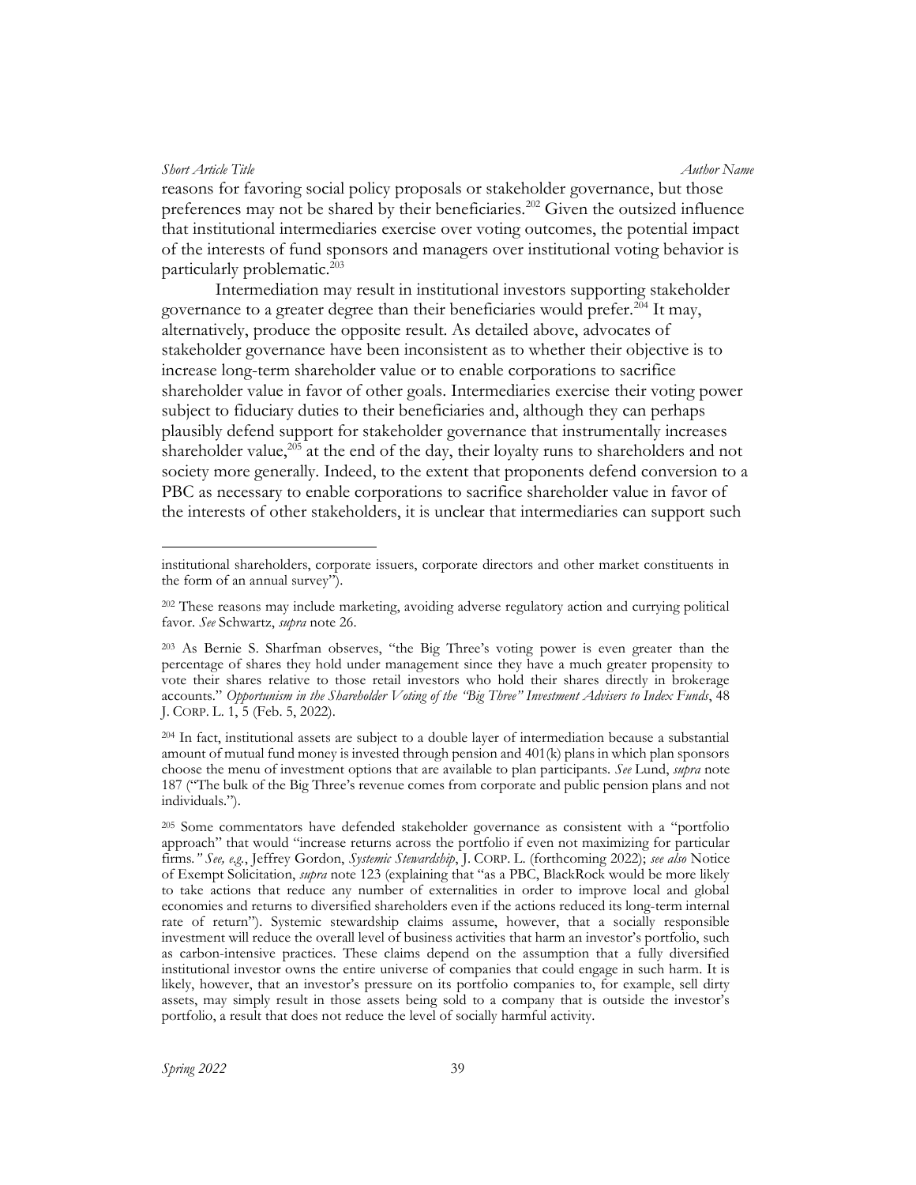reasons for favoring social policy proposals or stakeholder governance, but those preferences may not be shared by their beneficiaries.[202] Given the outsized influence that institutional intermediaries exercise over voting outcomes, the potential impact of the interests of fund sponsors and managers over institutional voting behavior is particularly problematic.[203]

Intermediation may result in institutional investors supporting stakeholder governance to a greater degree than their beneficiaries would prefer.[204] It may, alternatively, produce the opposite result. As detailed above, advocates of stakeholder governance have been inconsistent as to whether their objective is to increase long-term shareholder value or to enable corporations to sacrifice shareholder value in favor of other goals. Intermediaries exercise their voting power subject to fiduciary duties to their beneficiaries and, although they can perhaps plausibly defend support for stakeholder governance that instrumentally increases shareholder value,[205] at the end of the day, their loyalty runs to shareholders and not society more generally. Indeed, to the extent that proponents defend conversion to a PBC as necessary to enable corporations to sacrifice shareholder value in favor of the interests of other stakeholders, it is unclear that intermediaries can support such

---

institutional shareholders, corporate issuers, corporate directors and other market constituents in the form of an annual survey").

[202] These reasons may include marketing, avoiding adverse regulatory action and currying political favor. *See* Schwartz, *supra* note 26.

[203] As Bernie S. Sharfman observes, "the Big Three's voting power is even greater than the percentage of shares they hold under management since they have a much greater propensity to vote their shares relative to those retail investors who hold their shares directly in brokerage accounts." *Opportunism in the Shareholder Voting of the "Big Three" Investment Advisers to Index Funds*, 48 J. CORP. L. 1, 5 (Feb. 5, 2022).

[204] In fact, institutional assets are subject to a double layer of intermediation because a substantial amount of mutual fund money is invested through pension and 401(k) plans in which plan sponsors choose the menu of investment options that are available to plan participants. *See* Lund, *supra* note 187 ("The bulk of the Big Three's revenue comes from corporate and public pension plans and not individuals.").

[205] Some commentators have defended stakeholder governance as consistent with a "portfolio approach" that would "increase returns across the portfolio if even not maximizing for particular firms*." See, e.g.*, Jeffrey Gordon, *Systemic Stewardship*, J. CORP. L. (forthcoming 2022); *see also* Notice of Exempt Solicitation, *supra* note 123 (explaining that "as a PBC, BlackRock would be more likely to take actions that reduce any number of externalities in order to improve local and global economies and returns to diversified shareholders even if the actions reduced its long-term internal rate of return"). Systemic stewardship claims assume, however, that a socially responsible investment will reduce the overall level of business activities that harm an investor's portfolio, such as carbon-intensive practices. These claims depend on the assumption that a fully diversified institutional investor owns the entire universe of companies that could engage in such harm. It is likely, however, that an investor's pressure on its portfolio companies to, for example, sell dirty assets, may simply result in those assets being sold to a company that is outside the investor's portfolio, a result that does not reduce the level of socially harmful activity.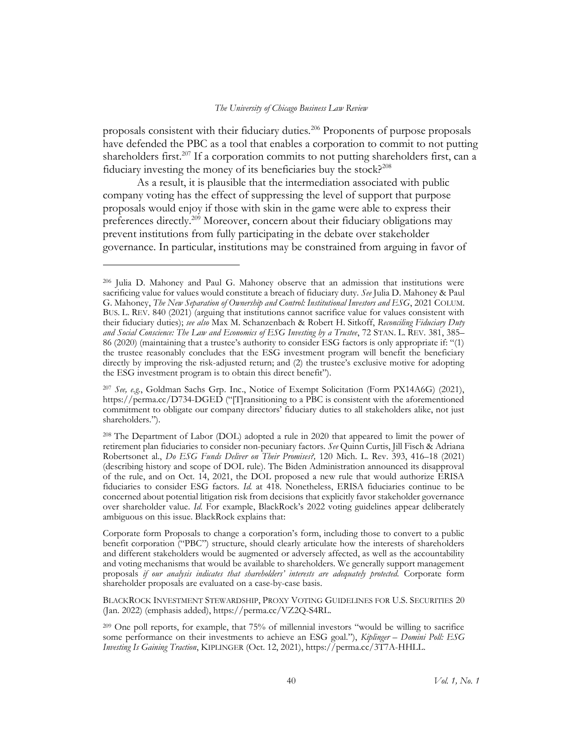proposals consistent with their fiduciary duties.[206] Proponents of purpose proposals have defended the PBC as a tool that enables a corporation to commit to not putting shareholders first.[207] If a corporation commits to not putting shareholders first, can a fiduciary investing the money of its beneficiaries buy the stock?[208]

As a result, it is plausible that the intermediation associated with public company voting has the effect of suppressing the level of support that purpose proposals would enjoy if those with skin in the game were able to express their preferences directly.[209] Moreover, concern about their fiduciary obligations may prevent institutions from fully participating in the debate over stakeholder governance. In particular, institutions may be constrained from arguing in favor of

---

[206] Julia D. Mahoney and Paul G. Mahoney observe that an admission that institutions were sacrificing value for values would constitute a breach of fiduciary duty. *See* Julia D. Mahoney & Paul G. Mahoney, *The New Separation of Ownership and Control: Institutional Investors and ESG*, 2021 COLUM. BUS. L. REV. 840 (2021) (arguing that institutions cannot sacrifice value for values consistent with their fiduciary duties); *see also* Max M. Schanzenbach & Robert H. Sitkoff, *Reconciling Fiduciary Duty and Social Conscience: The Law and Economics of ESG Investing by a Trustee*, 72 STAN. L. REV. 381, 385–86 (2020) (maintaining that a trustee's authority to consider ESG factors is only appropriate if: "(1) the trustee reasonably concludes that the ESG investment program will benefit the beneficiary directly by improving the risk-adjusted return; and (2) the trustee's exclusive motive for adopting the ESG investment program is to obtain this direct benefit").

[207] *See, e.g.*, Goldman Sachs Grp. Inc., Notice of Exempt Solicitation (Form PX14A6G) (2021), https://perma.cc/D734-DGED ("[T]ransitioning to a PBC is consistent with the aforementioned commitment to obligate our company directors' fiduciary duties to all stakeholders alike, not just shareholders.").

[208] The Department of Labor (DOL) adopted a rule in 2020 that appeared to limit the power of retirement plan fiduciaries to consider non-pecuniary factors. *See* Quinn Curtis, Jill Fisch & Adriana Robertsonet al., *Do ESG Funds Deliver on Their Promises?,* 120 Mich. L. Rev. 393, 416–18 (2021) (describing history and scope of DOL rule). The Biden Administration announced its disapproval of the rule, and on Oct. 14, 2021, the DOL proposed a new rule that would authorize ERISA fiduciaries to consider ESG factors. *Id.* at 418. Nonetheless, ERISA fiduciaries continue to be concerned about potential litigation risk from decisions that explicitly favor stakeholder governance over shareholder value. *Id.* For example, BlackRock's 2022 voting guidelines appear deliberately ambiguous on this issue. BlackRock explains that:

Corporate form Proposals to change a corporation's form, including those to convert to a public benefit corporation ("PBC") structure, should clearly articulate how the interests of shareholders and different stakeholders would be augmented or adversely affected, as well as the accountability and voting mechanisms that would be available to shareholders. We generally support management proposals *if our analysis indicates that shareholders' interests are adequately protected.* Corporate form shareholder proposals are evaluated on a case-by-case basis.

BLACKROCK INVESTMENT STEWARDSHIP, PROXY VOTING GUIDELINES FOR U.S. SECURITIES 20 (Jan. 2022) (emphasis added), https://perma.cc/VZ2Q-S4RL.

[209] One poll reports, for example, that 75% of millennial investors "would be willing to sacrifice some performance on their investments to achieve an ESG goal."), *Kiplinger – Domini Poll: ESG Investing Is Gaining Traction*, KIPLINGER (Oct. 12, 2021), https://perma.cc/3T7A-HHLL.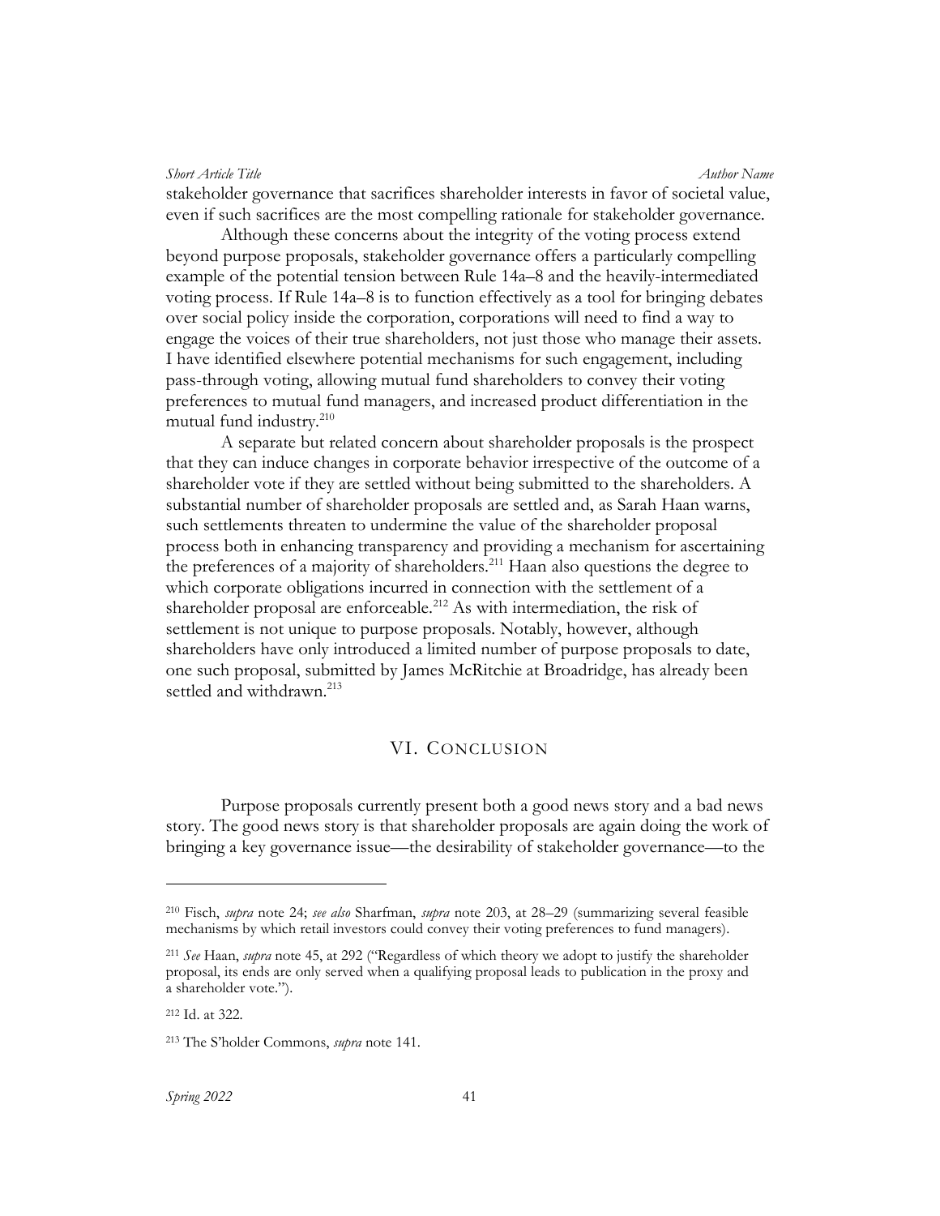stakeholder governance that sacrifices shareholder interests in favor of societal value, even if such sacrifices are the most compelling rationale for stakeholder governance.

Although these concerns about the integrity of the voting process extend beyond purpose proposals, stakeholder governance offers a particularly compelling example of the potential tension between Rule 14a–8 and the heavily-intermediated voting process. If Rule 14a–8 is to function effectively as a tool for bringing debates over social policy inside the corporation, corporations will need to find a way to engage the voices of their true shareholders, not just those who manage their assets. I have identified elsewhere potential mechanisms for such engagement, including pass-through voting, allowing mutual fund shareholders to convey their voting preferences to mutual fund managers, and increased product differentiation in the mutual fund industry.[210]

A separate but related concern about shareholder proposals is the prospect that they can induce changes in corporate behavior irrespective of the outcome of a shareholder vote if they are settled without being submitted to the shareholders. A substantial number of shareholder proposals are settled and, as Sarah Haan warns, such settlements threaten to undermine the value of the shareholder proposal process both in enhancing transparency and providing a mechanism for ascertaining the preferences of a majority of shareholders.[211] Haan also questions the degree to which corporate obligations incurred in connection with the settlement of a shareholder proposal are enforceable.[212] As with intermediation, the risk of settlement is not unique to purpose proposals. Notably, however, although shareholders have only introduced a limited number of purpose proposals to date, one such proposal, submitted by James McRitchie at Broadridge, has already been settled and withdrawn.[213]

## VI. Conclusion

Purpose proposals currently present both a good news story and a bad news story. The good news story is that shareholder proposals are again doing the work of bringing a key governance issue—the desirability of stakeholder governance—to the

---

[210] Fisch, *supra* note 24; *see also* Sharfman, *supra* note 203, at 28–29 (summarizing several feasible mechanisms by which retail investors could convey their voting preferences to fund managers).

[211] *See* Haan, *supra* note 45, at 292 ("Regardless of which theory we adopt to justify the shareholder proposal, its ends are only served when a qualifying proposal leads to publication in the proxy and a shareholder vote.").

[212] Id. at 322.

[213] The S'holder Commons, *supra* note 141.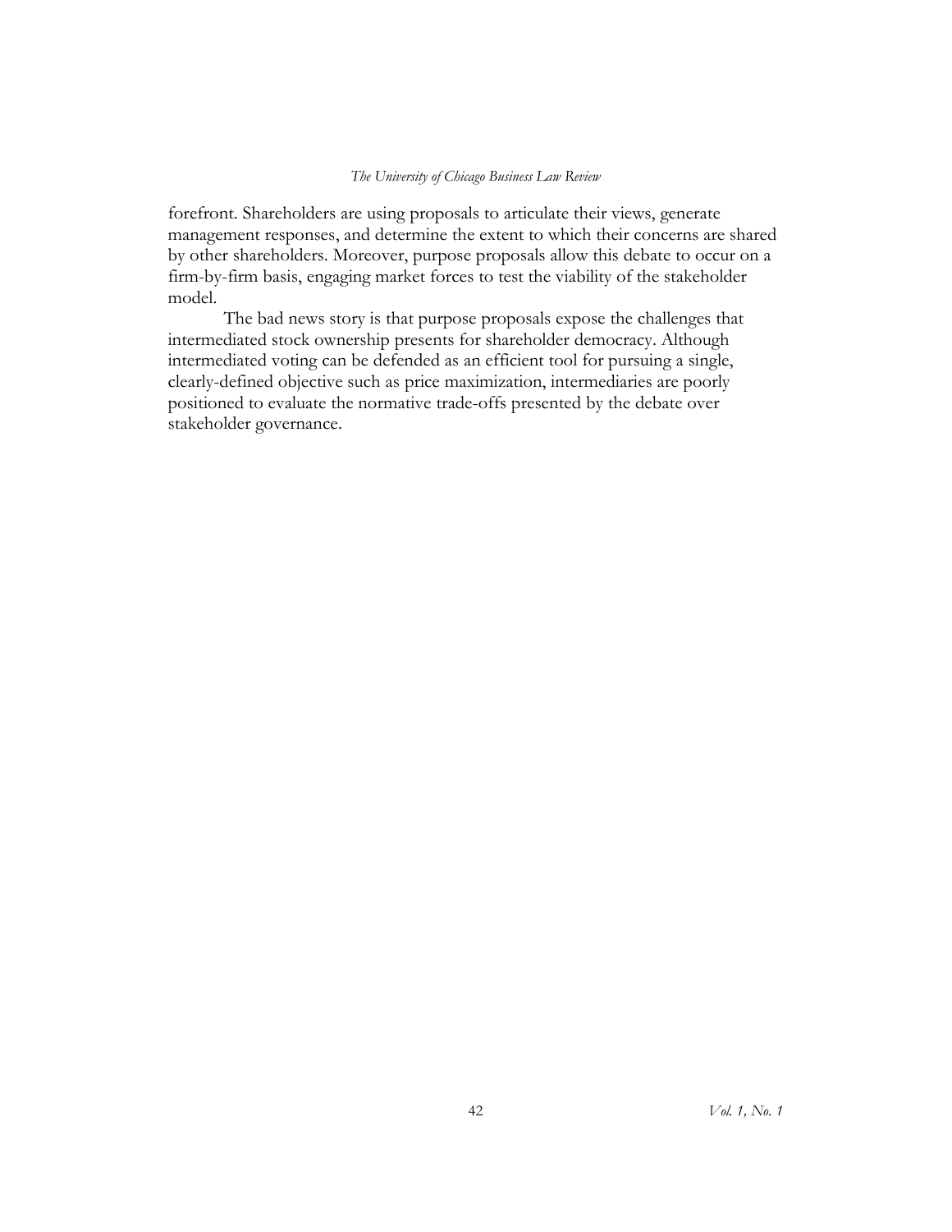forefront. Shareholders are using proposals to articulate their views, generate management responses, and determine the extent to which their concerns are shared by other shareholders. Moreover, purpose proposals allow this debate to occur on a firm-by-firm basis, engaging market forces to test the viability of the stakeholder model.

The bad news story is that purpose proposals expose the challenges that intermediated stock ownership presents for shareholder democracy. Although intermediated voting can be defended as an efficient tool for pursuing a single, clearly-defined objective such as price maximization, intermediaries are poorly positioned to evaluate the normative trade-offs presented by the debate over stakeholder governance.